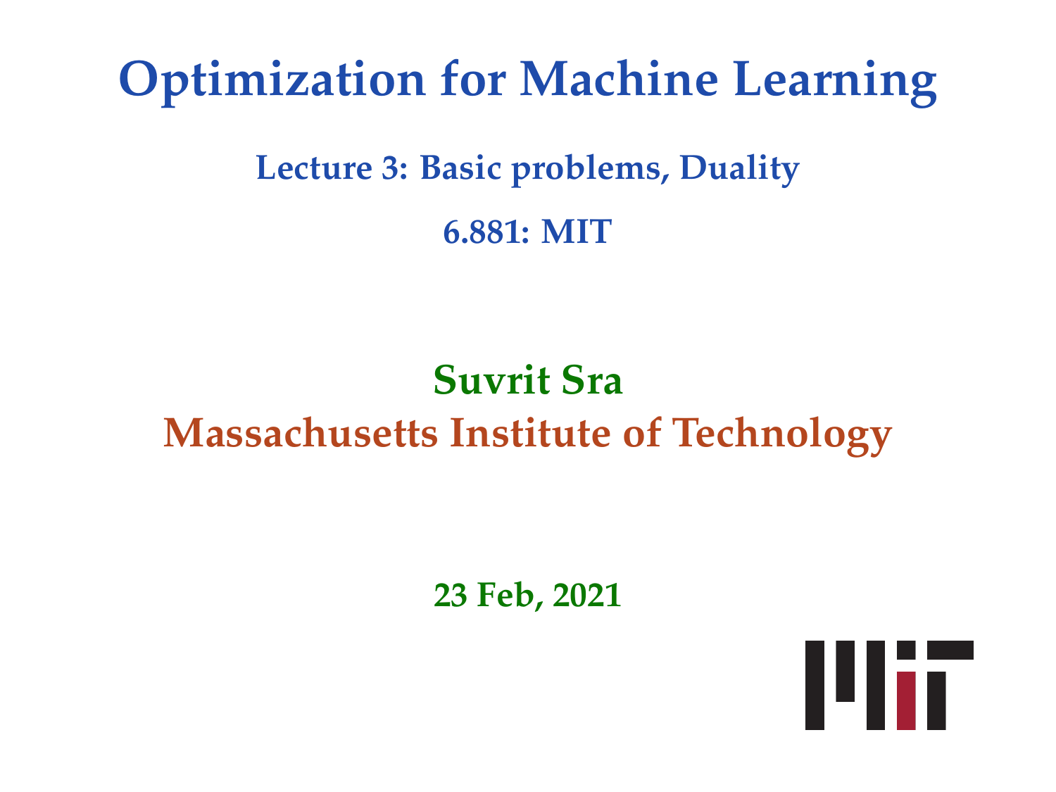# Optimization for Machine Learning

## Lecture 3: Basic problems, Duality

## 6.881: MIT

**Suvrit Sra**

**Massachusetts Institute of Technology**

**23 Feb, 2021**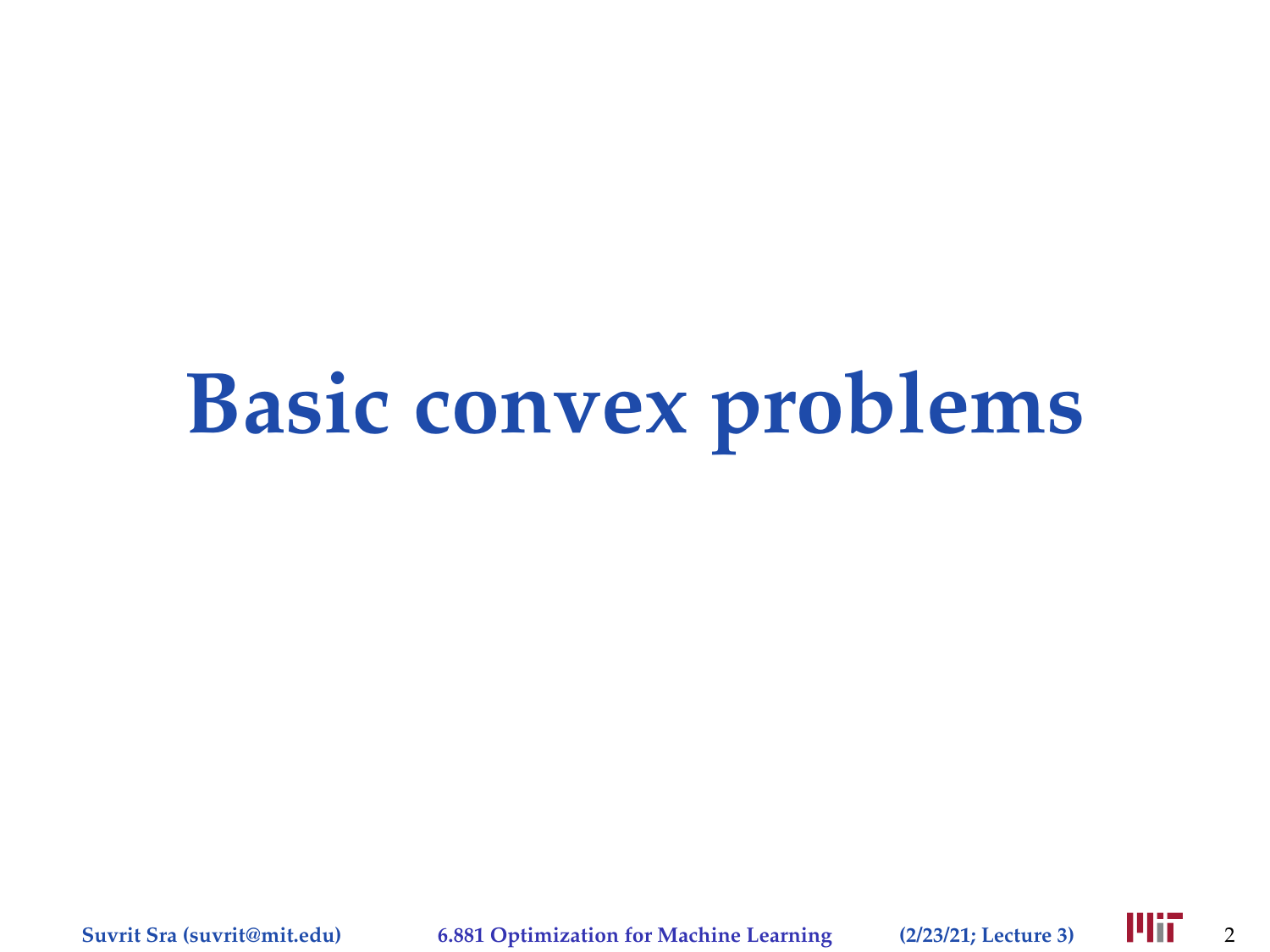# Basic convex problems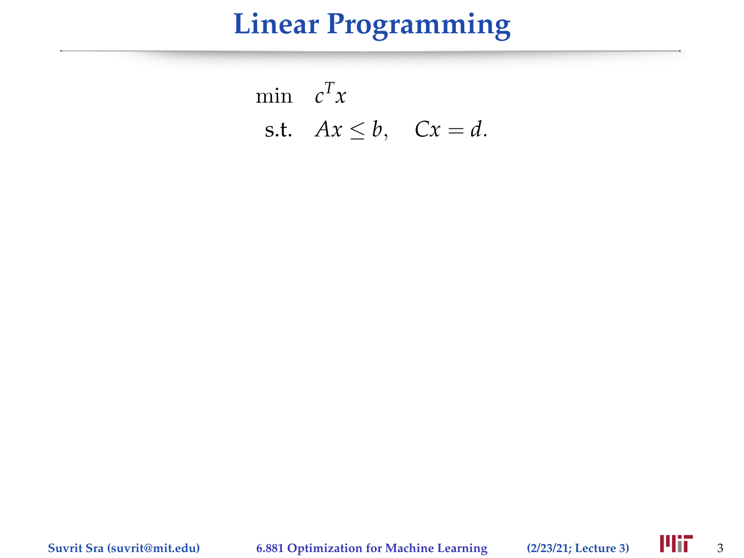# Linear Programming

$$
\begin{aligned}
\min \quad & c^T x \\
\text{s.t.} \quad & Ax \leq b, \quad Cx = d.
\end{aligned}
$$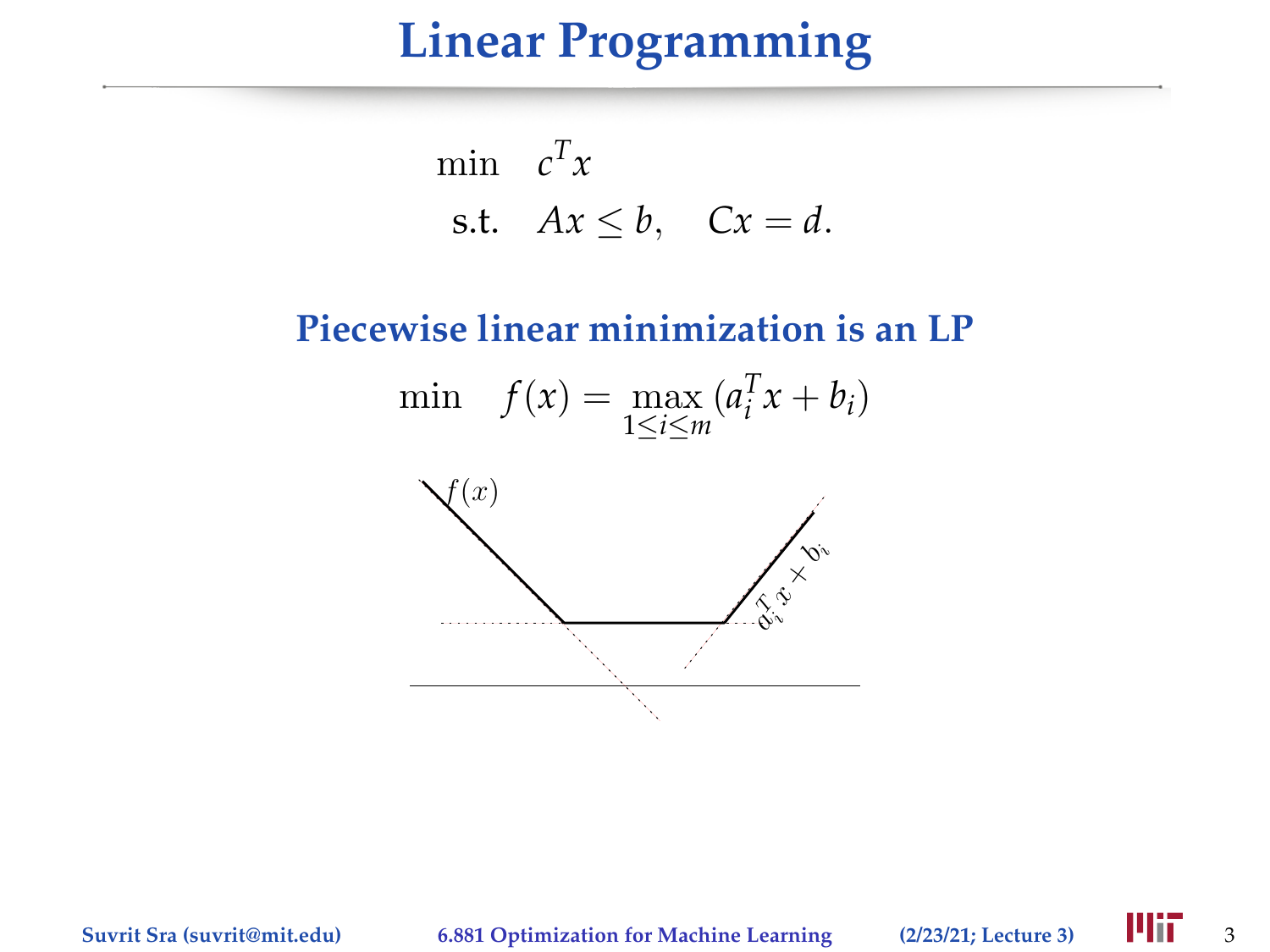# Linear Programming

$$
\begin{aligned}
\min \quad & c^T x \\
\text{s.t.} \quad & Ax \leq b, \quad Cx = d.
\end{aligned}
$$

## Piecewise linear minimization is an LP

$$
\min \quad f(x) = \max_{1 \leq i \leq m} (a_i^T x + b_i)
$$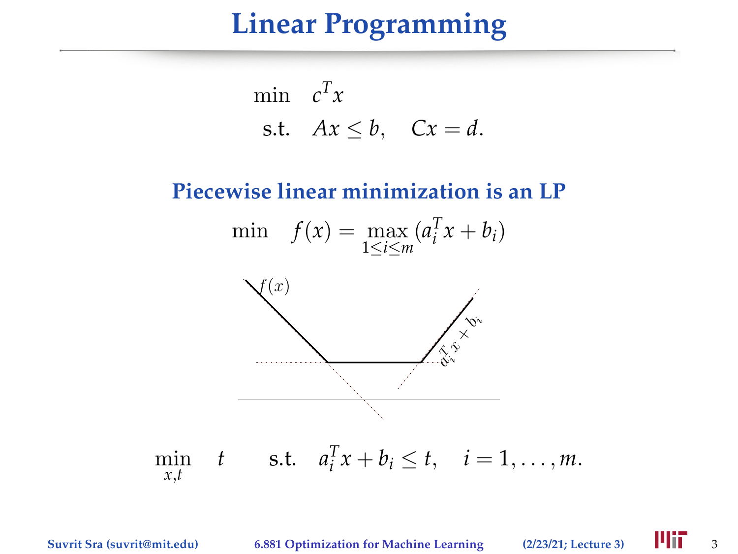# Linear Programming

$$
\begin{aligned}
\min \quad & c^T x \\
\text{s.t.} \quad & Ax \leq b, \quad Cx = d.
\end{aligned}
$$

## Piecewise linear minimization is an LP

$$
\min \quad f(x) = \max_{1 \leq i \leq m} (a_i^T x + b_i)
$$

$$
\min_{x,t} \quad t \qquad \text{s.t.} \quad a_i^T x + b_i \leq t, \quad i = 1, \ldots, m.
$$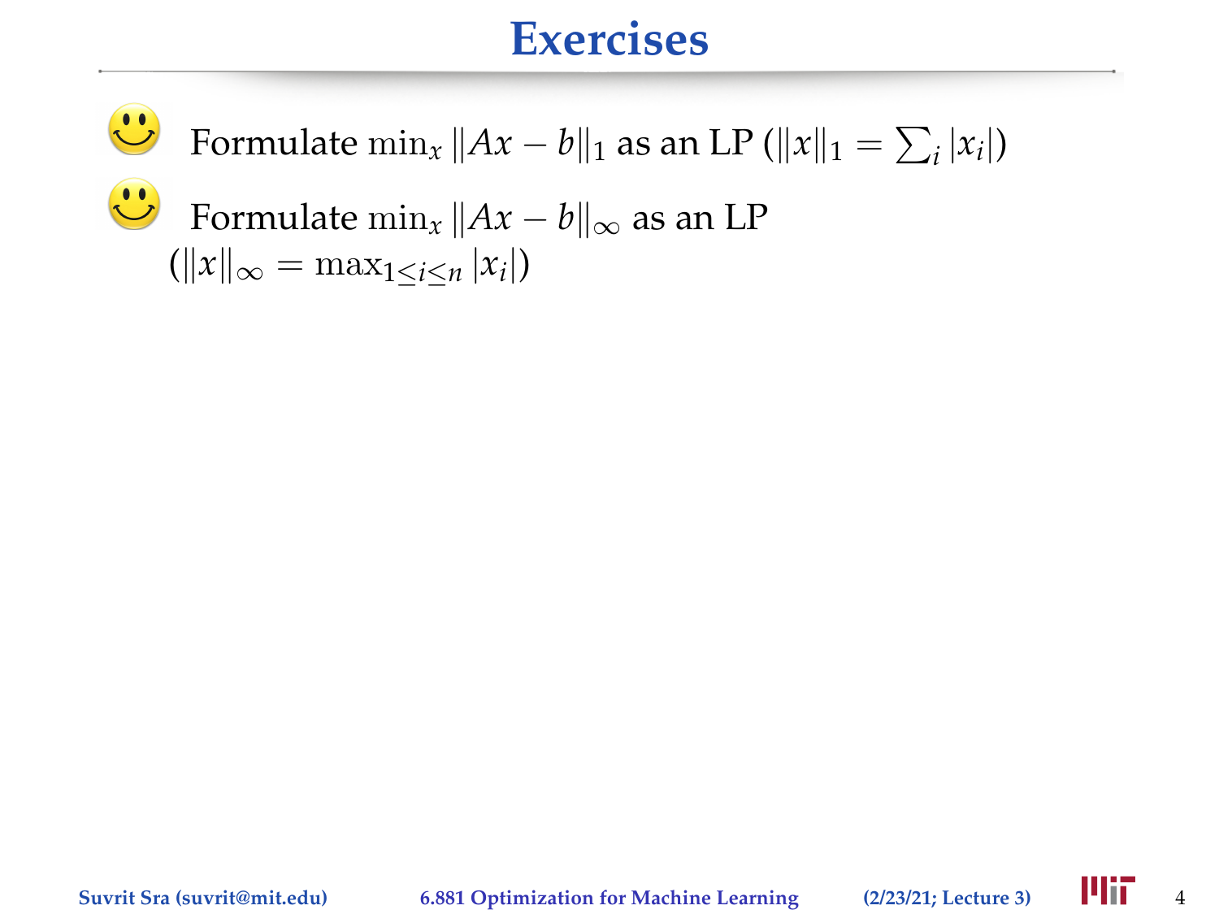# Exercises

- Formulate $\min_x \|Ax - b\|_1$ as an LP ($\|x\|_1 = \sum_i |x_i|$)
- Formulate $\min_x \|Ax - b\|_\infty$ as an LP ($\|x\|_\infty = \max_{1 \leq i \leq n} |x_i|$)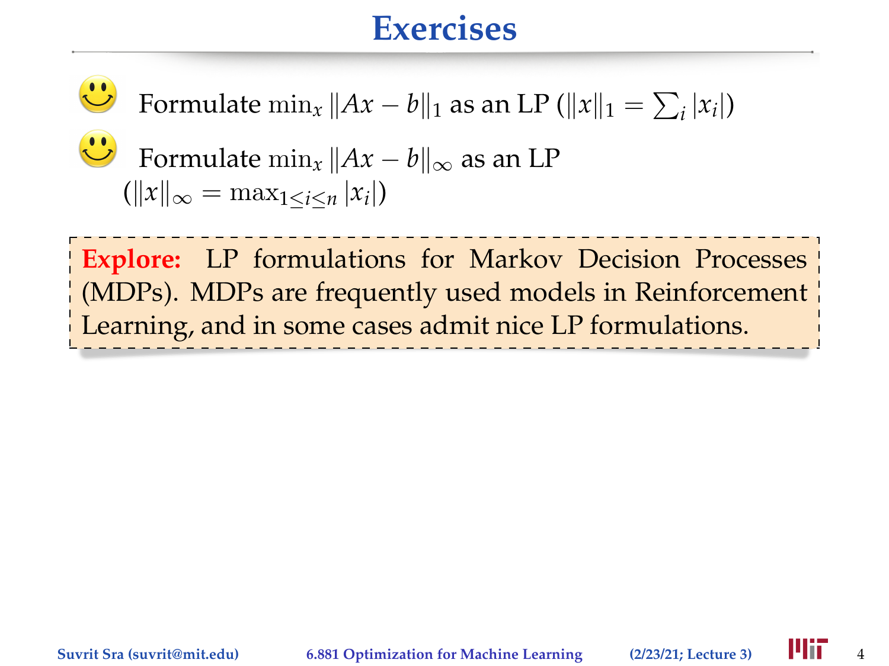# Exercises

- Formulate $\min_x \|Ax - b\|_1$ as an LP ($\|x\|_1 = \sum_i |x_i|$)
- Formulate $\min_x \|Ax - b\|_\infty$ as an LP ($\|x\|_\infty = \max_{1 \le i \le n} |x_i|$)

**Explore:** LP formulations for Markov Decision Processes (MDPs). MDPs are frequently used models in Reinforcement Learning, and in some cases admit nice LP formulations.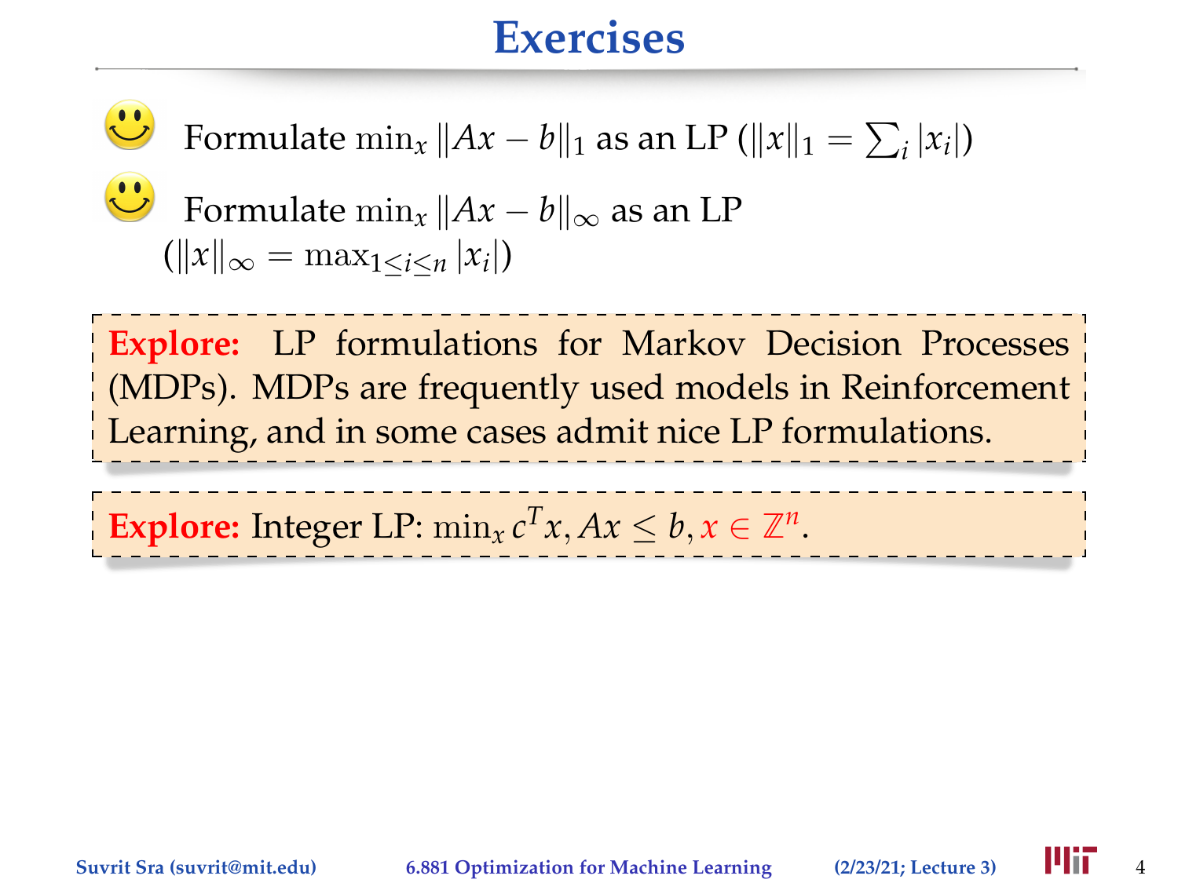# Exercises

- Formulate $\min_x \|Ax - b\|_1$ as an LP ($\|x\|_1 = \sum_i |x_i|$)
- Formulate $\min_x \|Ax - b\|_\infty$ as an LP ($\|x\|_\infty = \max_{1 \leq i \leq n} |x_i|$)

**Explore:** LP formulations for Markov Decision Processes (MDPs). MDPs are frequently used models in Reinforcement Learning, and in some cases admit nice LP formulations.

**Explore:** Integer LP: $\min_x c^T x, Ax \leq b, x \in \mathbb{Z}^n$.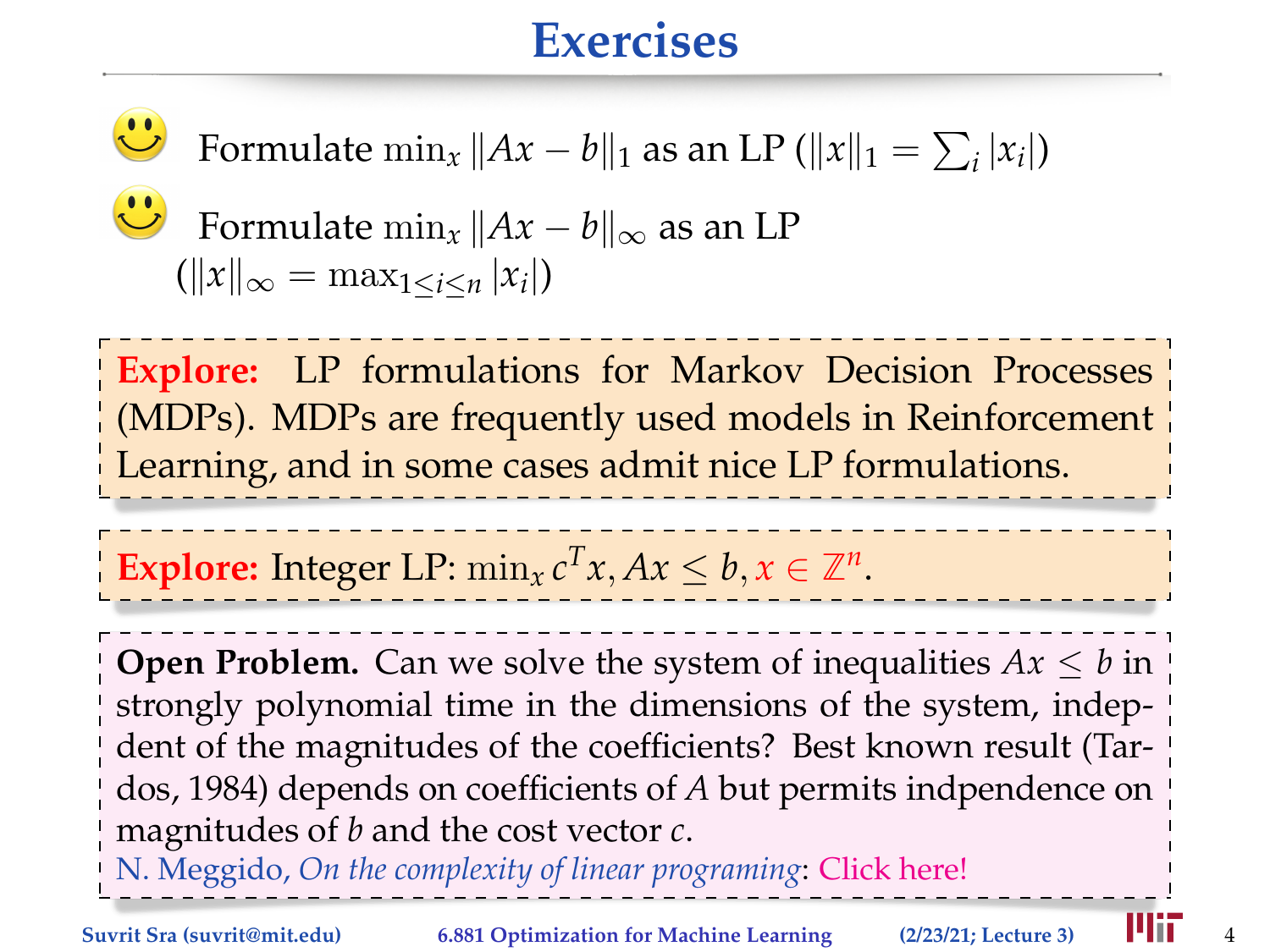# Exercises

- Formulate $\min_x \|Ax - b\|_1$ as an LP ($\|x\|_1 = \sum_i |x_i|$)
- Formulate $\min_x \|Ax - b\|_\infty$ as an LP ($\|x\|_\infty = \max_{1 \le i \le n} |x_i|$)

**Explore:** LP formulations for Markov Decision Processes (MDPs). MDPs are frequently used models in Reinforcement Learning, and in some cases admit nice LP formulations.

**Explore:** Integer LP: $\min_x c^T x, Ax \le b, x \in \mathbb{Z}^n$.

**Open Problem.** Can we solve the system of inequalities $Ax \le b$ in strongly polynomial time in the dimensions of the system, indepdent of the magnitudes of the coefficients? Best known result (Tardos, 1984) depends on coefficients of $A$ but permits indpendence on magnitudes of $b$ and the cost vector $c$.

N. Meggido, *On the complexity of linear programing*: Click here!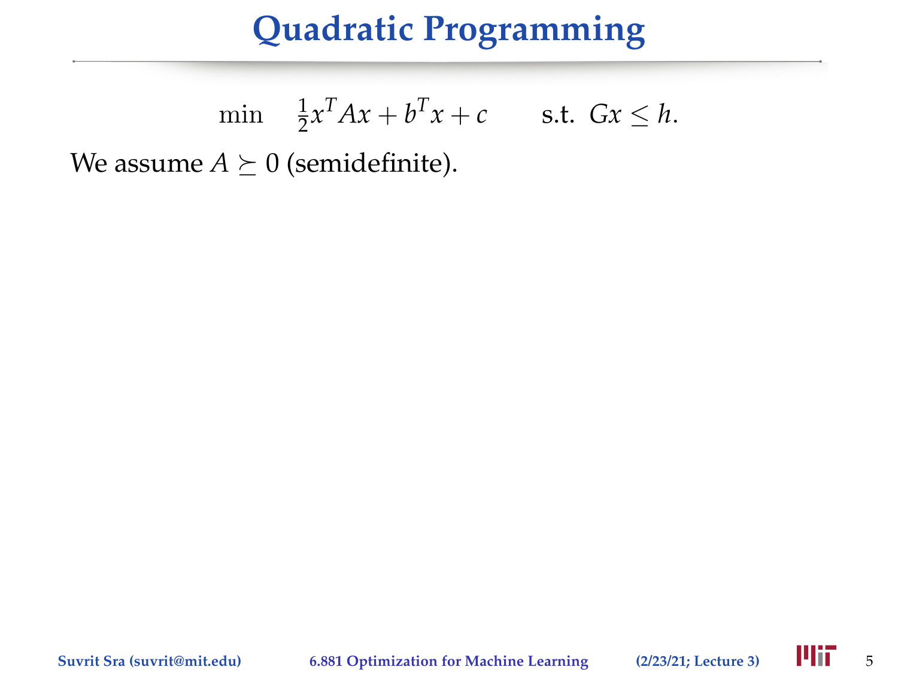# Quadratic Programming

$$\min \quad \tfrac{1}{2}x^T A x + b^T x + c \qquad \text{s.t. } Gx \leq h.$$

We assume $A \succeq 0$ (semidefinite).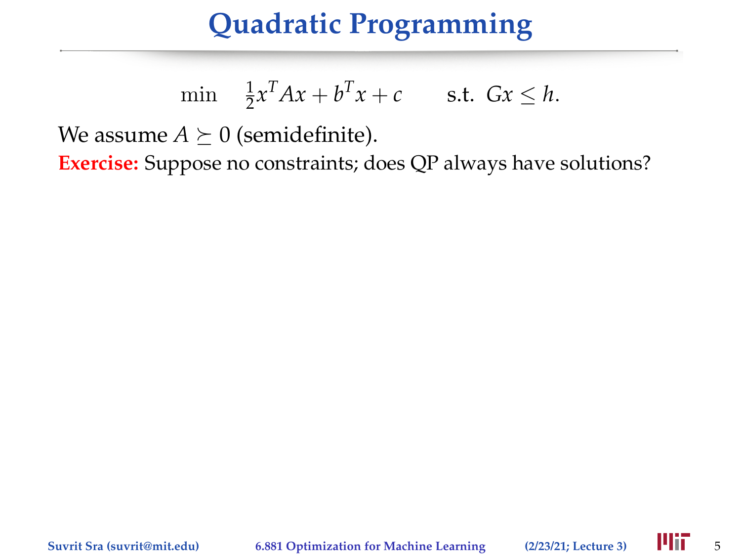# Quadratic Programming

$$\min \quad \tfrac{1}{2}x^T Ax + b^T x + c \qquad \text{s.t. } Gx \le h.$$

We assume $A \succeq 0$ (semidefinite).

**Exercise:** Suppose no constraints; does QP always have solutions?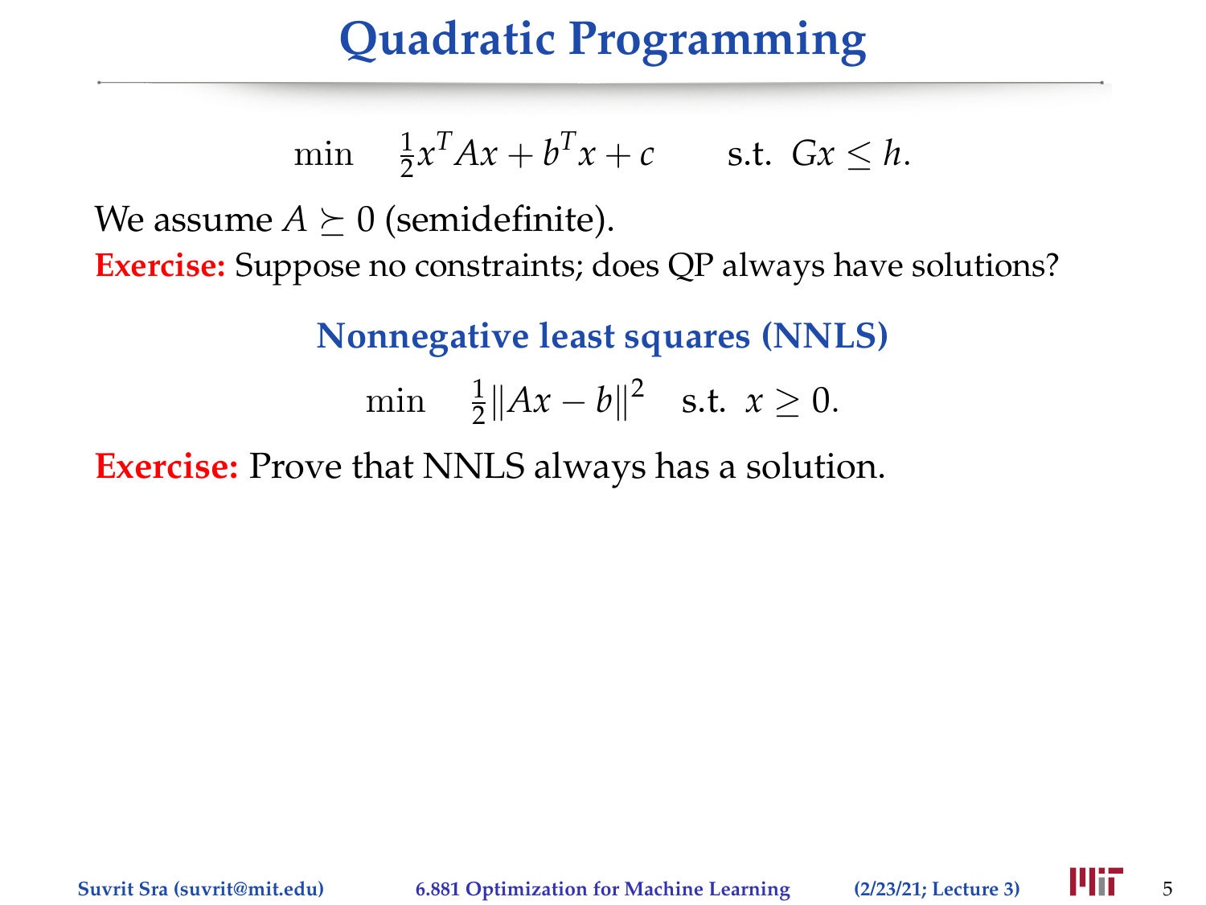# Quadratic Programming

$$\min \quad \tfrac{1}{2}x^T A x + b^T x + c \qquad \text{s.t. } Gx \leq h.$$

We assume $A \succeq 0$ (semidefinite).

**Exercise:** Suppose no constraints; does QP always have solutions?

## Nonnegative least squares (NNLS)

$$\min \quad \tfrac{1}{2}\|Ax - b\|^2 \quad \text{s.t. } x \geq 0.$$

**Exercise:** Prove that NNLS always has a solution.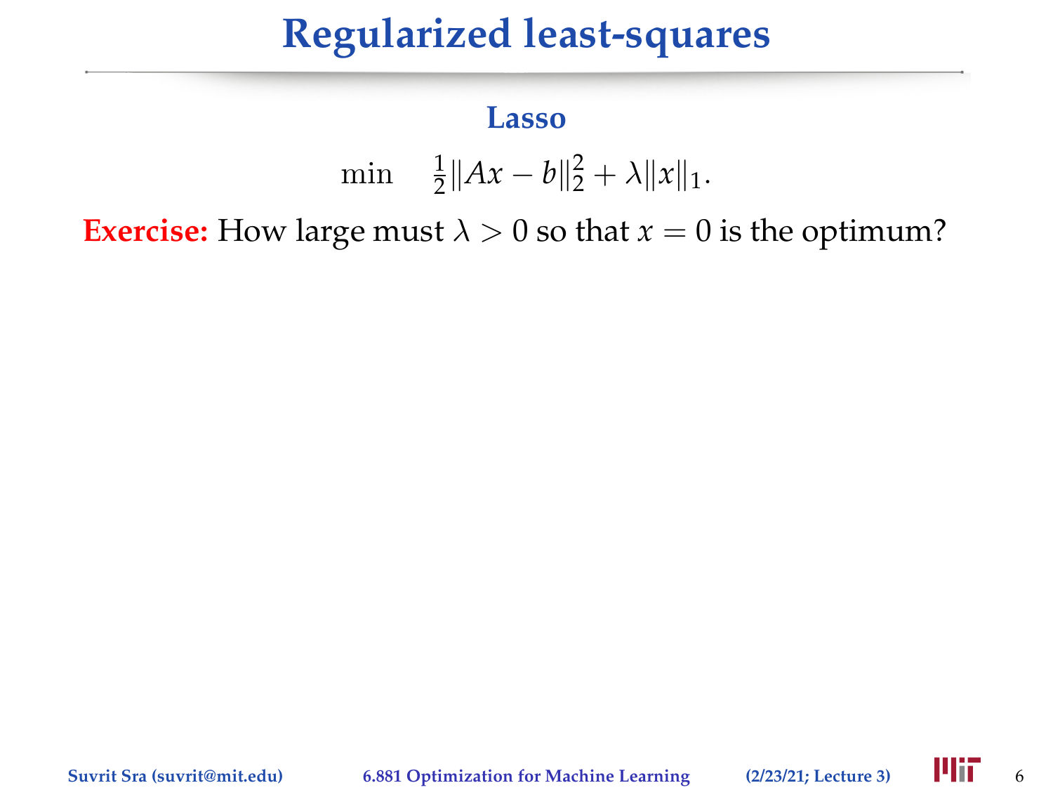# Regularized least-squares

### Lasso

$$\min \quad \tfrac{1}{2}\|Ax - b\|_2^2 + \lambda\|x\|_1.$$

**Exercise:** How large must $\lambda > 0$ so that $x = 0$ is the optimum?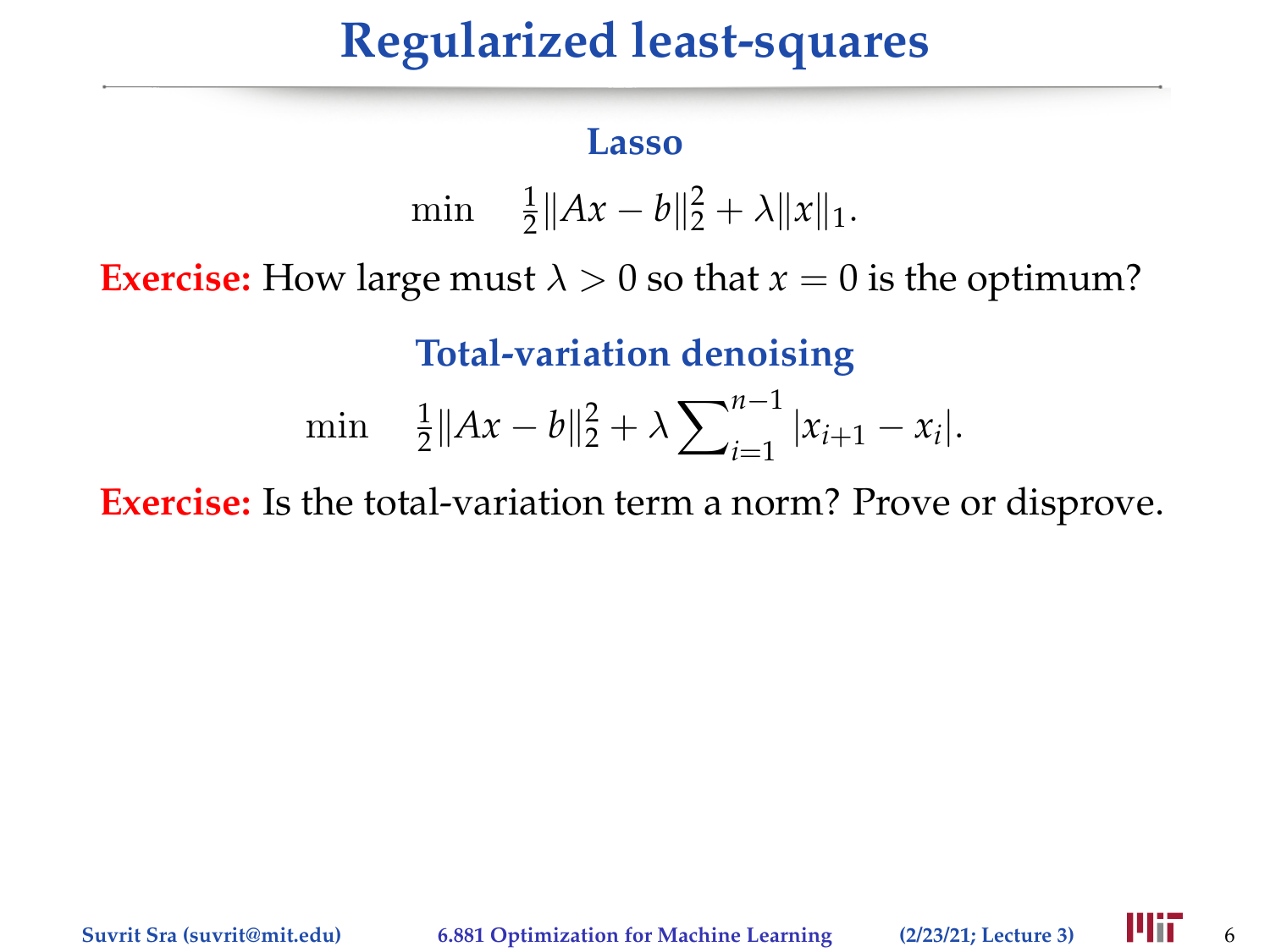# Regularized least-squares

### Lasso

$$\min \quad \tfrac{1}{2}\|Ax - b\|_2^2 + \lambda\|x\|_1.$$

**Exercise:** How large must $\lambda > 0$ so that $x = 0$ is the optimum?

### Total-variation denoising

$$\min \quad \tfrac{1}{2}\|Ax - b\|_2^2 + \lambda \sum\nolimits_{i=1}^{n-1} |x_{i+1} - x_i|.$$

**Exercise:** Is the total-variation term a norm? Prove or disprove.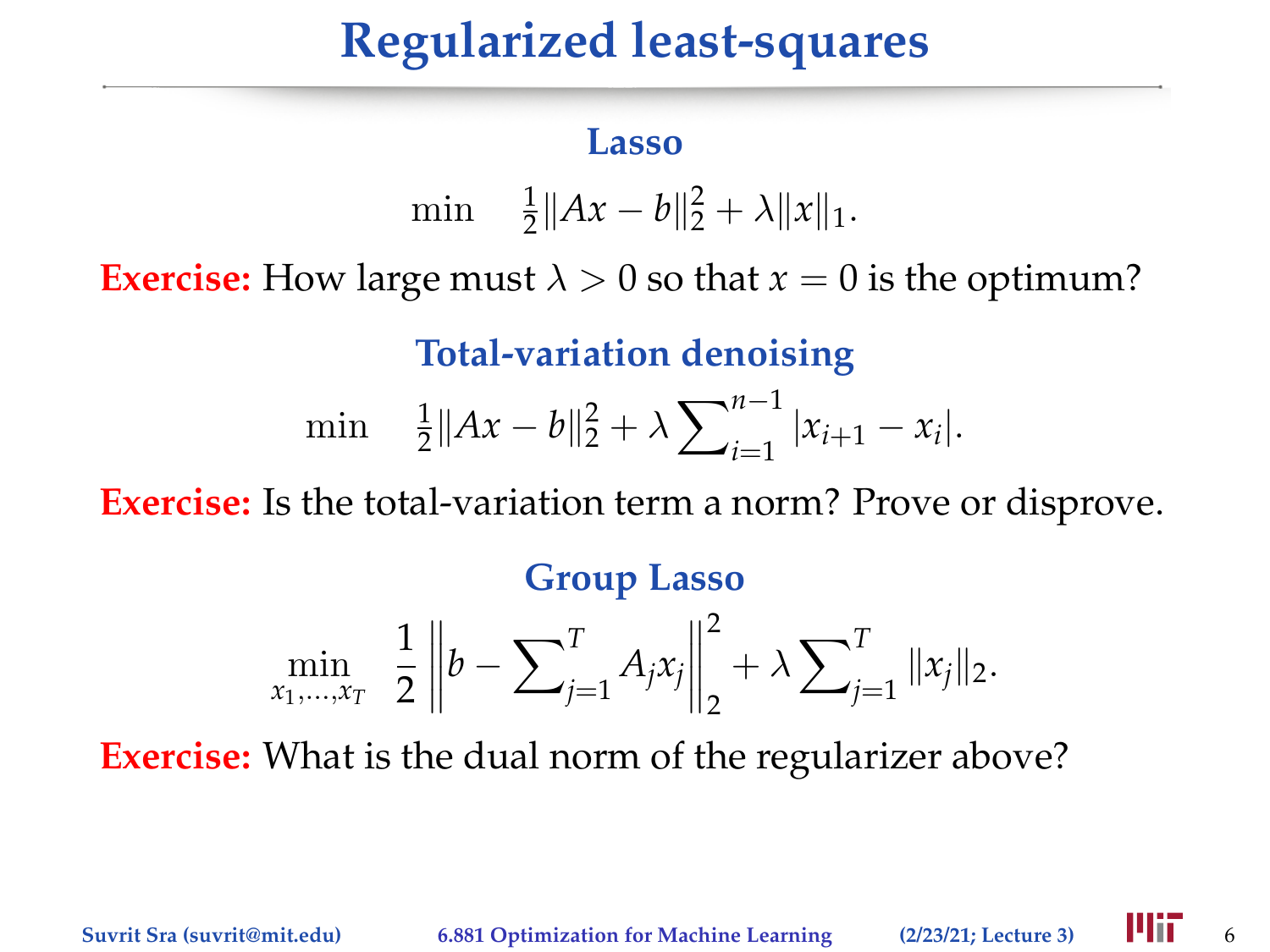# Regularized least-squares

### Lasso

$$\min \quad \tfrac{1}{2}\|Ax - b\|_2^2 + \lambda \|x\|_1.$$

**Exercise:** How large must $\lambda > 0$ so that $x = 0$ is the optimum?

### Total-variation denoising

$$\min \quad \tfrac{1}{2}\|Ax - b\|_2^2 + \lambda \sum\nolimits_{i=1}^{n-1} |x_{i+1} - x_i|.$$

**Exercise:** Is the total-variation term a norm? Prove or disprove.

### Group Lasso

$$\min_{x_1,\ldots,x_T} \quad \frac{1}{2}\left\| b - \sum\nolimits_{j=1}^{T} A_j x_j \right\|_2^2 + \lambda \sum\nolimits_{j=1}^{T} \|x_j\|_2.$$

**Exercise:** What is the dual norm of the regularizer above?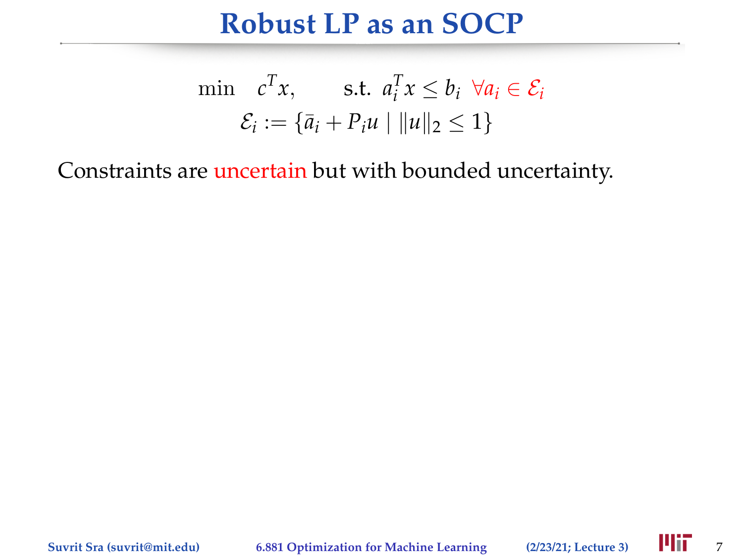# Robust LP as an SOCP

$$\min \quad c^T x, \qquad \text{s.t. } a_i^T x \leq b_i \;\; \forall a_i \in \mathcal{E}_i$$
$$\mathcal{E}_i := \{\bar{a}_i + P_i u \mid \|u\|_2 \leq 1\}$$

Constraints are uncertain but with bounded uncertainty.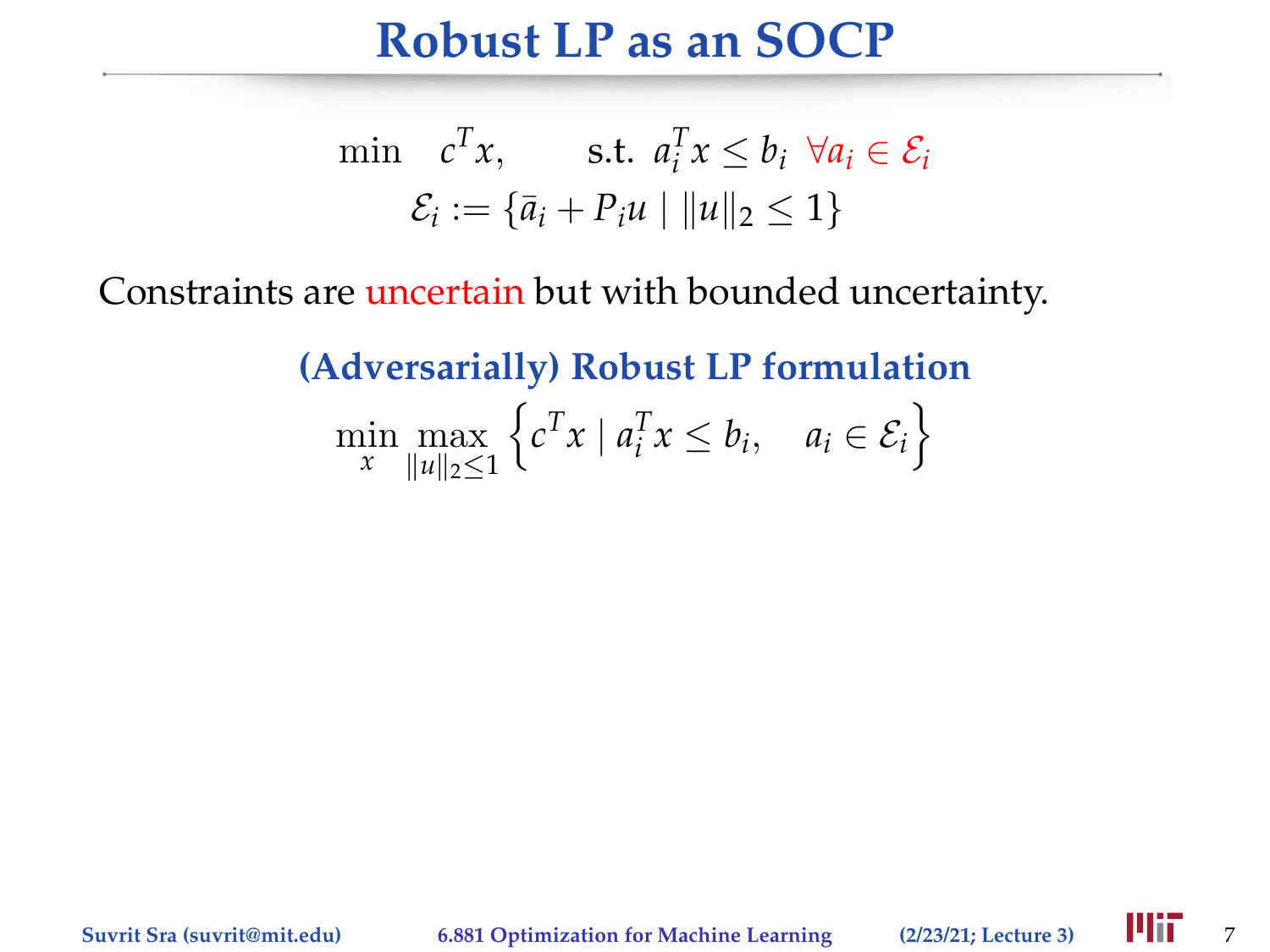# Robust LP as an SOCP

$$\min \quad c^T x, \qquad \text{s.t. } a_i^T x \leq b_i \;\; \forall a_i \in \mathcal{E}_i$$

$$\mathcal{E}_i := \{\bar{a}_i + P_i u \mid \|u\|_2 \leq 1\}$$

Constraints are uncertain but with bounded uncertainty.

**(Adversarially) Robust LP formulation**

$$\min_x \max_{\|u\|_2 \leq 1} \left\{ c^T x \mid a_i^T x \leq b_i, \quad a_i \in \mathcal{E}_i \right\}$$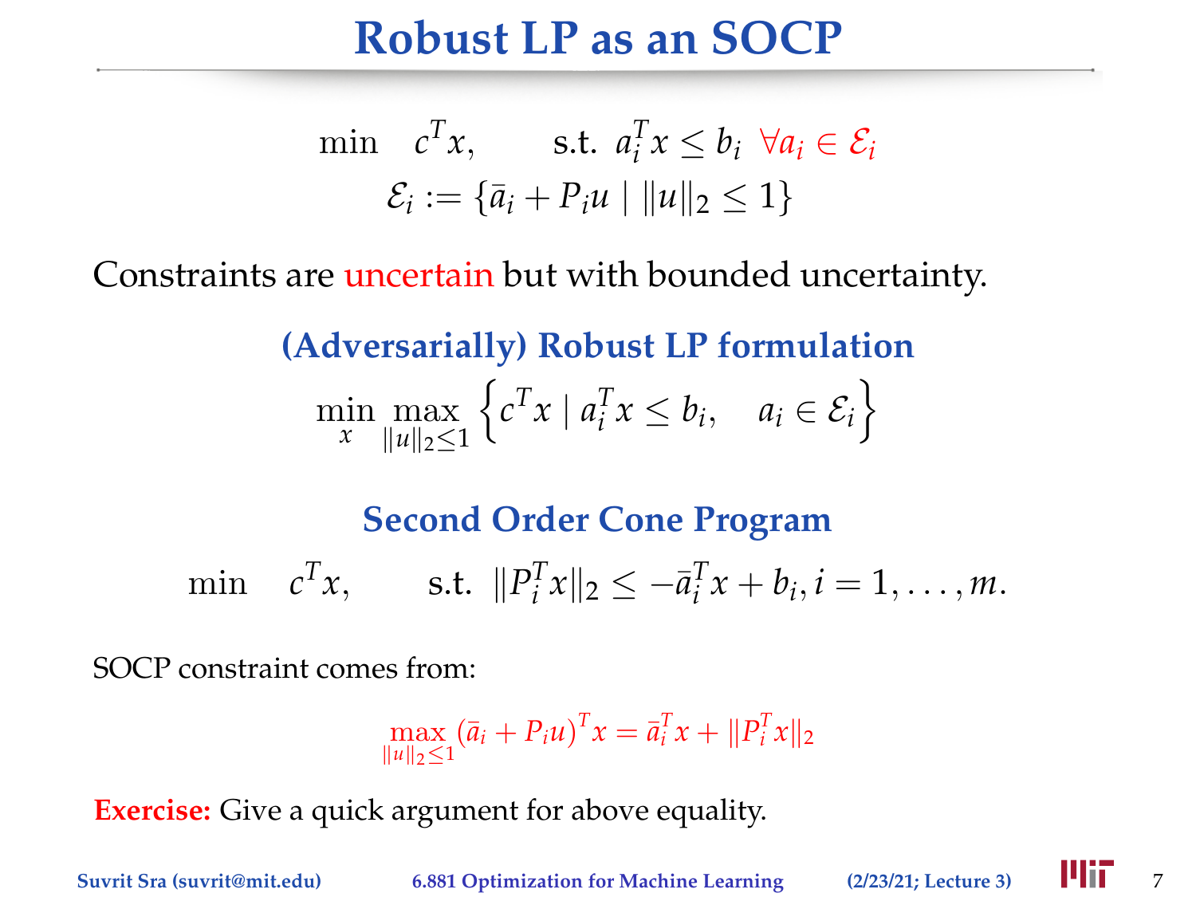# Robust LP as an SOCP

$$\min \quad c^T x, \qquad \text{s.t. } a_i^T x \le b_i \;\; \forall a_i \in \mathcal{E}_i$$

$$\mathcal{E}_i := \{\bar{a}_i + P_i u \mid \|u\|_2 \le 1\}$$

Constraints are uncertain but with bounded uncertainty.

### (Adversarially) Robust LP formulation

$$\min_x \max_{\|u\|_2 \le 1} \left\{ c^T x \mid a_i^T x \le b_i, \quad a_i \in \mathcal{E}_i \right\}$$

### Second Order Cone Program

$$\min \quad c^T x, \qquad \text{s.t. } \|P_i^T x\|_2 \le -\bar{a}_i^T x + b_i, i = 1, \ldots, m.$$

SOCP constraint comes from:

$$\max_{\|u\|_2 \le 1} (\bar{a}_i + P_i u)^T x = \bar{a}_i^T x + \|P_i^T x\|_2$$

**Exercise:** Give a quick argument for above equality.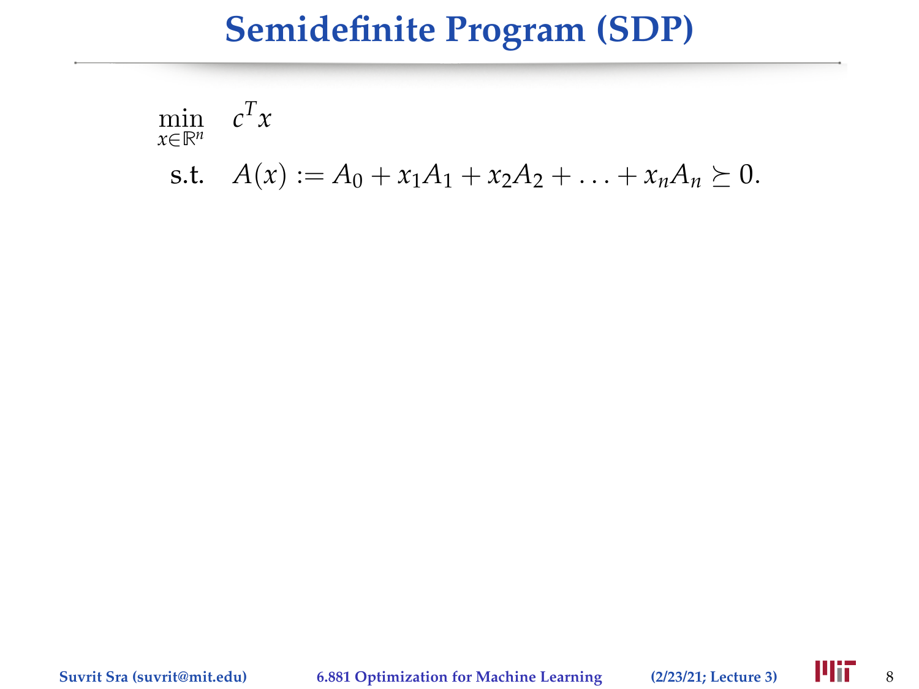# Semidefinite Program (SDP)

$$
\begin{aligned}
\min_{x \in \mathbb{R}^n} \quad & c^T x \\
\text{s.t.} \quad & A(x) := A_0 + x_1 A_1 + x_2 A_2 + \ldots + x_n A_n \succeq 0.
\end{aligned}
$$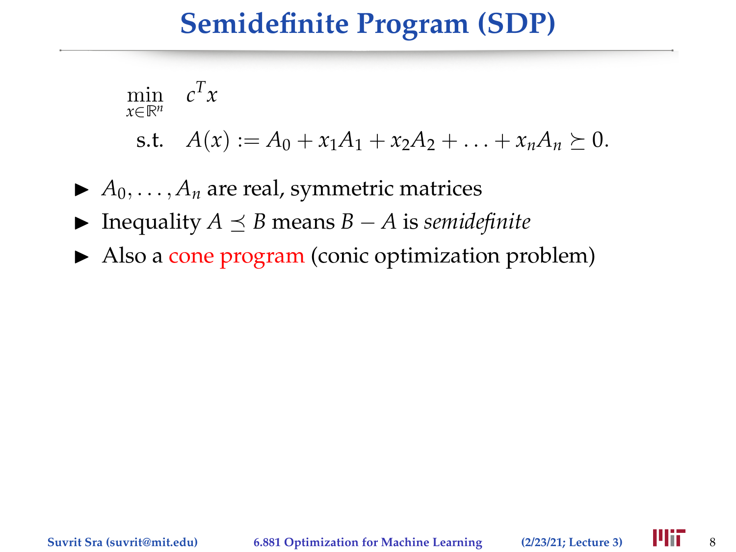# Semidefinite Program (SDP)

$$\min_{x \in \mathbb{R}^n} \quad c^T x$$
$$\text{s.t.} \quad A(x) := A_0 + x_1 A_1 + x_2 A_2 + \ldots + x_n A_n \succeq 0.$$

- $A_0, \ldots, A_n$ are real, symmetric matrices
- Inequality $A \preceq B$ means $B - A$ is *semidefinite*
- Also a cone program (conic optimization problem)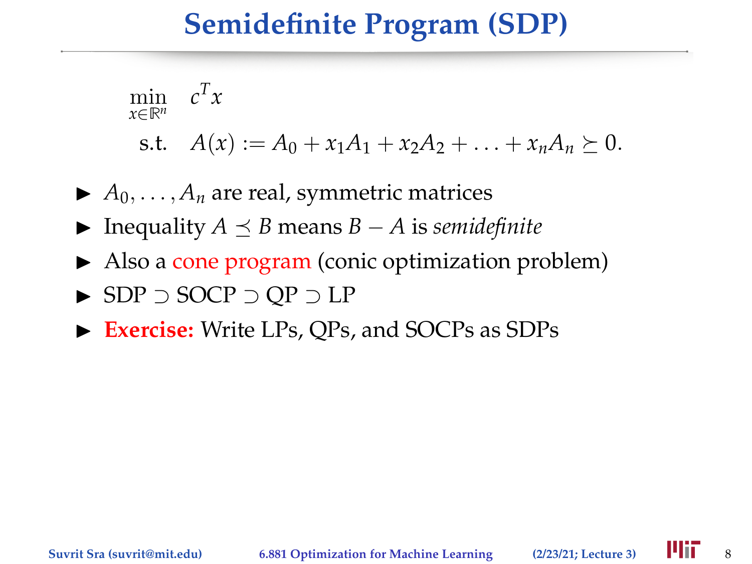# Semidefinite Program (SDP)

$$\min_{x \in \mathbb{R}^n} \quad c^T x$$

$$\text{s.t.} \quad A(x) := A_0 + x_1 A_1 + x_2 A_2 + \ldots + x_n A_n \succeq 0.$$

- $A_0, \ldots, A_n$ are real, symmetric matrices
- Inequality $A \preceq B$ means $B - A$ is *semidefinite*
- Also a cone program (conic optimization problem)
- SDP $\supset$ SOCP $\supset$ QP $\supset$ LP
- **Exercise:** Write LPs, QPs, and SOCPs as SDPs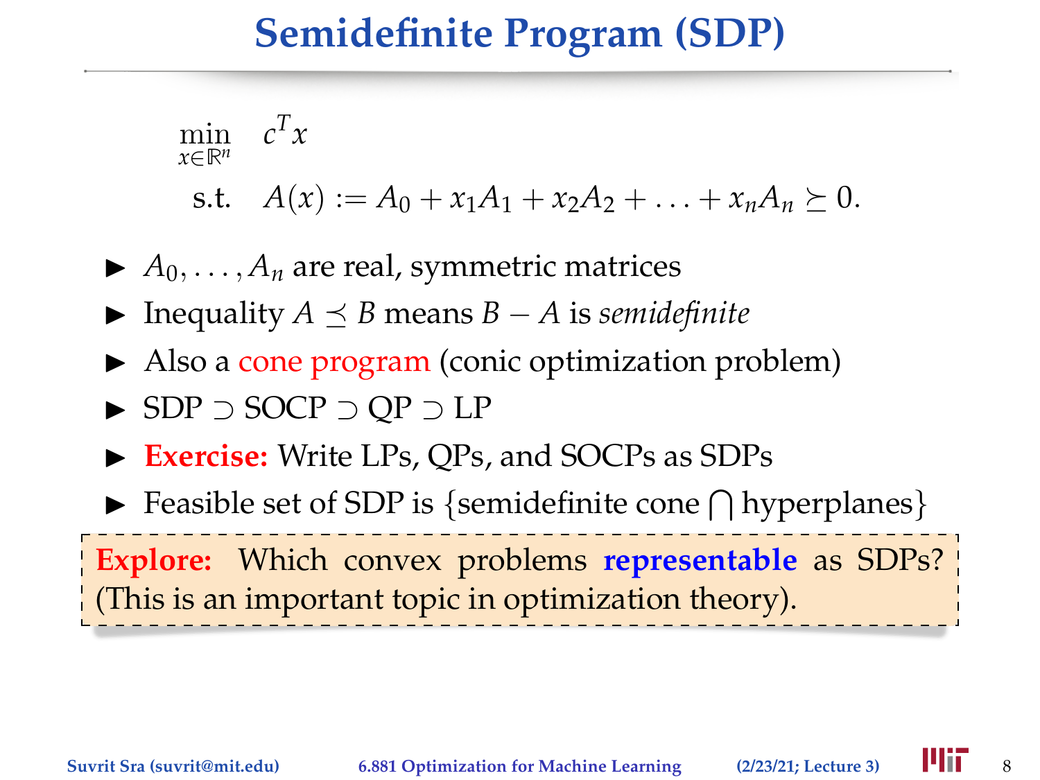# Semidefinite Program (SDP)

$$\min_{x \in \mathbb{R}^n} \quad c^T x$$

$$\text{s.t.} \quad A(x) := A_0 + x_1 A_1 + x_2 A_2 + \ldots + x_n A_n \succeq 0.$$

- $A_0, \ldots, A_n$ are real, symmetric matrices
- Inequality $A \preceq B$ means $B - A$ is *semidefinite*
- Also a cone program (conic optimization problem)
- SDP $\supset$ SOCP $\supset$ QP $\supset$ LP
- **Exercise:** Write LPs, QPs, and SOCPs as SDPs
- Feasible set of SDP is {semidefinite cone $\bigcap$ hyperplanes}

**Explore:** Which convex problems **representable** as SDPs? (This is an important topic in optimization theory).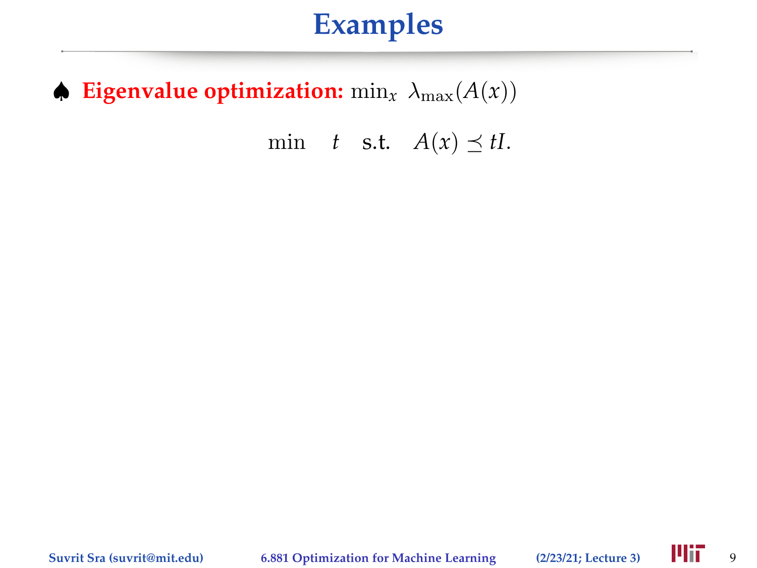# Examples

♠ **Eigenvalue optimization:** $\min_x \; \lambda_{\max}(A(x))$

$$\min \quad t \quad \text{s.t.} \quad A(x) \preceq tI.$$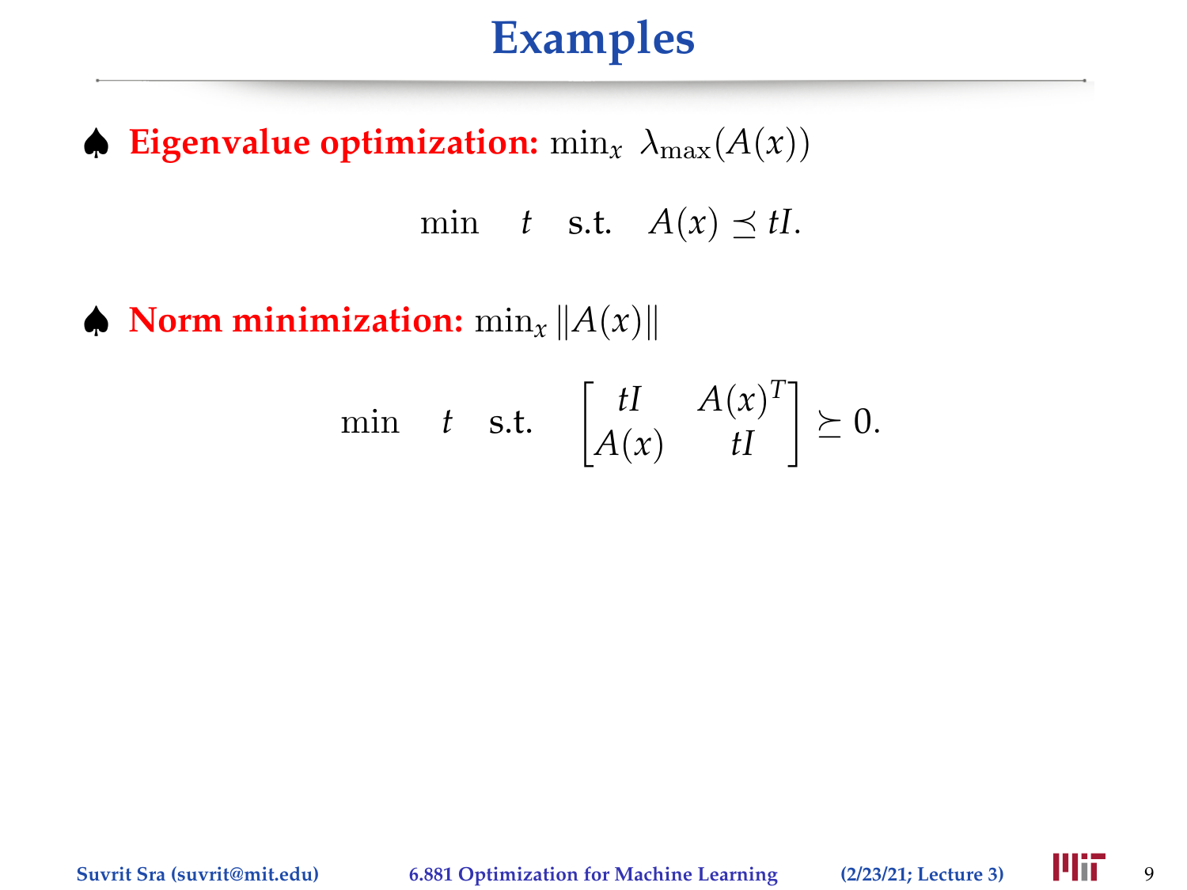# Examples

♠ **Eigenvalue optimization:** $\min_x \; \lambda_{\max}(A(x))$

$$\min \quad t \quad \text{s.t.} \quad A(x) \preceq tI.$$

♠ **Norm minimization:** $\min_x \|A(x)\|$

$$\min \quad t \quad \text{s.t.} \quad \begin{bmatrix} tI & A(x)^T \\ A(x) & tI \end{bmatrix} \succeq 0.$$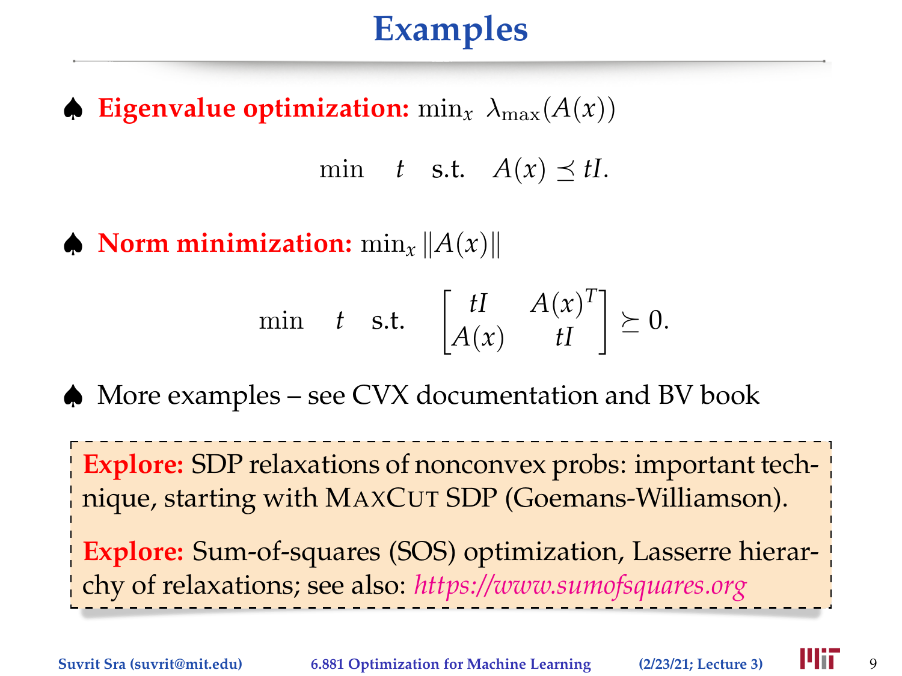# Examples

♠ **Eigenvalue optimization:** $\min_x \ \lambda_{\max}(A(x))$

$$\min \quad t \quad \text{s.t.} \quad A(x) \preceq tI.$$

♠ **Norm minimization:** $\min_x \|A(x)\|$

$$\min \quad t \quad \text{s.t.} \quad \begin{bmatrix} tI & A(x)^T \\ A(x) & tI \end{bmatrix} \succeq 0.$$

♠ More examples – see CVX documentation and BV book

**Explore:** SDP relaxations of nonconvex probs: important technique, starting with MaxCut SDP (Goemans-Williamson).

**Explore:** Sum-of-squares (SOS) optimization, Lasserre hierarchy of relaxations; see also: *https://www.sumofsquares.org*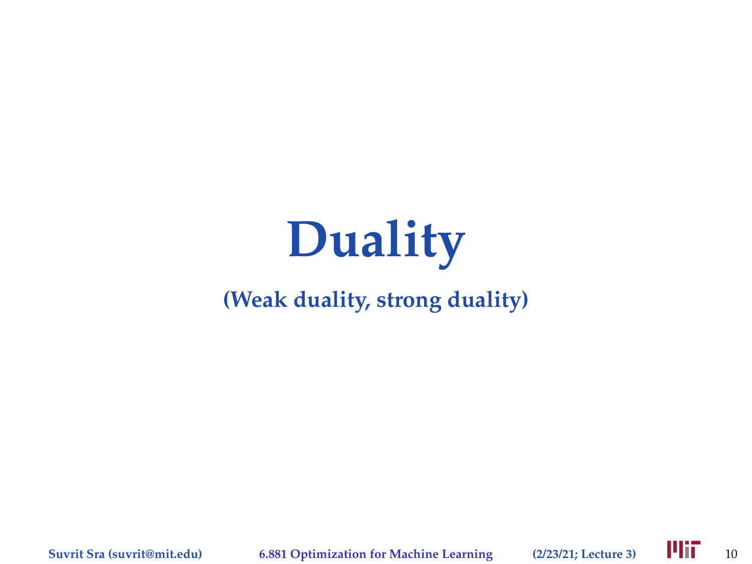# Duality

**(Weak duality, strong duality)**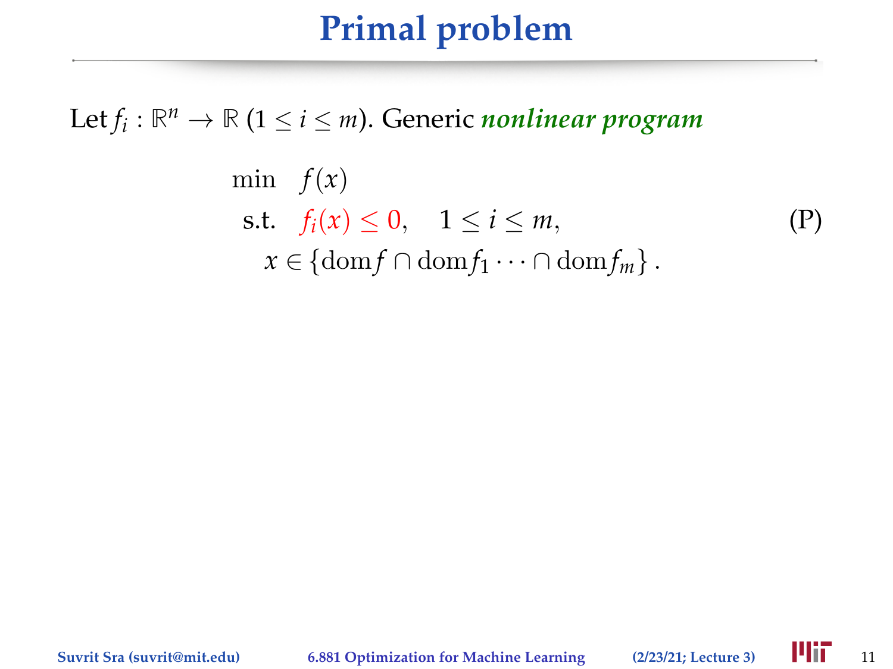# Primal problem

Let $f_i : \mathbb{R}^n \to \mathbb{R}$ $(1 \leq i \leq m)$. Generic ***nonlinear program***

$$
\begin{aligned}
\min \quad & f(x) \\
\text{s.t.} \quad & f_i(x) \leq 0, \quad 1 \leq i \leq m, \\
& x \in \{\operatorname{dom} f \cap \operatorname{dom} f_1 \cdots \cap \operatorname{dom} f_m\}.
\end{aligned}
\tag{P}
$$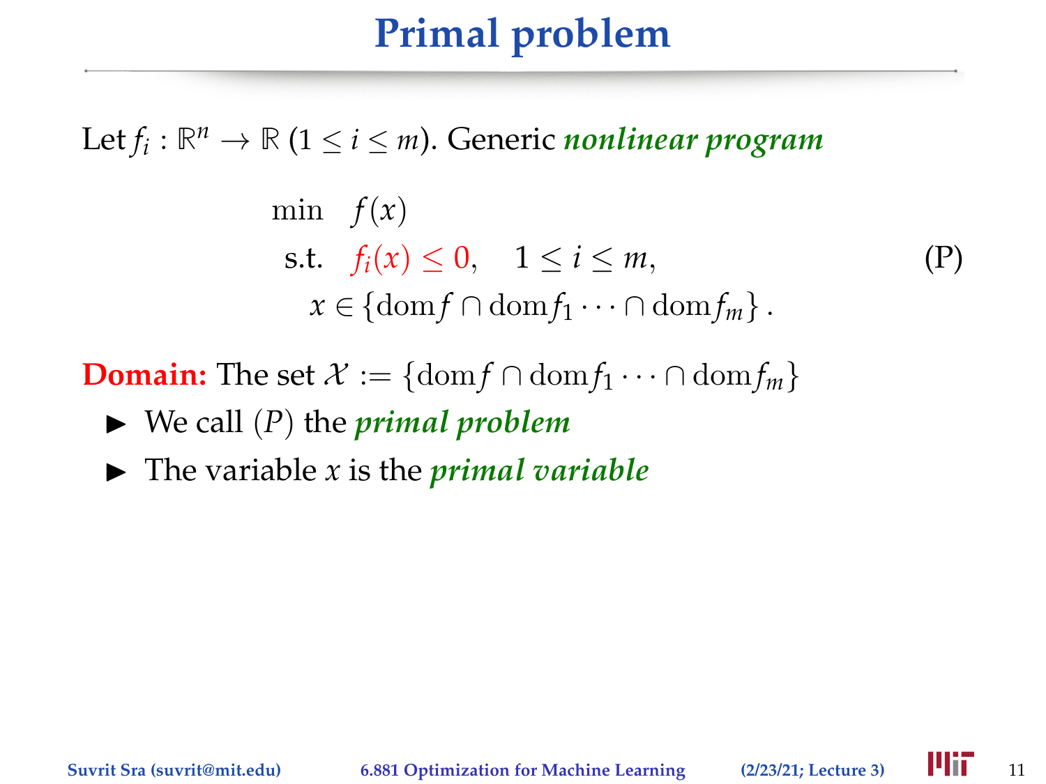# Primal problem

Let $f_i : \mathbb{R}^n \to \mathbb{R}$ ($1 \le i \le m$). Generic ***nonlinear program***

$$
\begin{aligned}
\min \quad & f(x) \\
\text{s.t.} \quad & f_i(x) \le 0, \quad 1 \le i \le m, \\
& x \in \{\operatorname{dom} f \cap \operatorname{dom} f_1 \cdots \cap \operatorname{dom} f_m\}.
\end{aligned}
\qquad \text{(P)}
$$

**Domain:** The set $\mathcal{X} := \{\operatorname{dom} f \cap \operatorname{dom} f_1 \cdots \cap \operatorname{dom} f_m\}$

- We call $(P)$ the ***primal problem***
- The variable $x$ is the ***primal variable***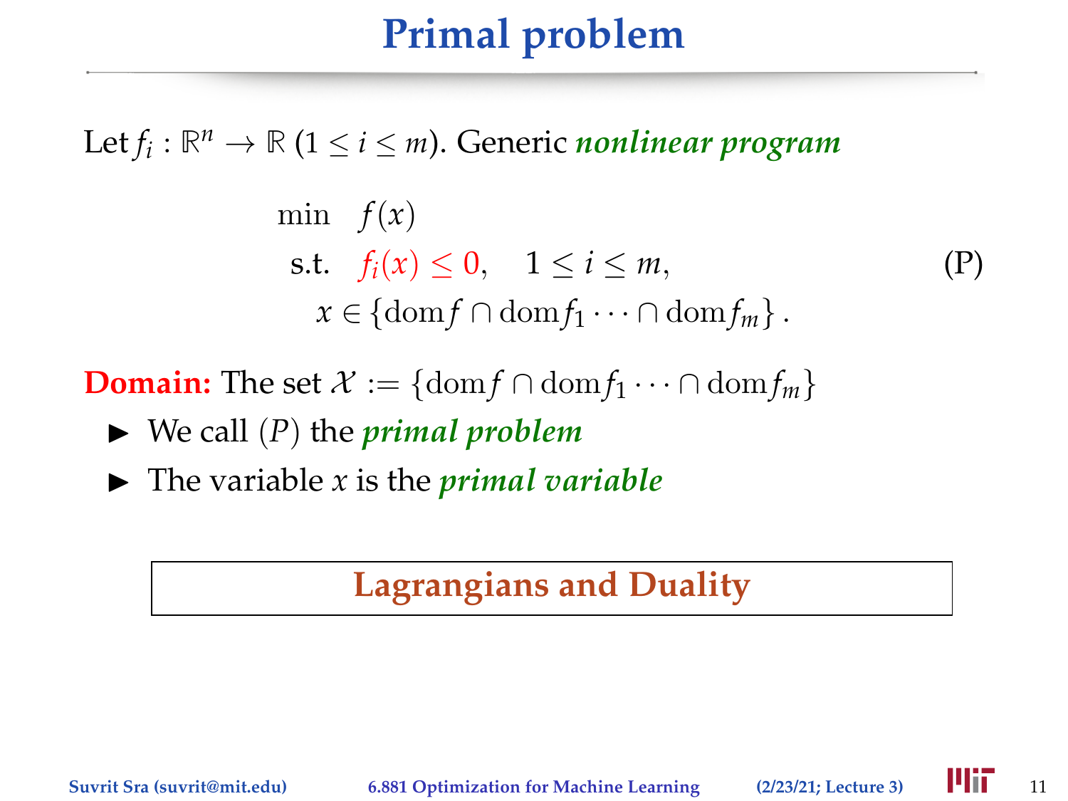# Primal problem

Let $f_i : \mathbb{R}^n \to \mathbb{R}$ $(1 \le i \le m)$. Generic ***nonlinear program***

$$
\begin{aligned}
\min \quad & f(x) \\
\text{s.t.} \quad & f_i(x) \le 0, \quad 1 \le i \le m, \\
& x \in \{\operatorname{dom} f \cap \operatorname{dom} f_1 \cdots \cap \operatorname{dom} f_m\}.
\end{aligned}
\tag{P}
$$

**Domain:** The set $\mathcal{X} := \{\operatorname{dom} f \cap \operatorname{dom} f_1 \cdots \cap \operatorname{dom} f_m\}$

- We call $(P)$ the ***primal problem***
- The variable $x$ is the ***primal variable***

**Lagrangians and Duality**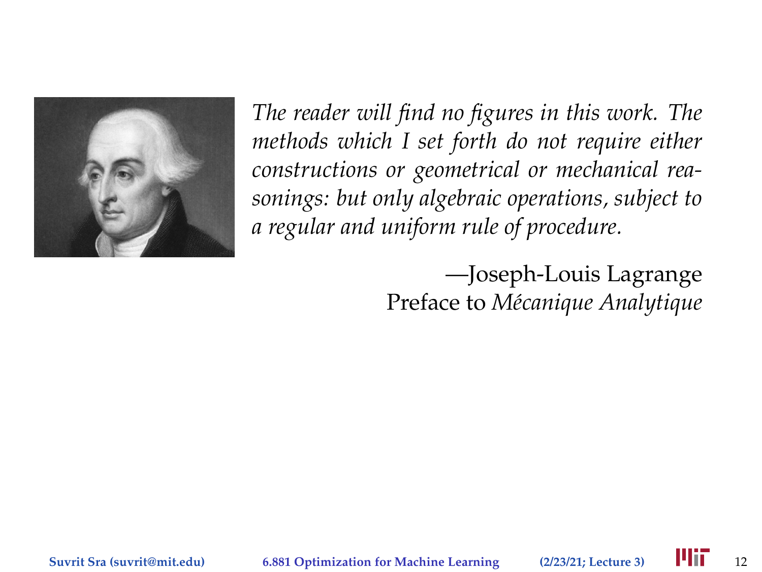*The reader will find no figures in this work. The methods which I set forth do not require either constructions or geometrical or mechanical reasonings: but only algebraic operations, subject to a regular and uniform rule of procedure.*

—Joseph-Louis Lagrange
Preface to *Mécanique Analytique*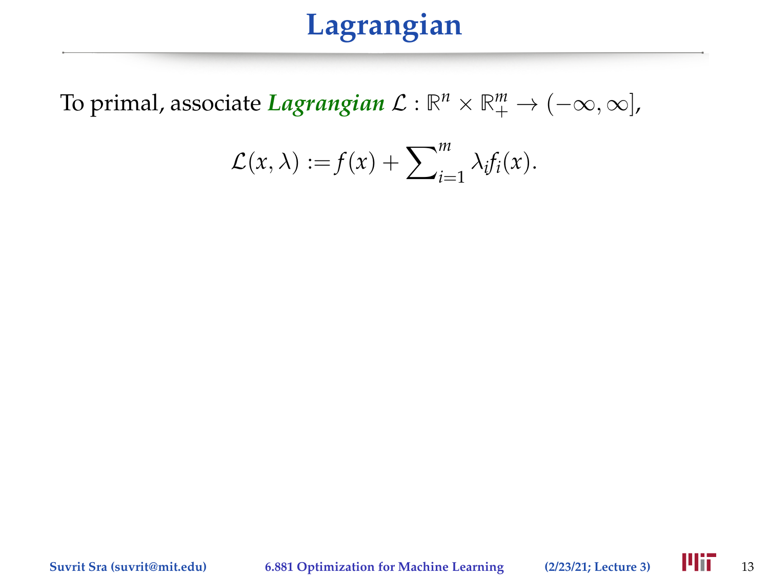# Lagrangian

To primal, associate ***Lagrangian*** $\mathcal{L} : \mathbb{R}^n \times \mathbb{R}^m_+ \to (-\infty, \infty]$,

$$\mathcal{L}(x, \lambda) := f(x) + \sum\nolimits_{i=1}^{m} \lambda_i f_i(x).$$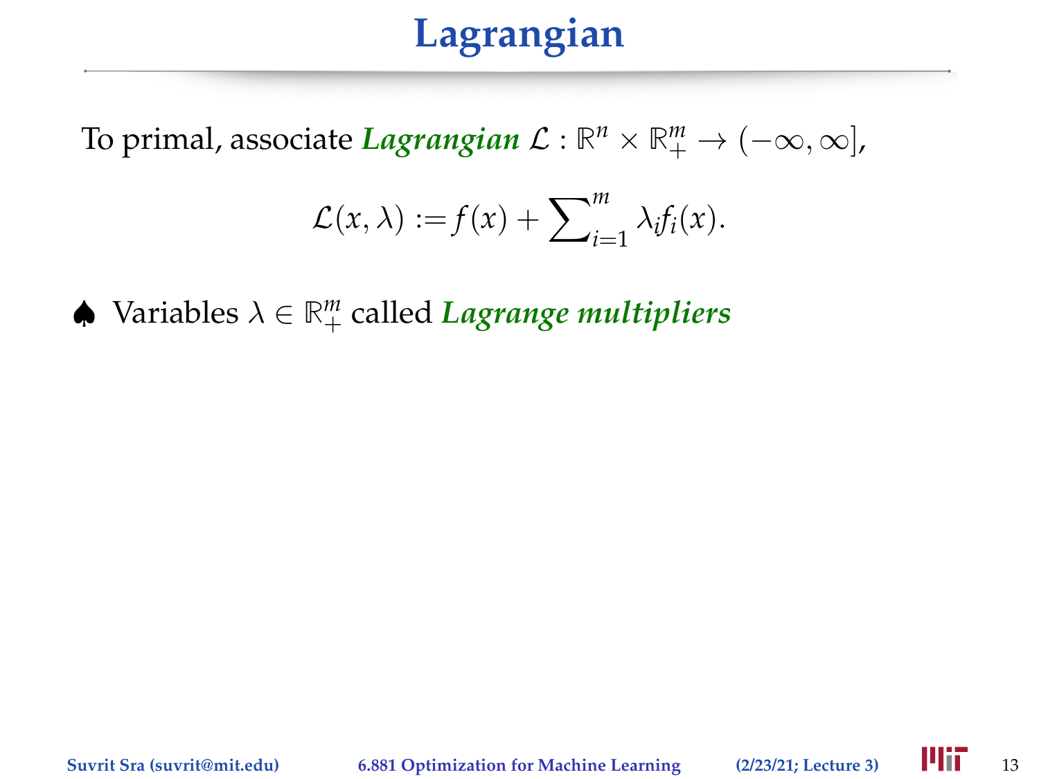# Lagrangian

To primal, associate ***Lagrangian*** $\mathcal{L} : \mathbb{R}^n \times \mathbb{R}^m_+ \to (-\infty, \infty]$,

$$\mathcal{L}(x, \lambda) := f(x) + \sum\nolimits_{i=1}^{m} \lambda_i f_i(x).$$

♠ Variables $\lambda \in \mathbb{R}^m_+$ called ***Lagrange multipliers***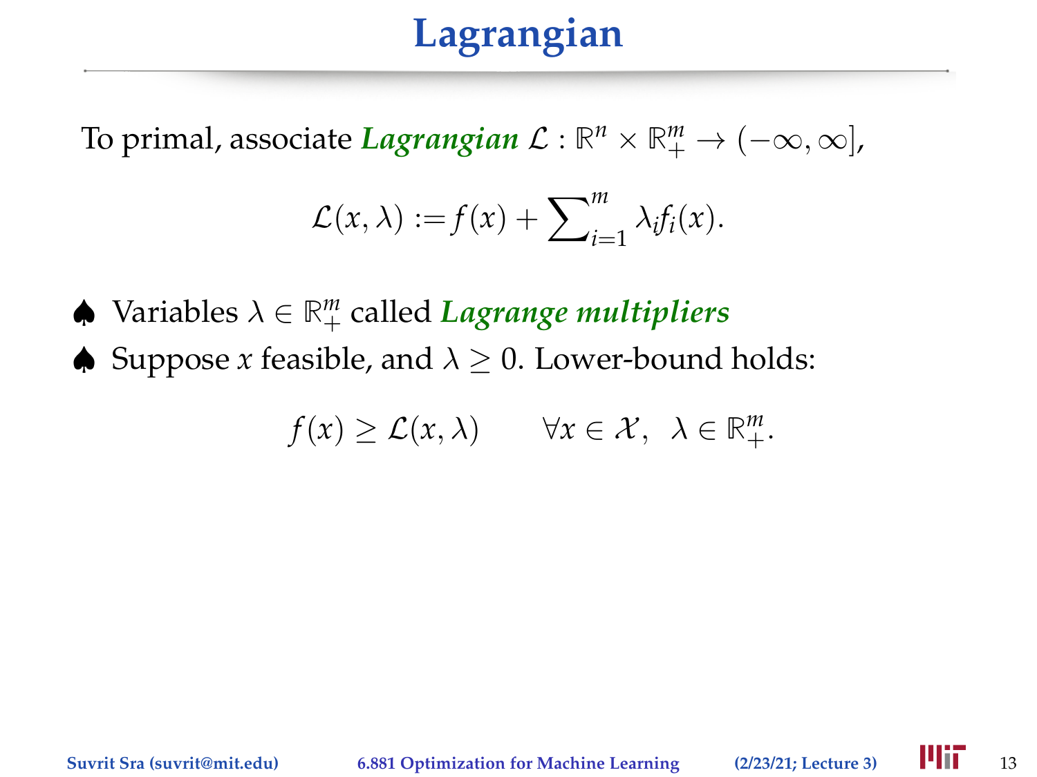# Lagrangian

To primal, associate ***Lagrangian*** $\mathcal{L} : \mathbb{R}^n \times \mathbb{R}^m_+ \to (-\infty, \infty]$,

$$\mathcal{L}(x, \lambda) := f(x) + \sum_{i=1}^{m} \lambda_i f_i(x).$$

♠ Variables $\lambda \in \mathbb{R}^m_+$ called ***Lagrange multipliers***

♠ Suppose $x$ feasible, and $\lambda \geq 0$. Lower-bound holds:

$$f(x) \geq \mathcal{L}(x, \lambda) \qquad \forall x \in \mathcal{X}, \;\; \lambda \in \mathbb{R}^m_+.$$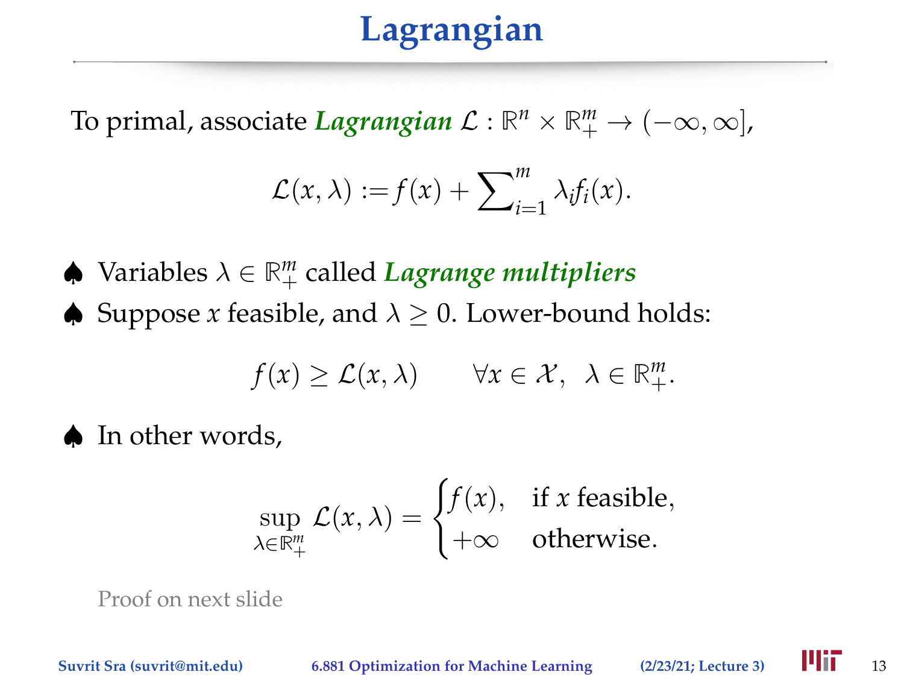# Lagrangian

To primal, associate ***Lagrangian*** $\mathcal{L} : \mathbb{R}^n \times \mathbb{R}^m_+ \to (-\infty, \infty]$,

$$\mathcal{L}(x, \lambda) := f(x) + \sum\nolimits_{i=1}^{m} \lambda_i f_i(x).$$

- ♠ Variables $\lambda \in \mathbb{R}^m_+$ called ***Lagrange multipliers***
- ♠ Suppose $x$ feasible, and $\lambda \geq 0$. Lower-bound holds:

$$f(x) \geq \mathcal{L}(x, \lambda) \qquad \forall x \in \mathcal{X}, \;\; \lambda \in \mathbb{R}^m_+.$$

- ♠ In other words,

$$\sup_{\lambda \in \mathbb{R}^m_+} \mathcal{L}(x, \lambda) = \begin{cases} f(x), & \text{if } x \text{ feasible,} \\ +\infty & \text{otherwise.} \end{cases}$$

Proof on next slide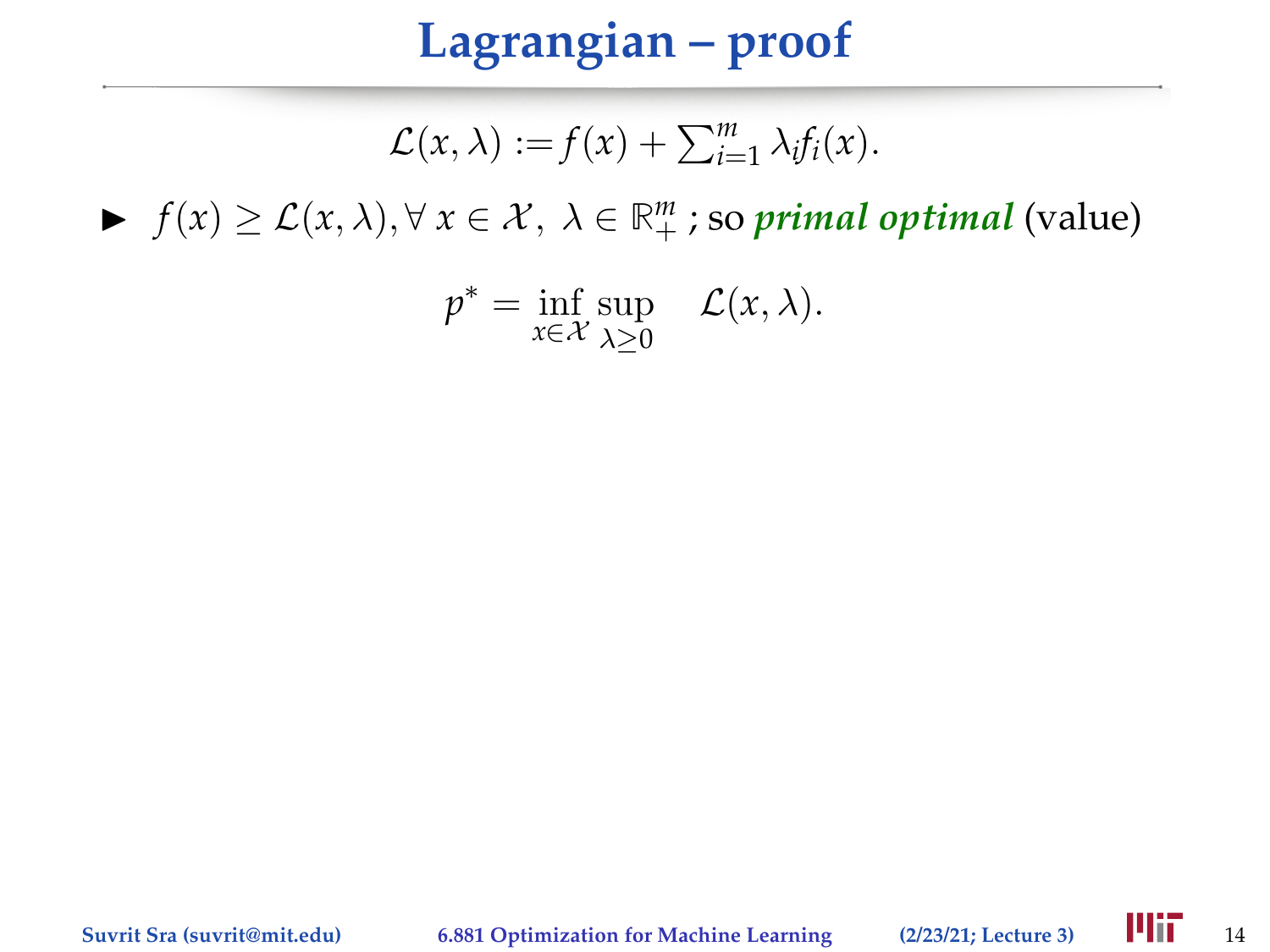# Lagrangian – proof

$$\mathcal{L}(x, \lambda) := f(x) + \sum_{i=1}^{m} \lambda_i f_i(x).$$

- $f(x) \geq \mathcal{L}(x, \lambda), \forall\, x \in \mathcal{X},\ \lambda \in \mathbb{R}^m_+$ ; so ***primal optimal*** (value)

$$p^* = \inf_{x \in \mathcal{X}} \sup_{\lambda \geq 0} \quad \mathcal{L}(x, \lambda).$$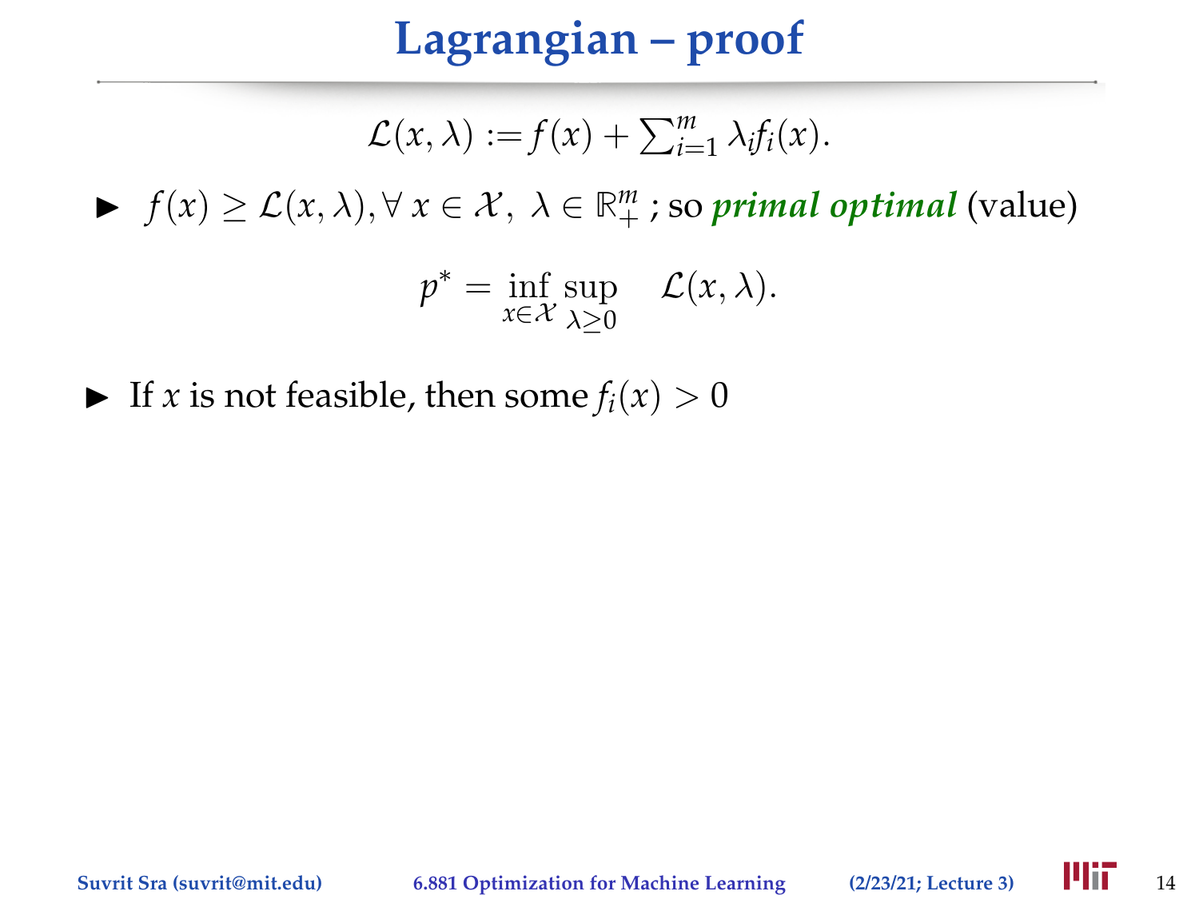# Lagrangian – proof

$$\mathcal{L}(x, \lambda) := f(x) + \sum_{i=1}^{m} \lambda_i f_i(x).$$

- $f(x) \geq \mathcal{L}(x, \lambda), \forall\, x \in \mathcal{X},\ \lambda \in \mathbb{R}^m_+$ ; so ***primal optimal*** (value)

$$p^* = \inf_{x \in \mathcal{X}} \sup_{\lambda \geq 0} \quad \mathcal{L}(x, \lambda).$$

- If $x$ is not feasible, then some $f_i(x) > 0$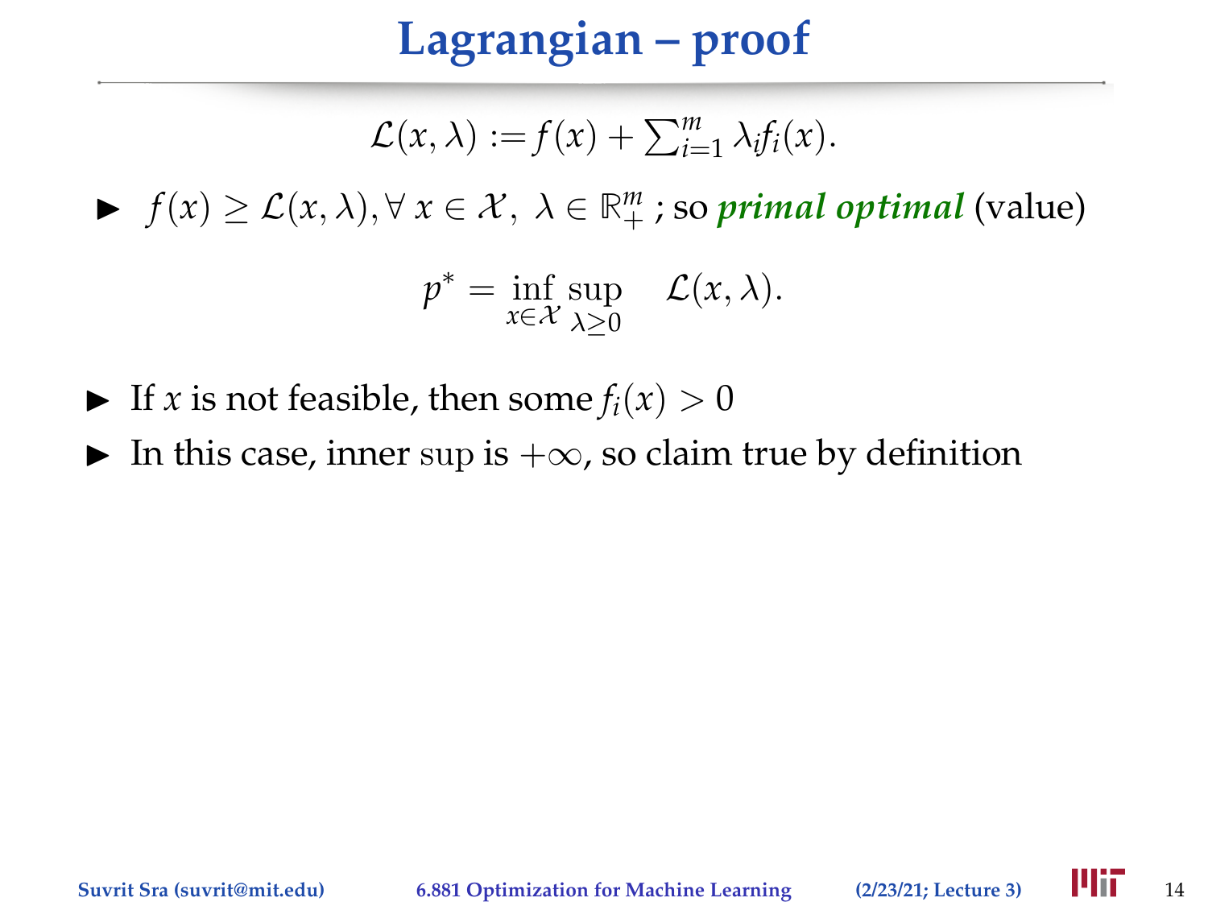# Lagrangian – proof

$$\mathcal{L}(x, \lambda) := f(x) + \sum_{i=1}^{m} \lambda_i f_i(x).$$

- $f(x) \geq \mathcal{L}(x, \lambda), \forall\, x \in \mathcal{X},\ \lambda \in \mathbb{R}^m_+$ ; so ***primal optimal*** (value)

$$p^* = \inf_{x \in \mathcal{X}} \sup_{\lambda \geq 0} \quad \mathcal{L}(x, \lambda).$$

- If $x$ is not feasible, then some $f_i(x) > 0$
- In this case, inner $\sup$ is $+\infty$, so claim true by definition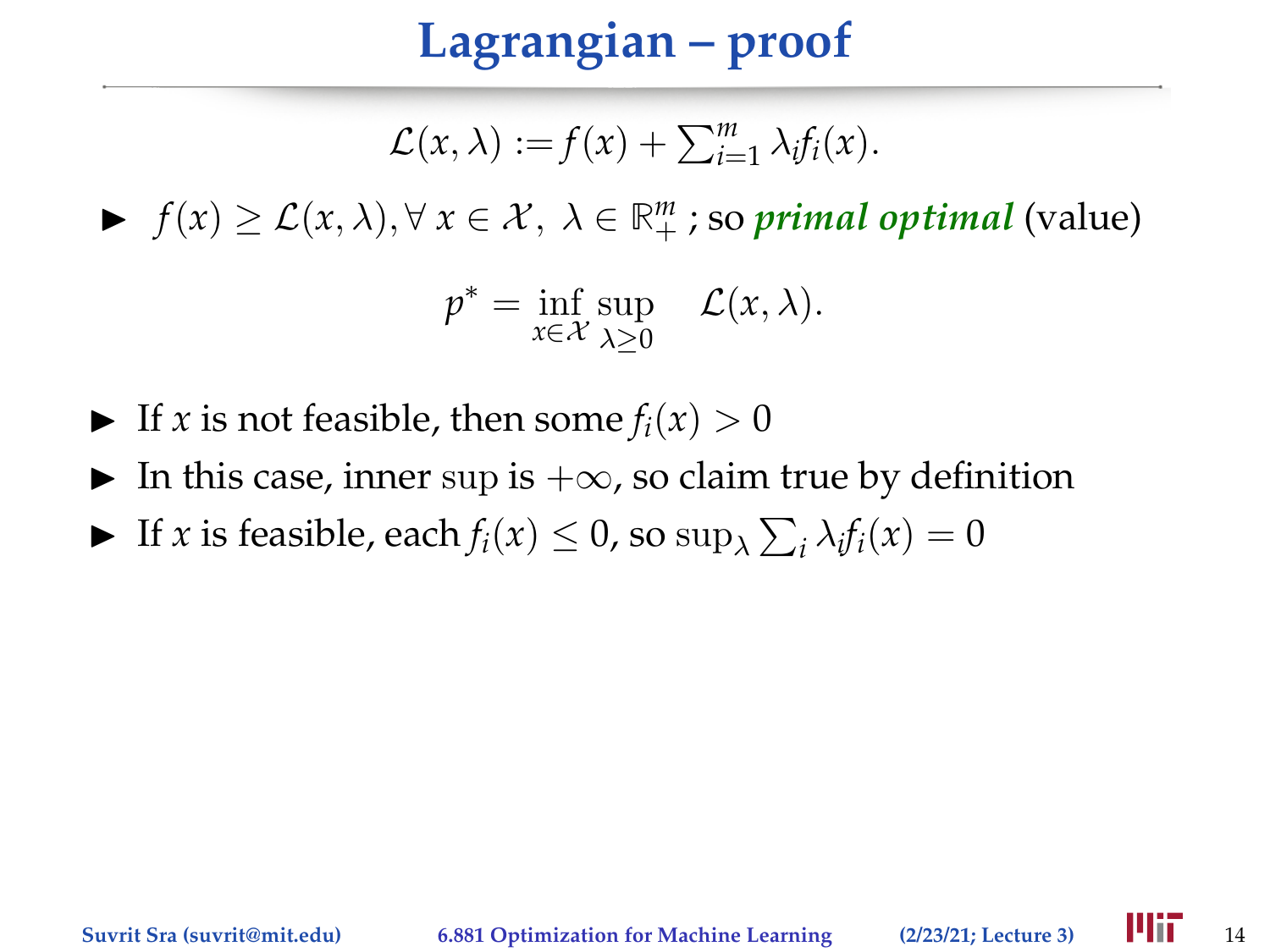# Lagrangian – proof

$$\mathcal{L}(x, \lambda) := f(x) + \sum_{i=1}^{m} \lambda_i f_i(x).$$

- $f(x) \geq \mathcal{L}(x, \lambda), \forall\, x \in \mathcal{X},\ \lambda \in \mathbb{R}^m_+$ ; so ***primal optimal*** (value)

$$p^* = \inf_{x \in \mathcal{X}} \sup_{\lambda \geq 0} \quad \mathcal{L}(x, \lambda).$$

- If $x$ is not feasible, then some $f_i(x) > 0$
- In this case, inner $\sup$ is $+\infty$, so claim true by definition
- If $x$ is feasible, each $f_i(x) \leq 0$, so $\sup_\lambda \sum_i \lambda_i f_i(x) = 0$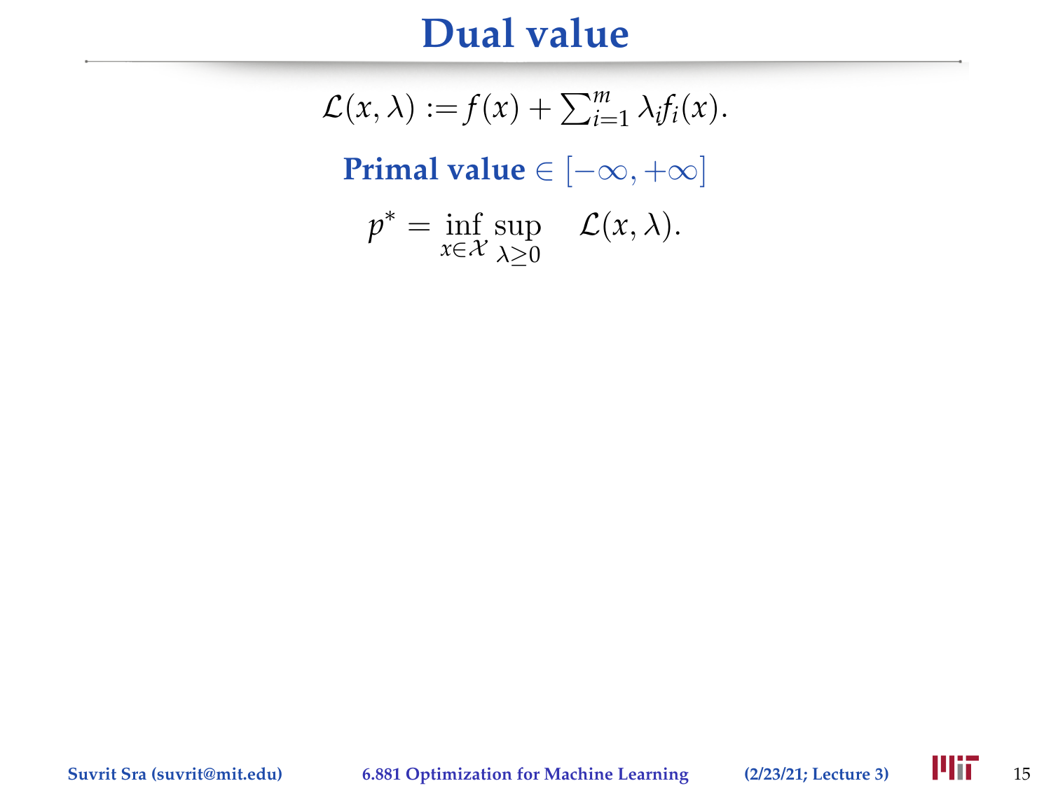# Dual value

$$\mathcal{L}(x, \lambda) := f(x) + \sum_{i=1}^{m} \lambda_i f_i(x).$$

**Primal value** $\in [-\infty, +\infty]$

$$p^* = \inf_{x \in \mathcal{X}} \sup_{\lambda \geq 0} \quad \mathcal{L}(x, \lambda).$$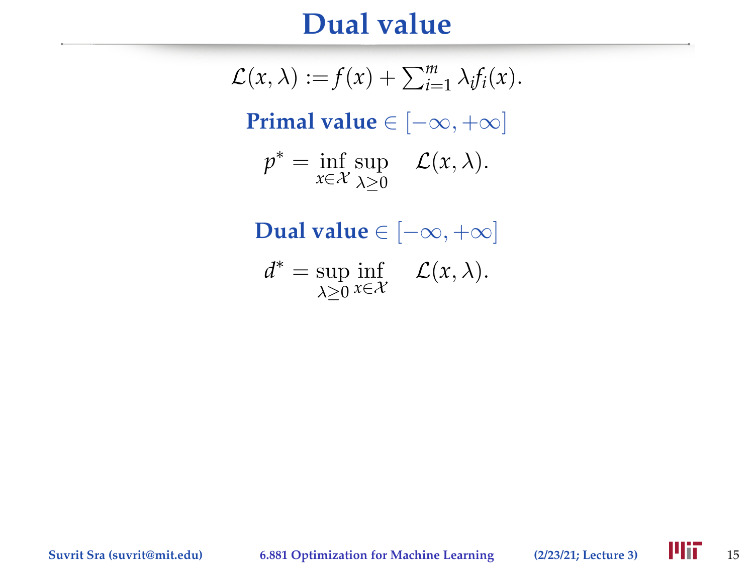# Dual value

$$\mathcal{L}(x, \lambda) := f(x) + \sum_{i=1}^{m} \lambda_i f_i(x).$$

**Primal value** $\in [-\infty, +\infty]$

$$p^* = \inf_{x \in \mathcal{X}} \sup_{\lambda \geq 0} \quad \mathcal{L}(x, \lambda).$$

**Dual value** $\in [-\infty, +\infty]$

$$d^* = \sup_{\lambda \geq 0} \inf_{x \in \mathcal{X}} \quad \mathcal{L}(x, \lambda).$$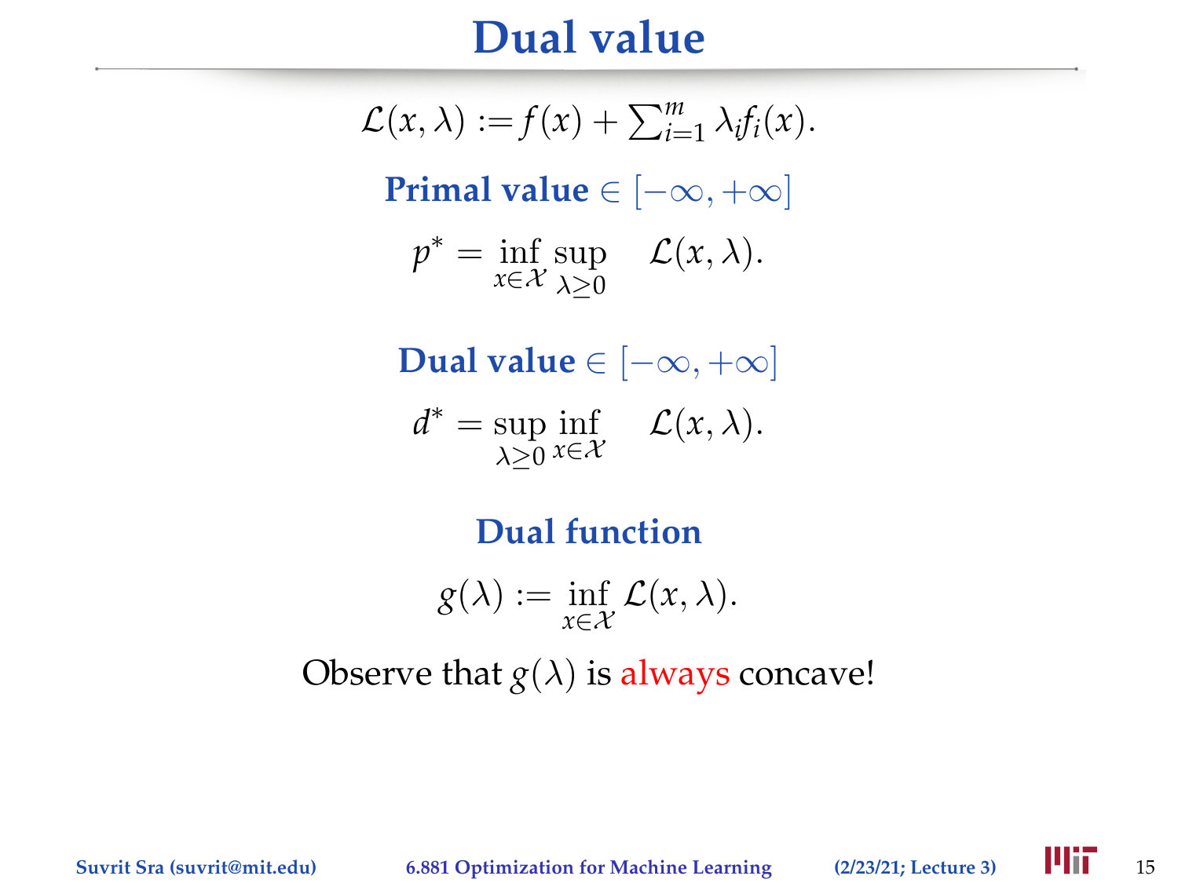# Dual value

$$\mathcal{L}(x, \lambda) := f(x) + \sum_{i=1}^{m} \lambda_i f_i(x).$$

**Primal value** $\in [-\infty, +\infty]$

$$p^* = \inf_{x \in \mathcal{X}} \sup_{\lambda \geq 0} \quad \mathcal{L}(x, \lambda).$$

**Dual value** $\in [-\infty, +\infty]$

$$d^* = \sup_{\lambda \geq 0} \inf_{x \in \mathcal{X}} \quad \mathcal{L}(x, \lambda).$$

**Dual function**

$$g(\lambda) := \inf_{x \in \mathcal{X}} \mathcal{L}(x, \lambda).$$

Observe that $g(\lambda)$ is always concave!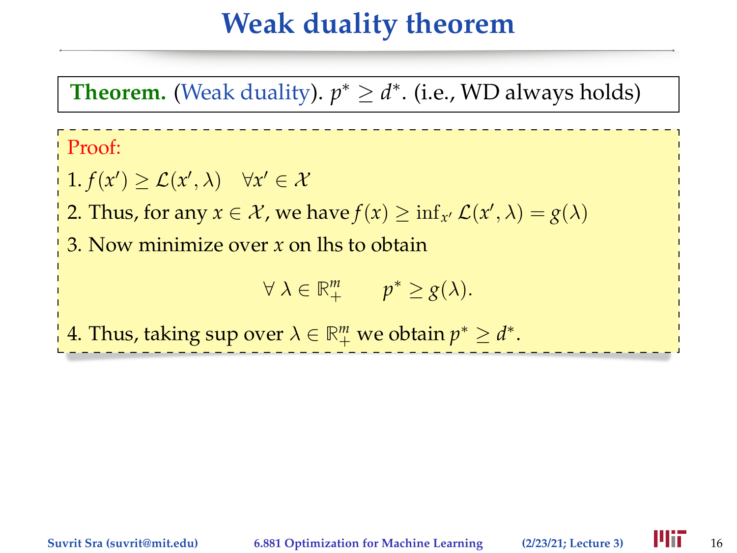# Weak duality theorem

**Theorem.** (Weak duality). $p^* \geq d^*$. (i.e., WD always holds)

Proof:

1. $f(x') \geq \mathcal{L}(x', \lambda) \quad \forall x' \in \mathcal{X}$
2. Thus, for any $x \in \mathcal{X}$, we have $f(x) \geq \inf_{x'} \mathcal{L}(x', \lambda) = g(\lambda)$
3. Now minimize over $x$ on lhs to obtain

$$\forall\ \lambda \in \mathbb{R}^m_+ \qquad p^* \geq g(\lambda).$$

4. Thus, taking sup over $\lambda \in \mathbb{R}^m_+$ we obtain $p^* \geq d^*$.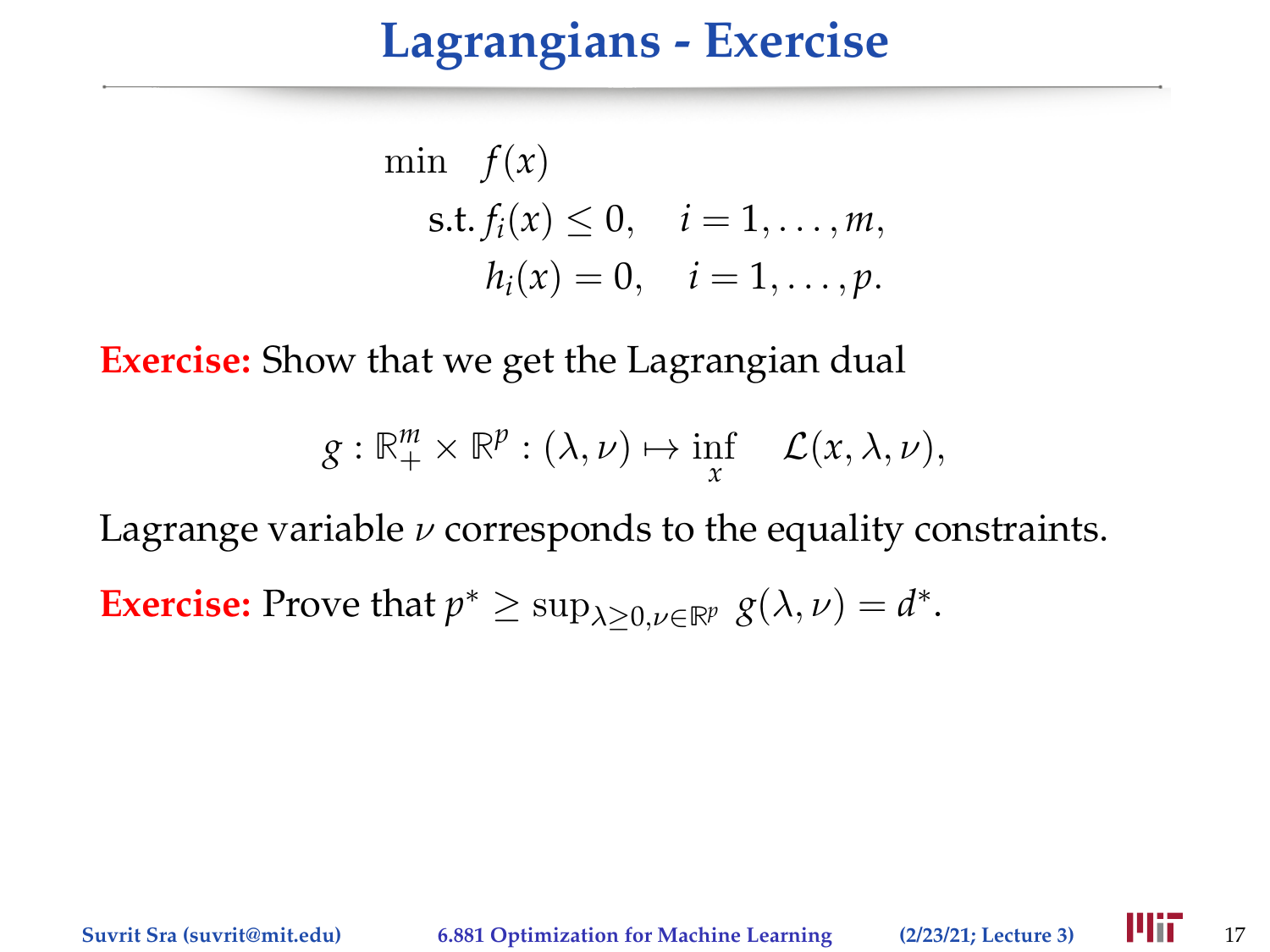# Lagrangians - Exercise

$$
\begin{aligned}
\min \quad & f(x) \\
\text{s.t. } & f_i(x) \leq 0, \quad i = 1, \ldots, m, \\
& h_i(x) = 0, \quad i = 1, \ldots, p.
\end{aligned}
$$

**Exercise:** Show that we get the Lagrangian dual

$$
g : \mathbb{R}^m_+ \times \mathbb{R}^p : (\lambda, \nu) \mapsto \inf_x \quad \mathcal{L}(x, \lambda, \nu),
$$

Lagrange variable $\nu$ corresponds to the equality constraints.

**Exercise:** Prove that $p^* \geq \sup_{\lambda \geq 0, \nu \in \mathbb{R}^p} \ g(\lambda, \nu) = d^*$.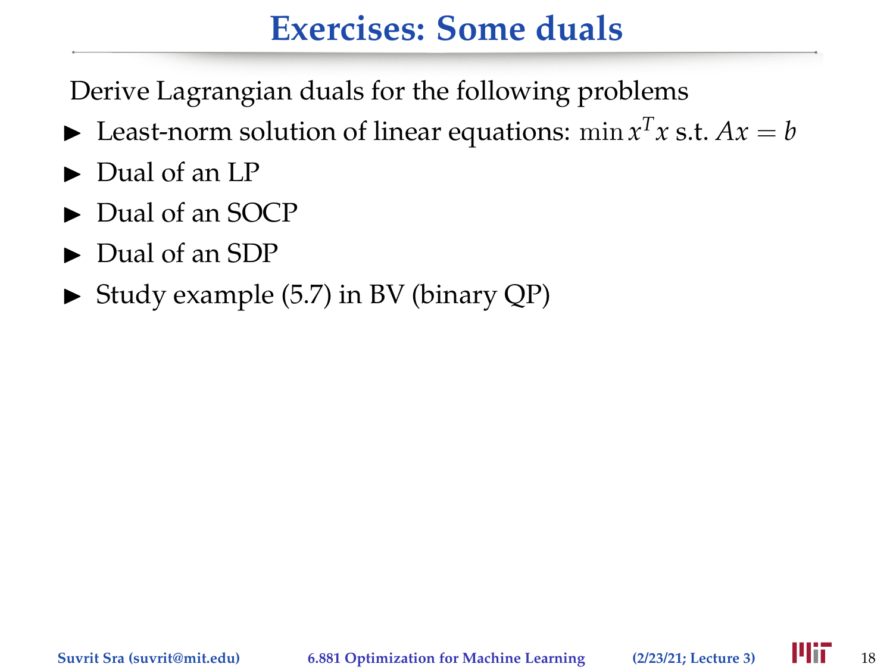# Exercises: Some duals

Derive Lagrangian duals for the following problems

- Least-norm solution of linear equations: $\min x^T x$ s.t. $Ax = b$
- Dual of an LP
- Dual of an SOCP
- Dual of an SDP
- Study example (5.7) in BV (binary QP)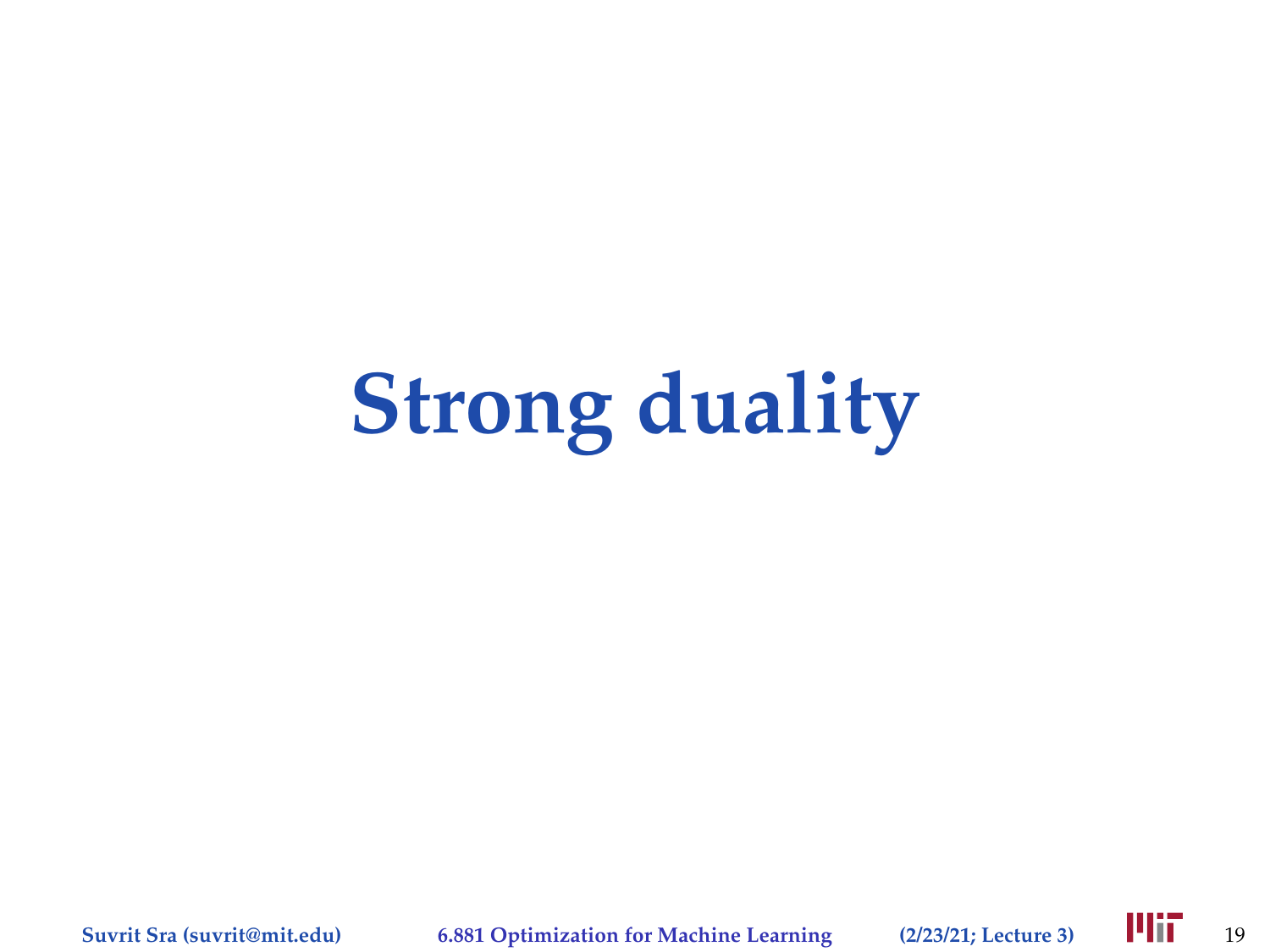# Strong duality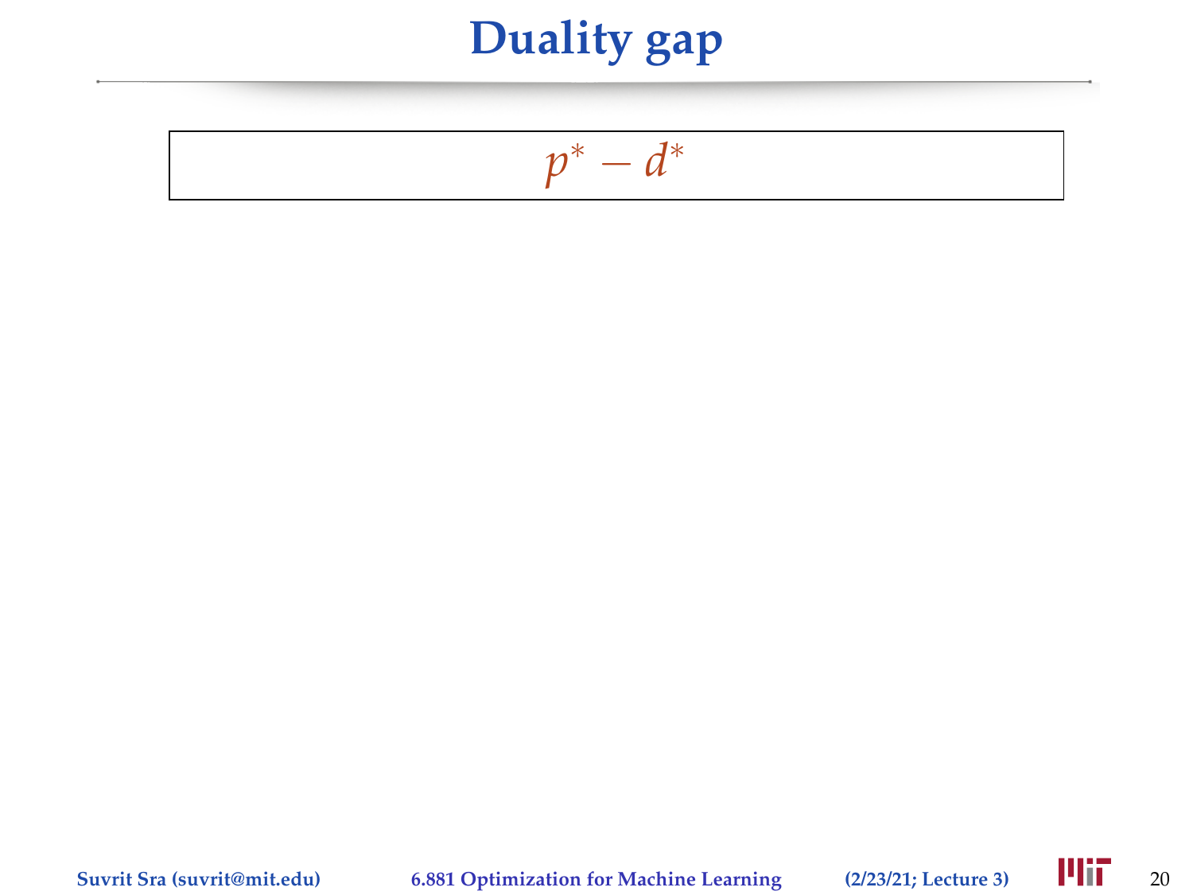# Duality gap

$$p^* - d^*$$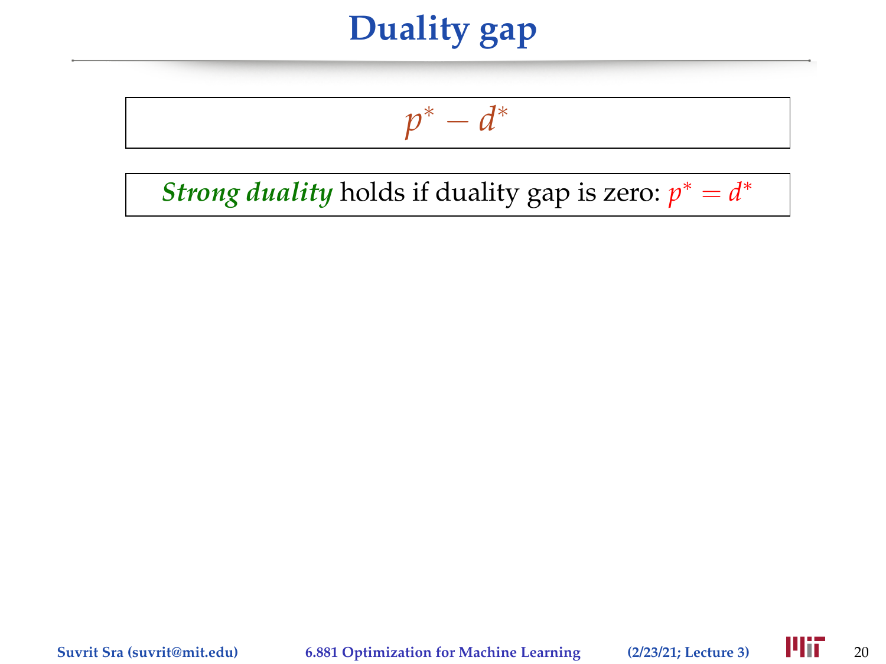# Duality gap

$$p^* - d^*$$

***Strong duality*** holds if duality gap is zero: $p^* = d^*$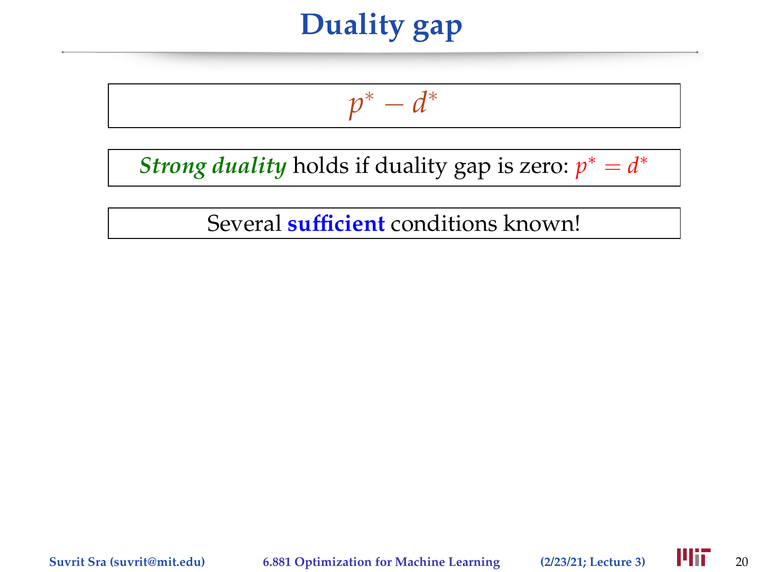# Duality gap

$$p^* - d^*$$

***Strong duality*** holds if duality gap is zero: $p^* = d^*$

Several **sufficient** conditions known!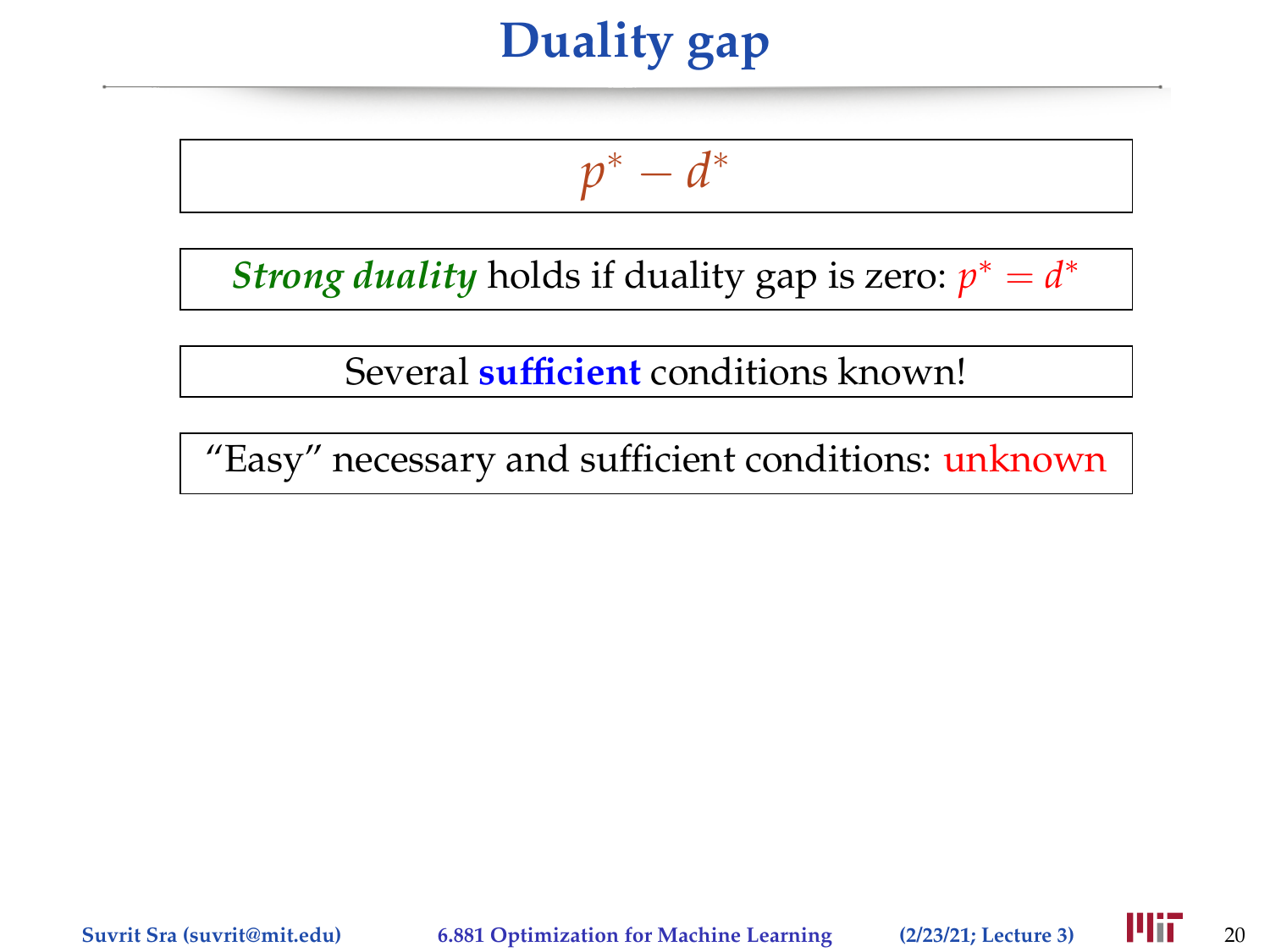# Duality gap

$$p^* - d^*$$

***Strong duality*** holds if duality gap is zero: $p^* = d^*$

Several **sufficient** conditions known!

"Easy" necessary and sufficient conditions: unknown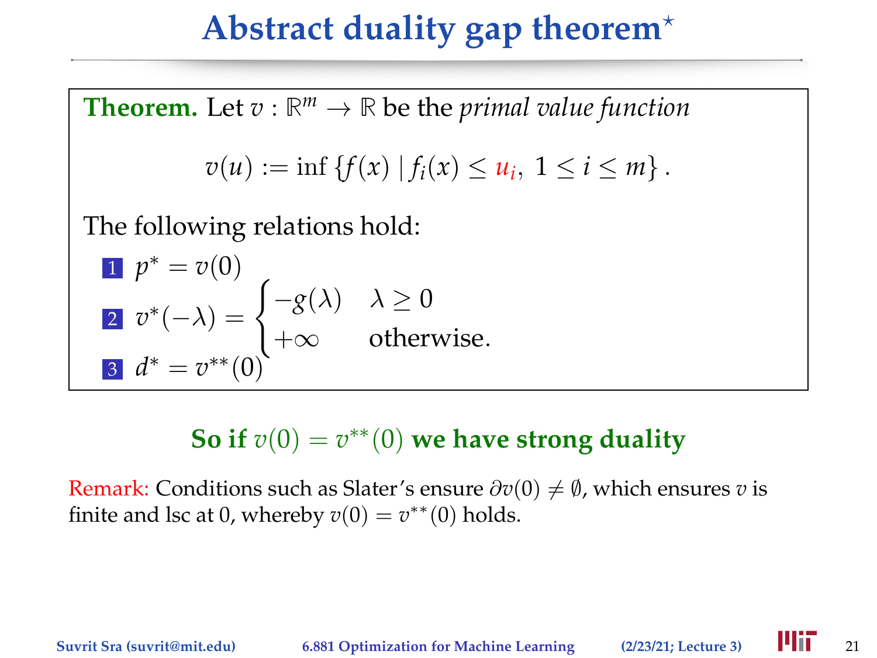# Abstract duality gap theorem*

**Theorem.** Let $v : \mathbb{R}^m \to \mathbb{R}$ be the *primal value function*

$$v(u) := \inf \{f(x) \mid f_i(x) \le u_i,\ 1 \le i \le m\}.$$

The following relations hold:

1. $p^* = v(0)$
2. $v^*(-\lambda) = \begin{cases} -g(\lambda) & \lambda \ge 0 \\ +\infty & \text{otherwise.} \end{cases}$
3. $d^* = v^{**}(0)$

**So if $v(0) = v^{**}(0)$ we have strong duality**

Remark: Conditions such as Slater's ensure $\partial v(0) \neq \emptyset$, which ensures $v$ is finite and lsc at 0, whereby $v(0) = v^{**}(0)$ holds.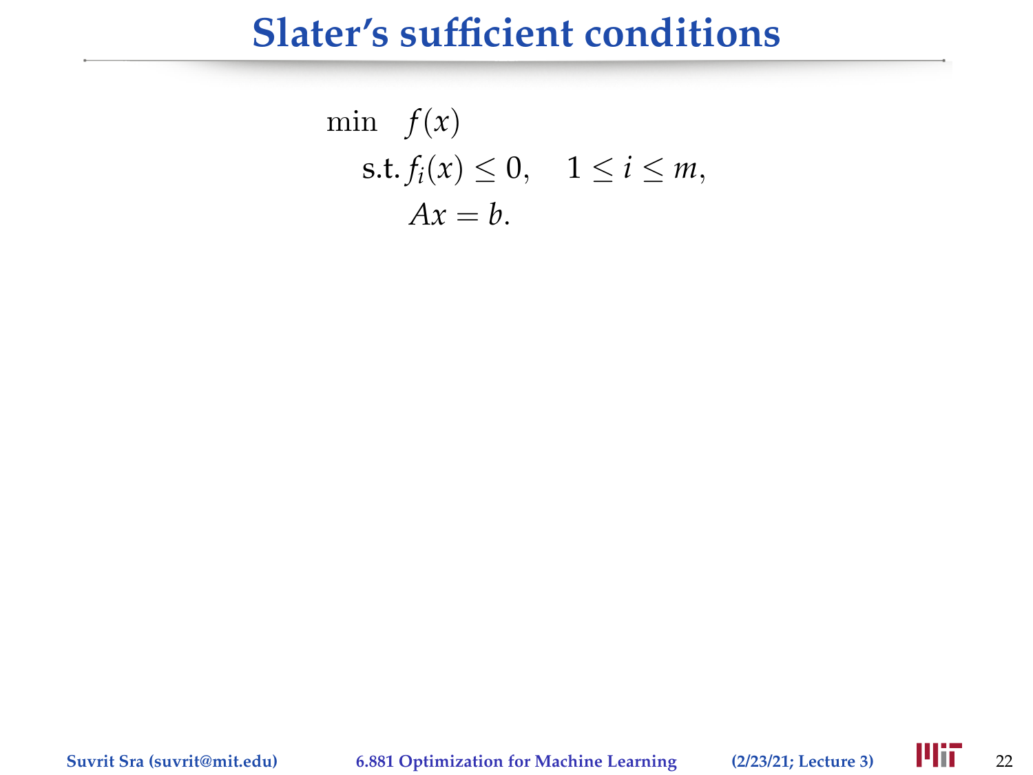# Slater's sufficient conditions

$$
\begin{aligned}
\min \quad & f(x) \\
\text{s.t.}\ & f_i(x) \leq 0, \quad 1 \leq i \leq m, \\
& Ax = b.
\end{aligned}
$$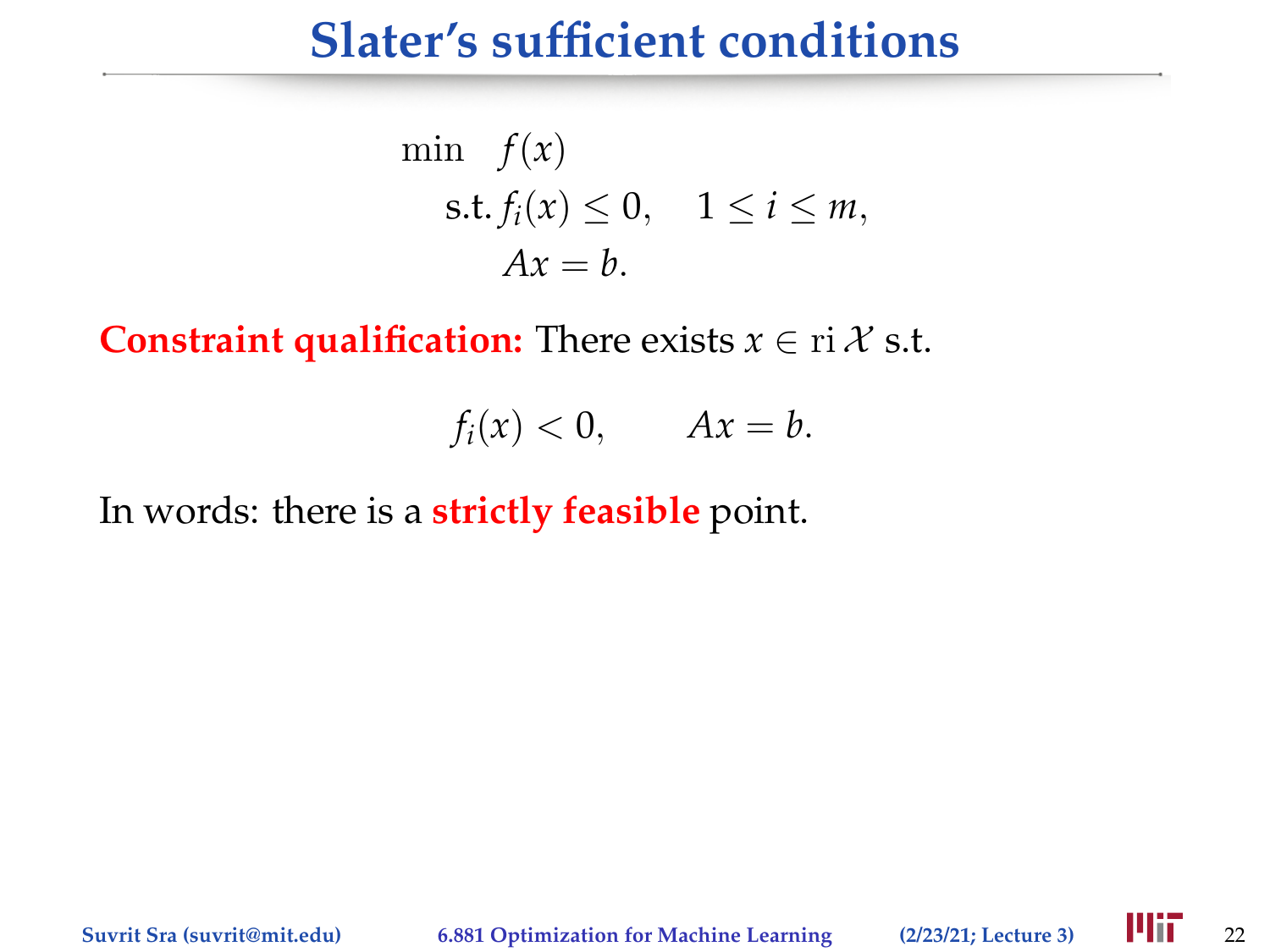# Slater's sufficient conditions

$$
\begin{aligned}
\min \quad & f(x) \\
\text{s.t.}\ & f_i(x) \leq 0, \quad 1 \leq i \leq m, \\
& Ax = b.
\end{aligned}
$$

**Constraint qualification:** There exists $x \in \operatorname{ri} \mathcal{X}$ s.t.

$$
f_i(x) < 0, \qquad Ax = b.
$$

In words: there is a **strictly feasible** point.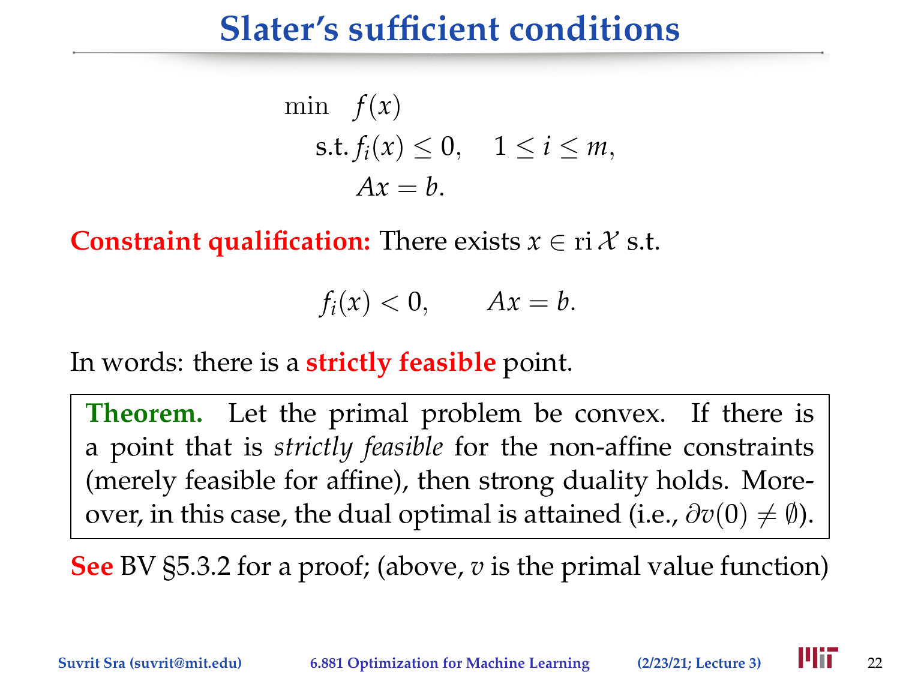# Slater's sufficient conditions

$$\begin{aligned} \min \quad & f(x) \\ \text{s.t.}\ & f_i(x) \le 0, \quad 1 \le i \le m, \\ & Ax = b. \end{aligned}$$

**Constraint qualification:** There exists $x \in \operatorname{ri} \mathcal{X}$ s.t.

$$f_i(x) < 0, \qquad Ax = b.$$

In words: there is a **strictly feasible** point.

> **Theorem.** Let the primal problem be convex. If there is a point that is *strictly feasible* for the non-affine constraints (merely feasible for affine), then strong duality holds. Moreover, in this case, the dual optimal is attained (i.e., $\partial v(0) \neq \emptyset$).

**See** BV §5.3.2 for a proof; (above, $v$ is the primal value function)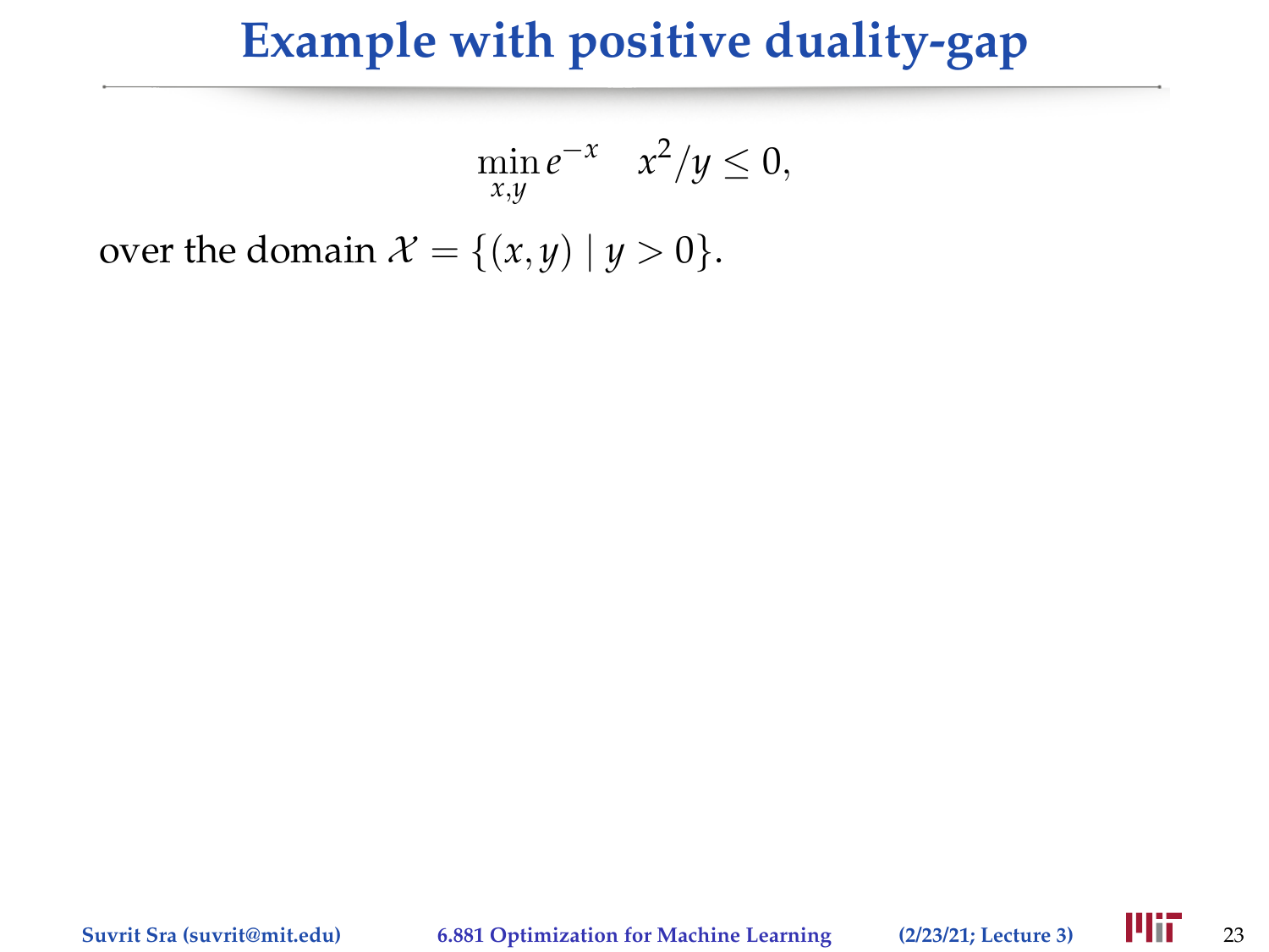# Example with positive duality-gap

$$\min_{x,y} e^{-x} \quad x^2/y \leq 0,$$

over the domain $\mathcal{X} = \{(x, y) \mid y > 0\}$.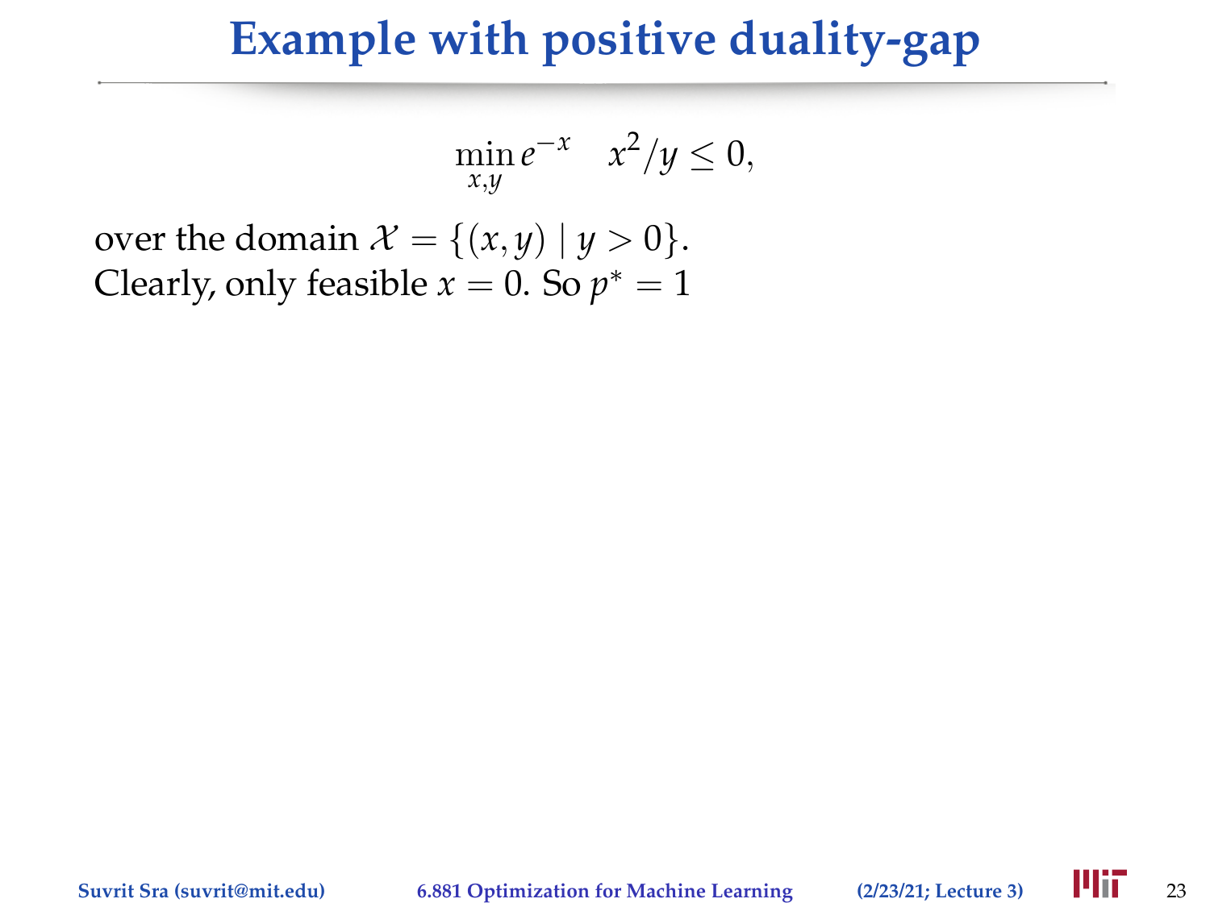# Example with positive duality-gap

$$\min_{x,y} e^{-x} \quad x^2/y \leq 0,$$

over the domain $\mathcal{X} = \{(x, y) \mid y > 0\}$.
Clearly, only feasible $x = 0$. So $p^* = 1$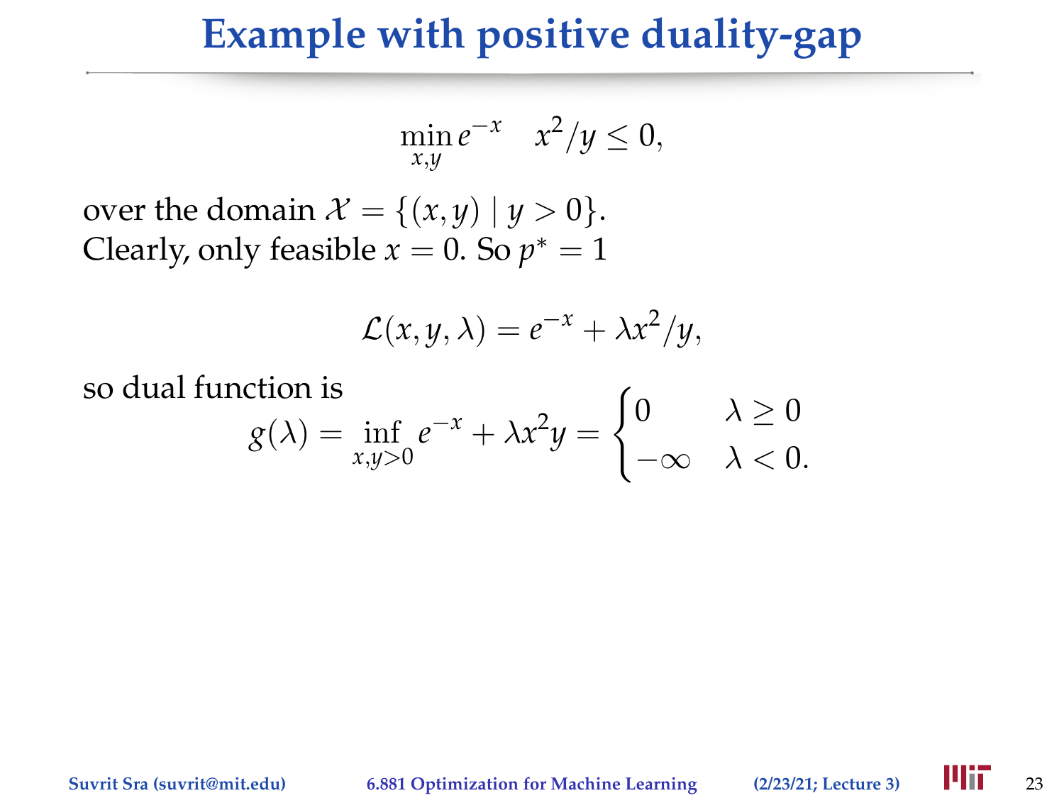# Example with positive duality-gap

$$\min_{x,y} e^{-x} \quad x^2/y \le 0,$$

over the domain $\mathcal{X} = \{(x, y) \mid y > 0\}$.
Clearly, only feasible $x = 0$. So $p^* = 1$

$$\mathcal{L}(x, y, \lambda) = e^{-x} + \lambda x^2/y,$$

so dual function is

$$g(\lambda) = \inf_{x,y>0} e^{-x} + \lambda x^2 y = \begin{cases} 0 & \lambda \ge 0 \\ -\infty & \lambda < 0. \end{cases}$$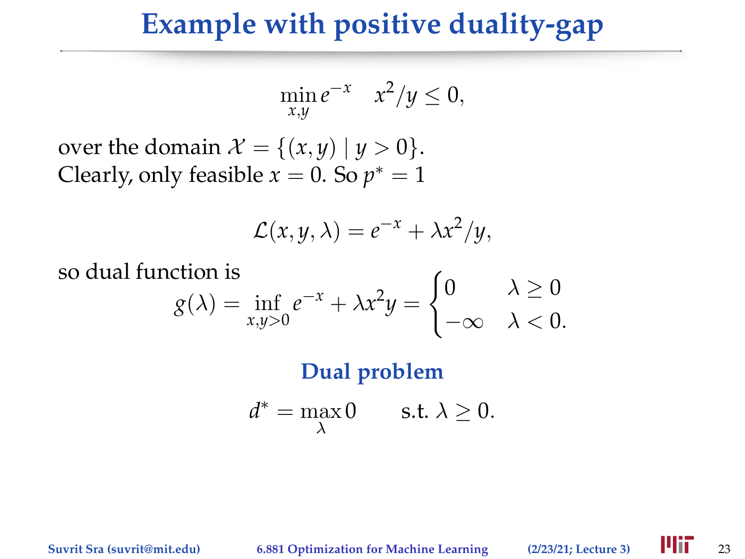# Example with positive duality-gap

$$\min_{x,y} e^{-x} \quad x^2/y \leq 0,$$

over the domain $\mathcal{X} = \{(x, y) \mid y > 0\}$.
Clearly, only feasible $x = 0$. So $p^* = 1$

$$\mathcal{L}(x, y, \lambda) = e^{-x} + \lambda x^2/y,$$

so dual function is

$$g(\lambda) = \inf_{x,y>0} e^{-x} + \lambda x^2 y = \begin{cases} 0 & \lambda \geq 0 \\ -\infty & \lambda < 0. \end{cases}$$

**Dual problem**

$$d^* = \max_{\lambda} 0 \qquad \text{s.t. } \lambda \geq 0.$$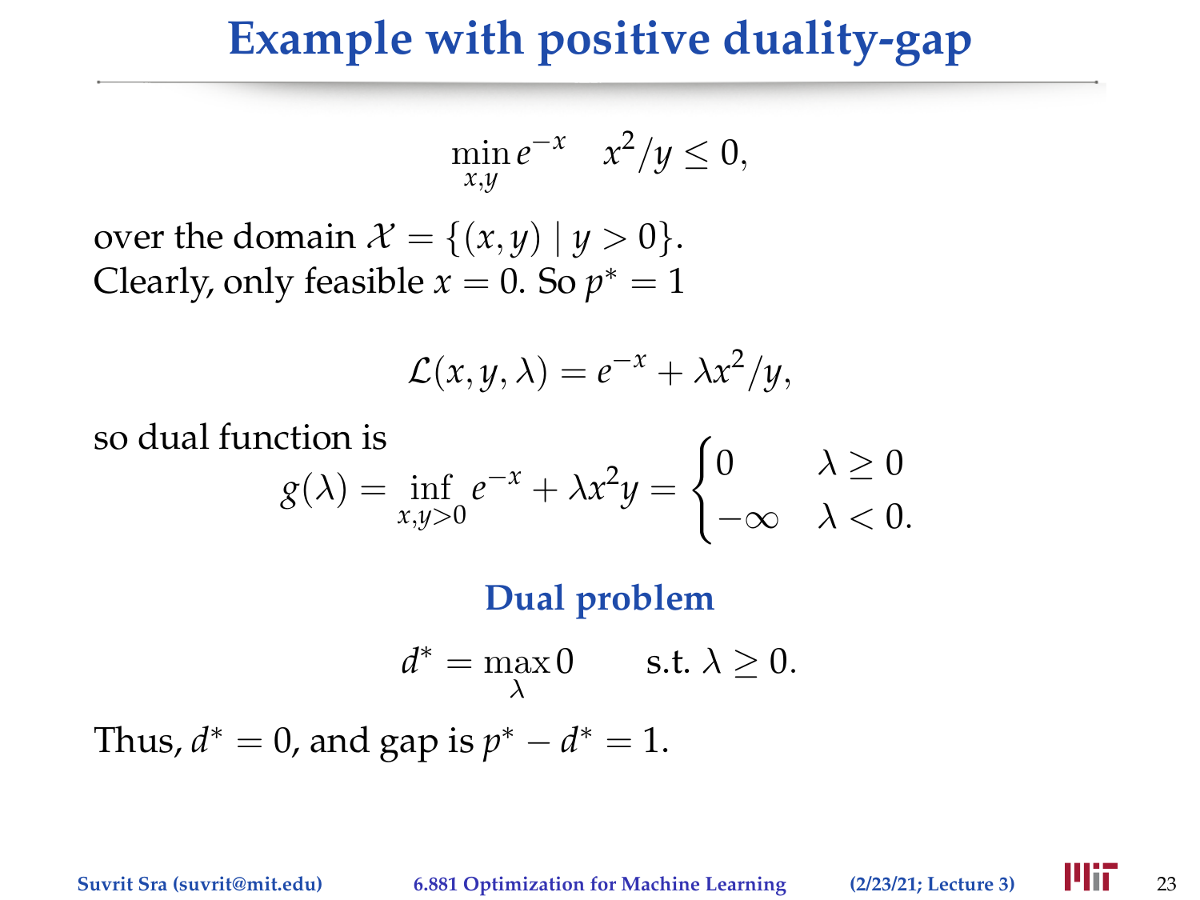# Example with positive duality-gap

$$\min_{x,y} e^{-x} \quad x^2/y \leq 0,$$

over the domain $\mathcal{X} = \{(x, y) \mid y > 0\}$.
Clearly, only feasible $x = 0$. So $p^* = 1$

$$\mathcal{L}(x, y, \lambda) = e^{-x} + \lambda x^2/y,$$

so dual function is

$$g(\lambda) = \inf_{x,y>0} e^{-x} + \lambda x^2 y = \begin{cases} 0 & \lambda \geq 0 \\ -\infty & \lambda < 0. \end{cases}$$

**Dual problem**

$$d^* = \max_{\lambda} 0 \qquad \text{s.t. } \lambda \geq 0.$$

Thus, $d^* = 0$, and gap is $p^* - d^* = 1$.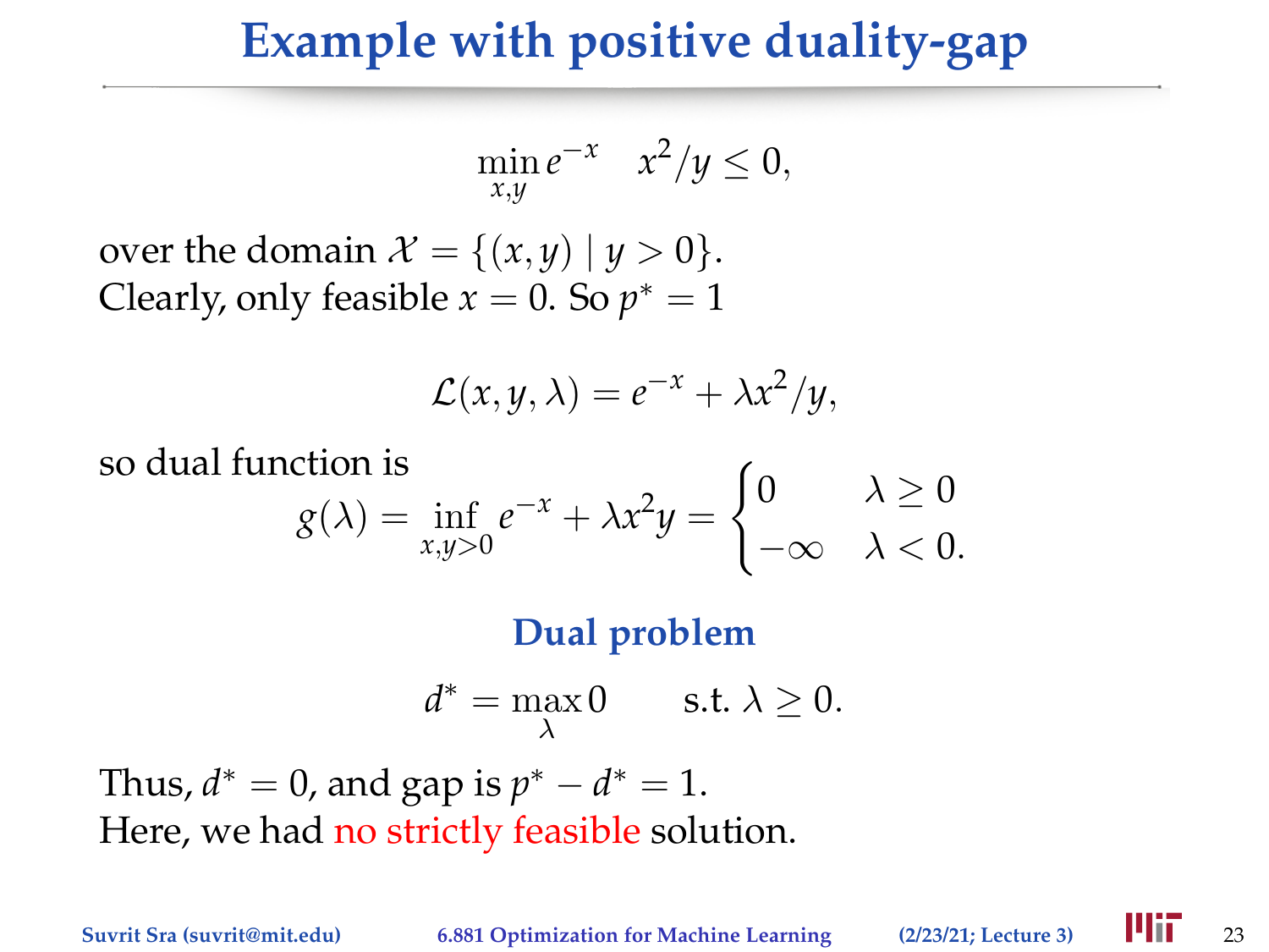# Example with positive duality-gap

$$\min_{x,y} e^{-x} \quad x^2/y \leq 0,$$

over the domain $\mathcal{X} = \{(x,y) \mid y > 0\}$.
Clearly, only feasible $x = 0$. So $p^* = 1$

$$\mathcal{L}(x,y,\lambda) = e^{-x} + \lambda x^2/y,$$

so dual function is

$$g(\lambda) = \inf_{x,y>0} e^{-x} + \lambda x^2 y = \begin{cases} 0 & \lambda \geq 0 \\ -\infty & \lambda < 0. \end{cases}$$

**Dual problem**

$$d^* = \max_{\lambda} 0 \qquad \text{s.t. } \lambda \geq 0.$$

Thus, $d^* = 0$, and gap is $p^* - d^* = 1$.
Here, we had no strictly feasible solution.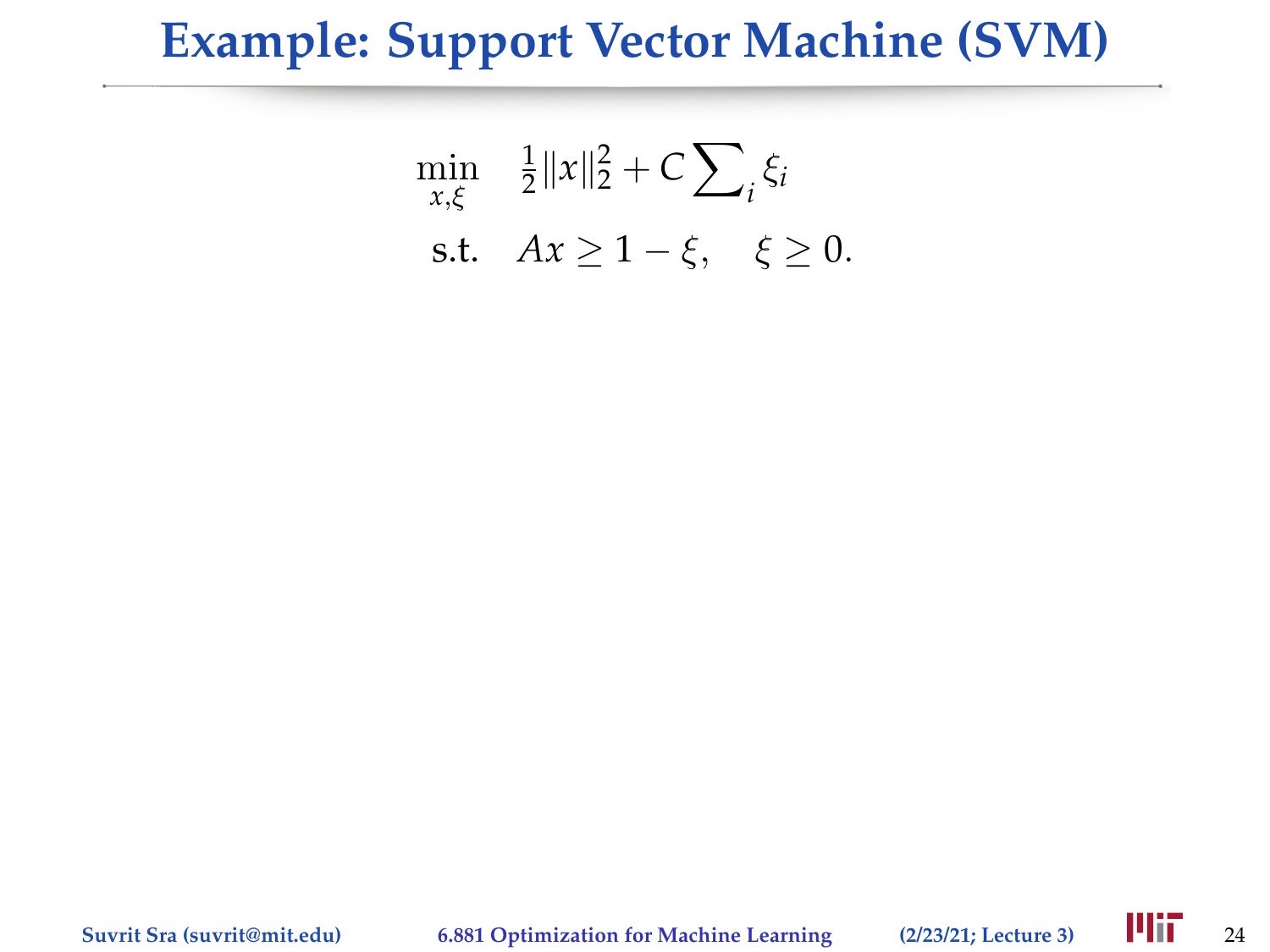# Example: Support Vector Machine (SVM)

$$
\begin{aligned}
\min_{x,\xi} \quad & \tfrac{1}{2}\|x\|_2^2 + C\sum\nolimits_i \xi_i \\
\text{s.t.} \quad & Ax \geq 1 - \xi, \quad \xi \geq 0.
\end{aligned}
$$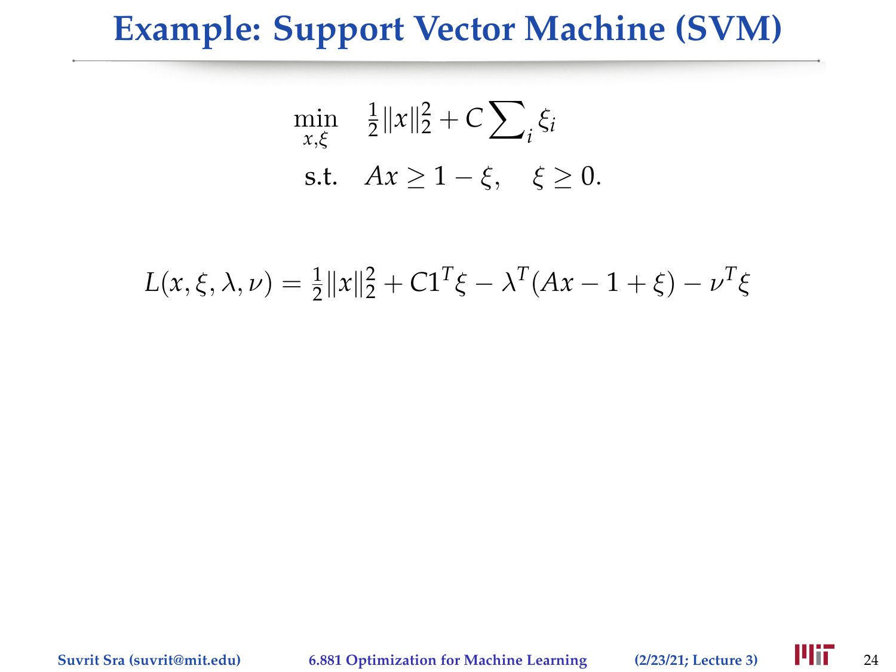# Example: Support Vector Machine (SVM)

$$
\begin{aligned}
\min_{x,\xi} \quad & \tfrac{1}{2}\|x\|_2^2 + C\sum\nolimits_i \xi_i \\
\text{s.t.} \quad & Ax \geq 1 - \xi, \quad \xi \geq 0.
\end{aligned}
$$

$$
L(x, \xi, \lambda, \nu) = \tfrac{1}{2}\|x\|_2^2 + C1^T\xi - \lambda^T(Ax - 1 + \xi) - \nu^T\xi
$$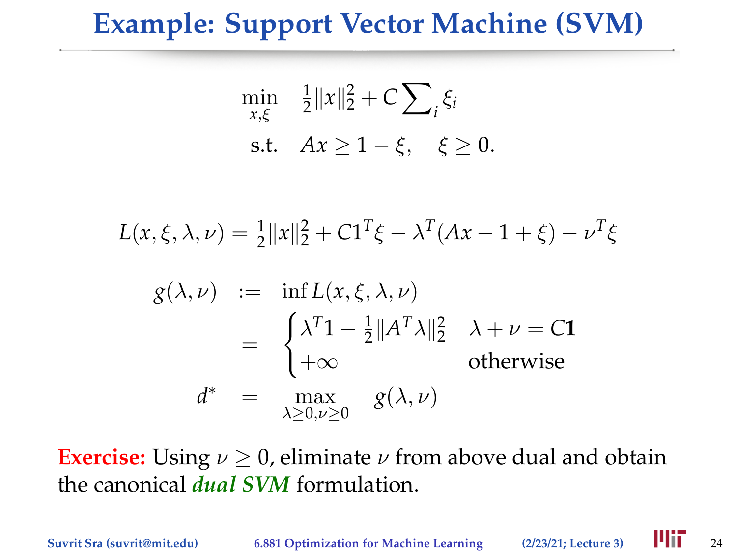# Example: Support Vector Machine (SVM)

$$
\begin{aligned}
\min_{x,\xi} \quad & \tfrac{1}{2}\|x\|_2^2 + C\sum\nolimits_i \xi_i \\
\text{s.t.} \quad & Ax \geq 1 - \xi, \quad \xi \geq 0.
\end{aligned}
$$

$$
L(x, \xi, \lambda, \nu) = \tfrac{1}{2}\|x\|_2^2 + C1^T\xi - \lambda^T(Ax - 1 + \xi) - \nu^T\xi
$$

$$
\begin{aligned}
g(\lambda, \nu) \quad &:= \quad \inf L(x, \xi, \lambda, \nu) \\
&= \quad \begin{cases} \lambda^T\mathbf{1} - \tfrac{1}{2}\|A^T\lambda\|_2^2 & \lambda + \nu = C\mathbf{1} \\ +\infty & \text{otherwise} \end{cases} \\
d^* \quad &= \quad \max_{\lambda \geq 0, \nu \geq 0} \quad g(\lambda, \nu)
\end{aligned}
$$

**Exercise:** Using $\nu \geq 0$, eliminate $\nu$ from above dual and obtain the canonical ***dual SVM*** formulation.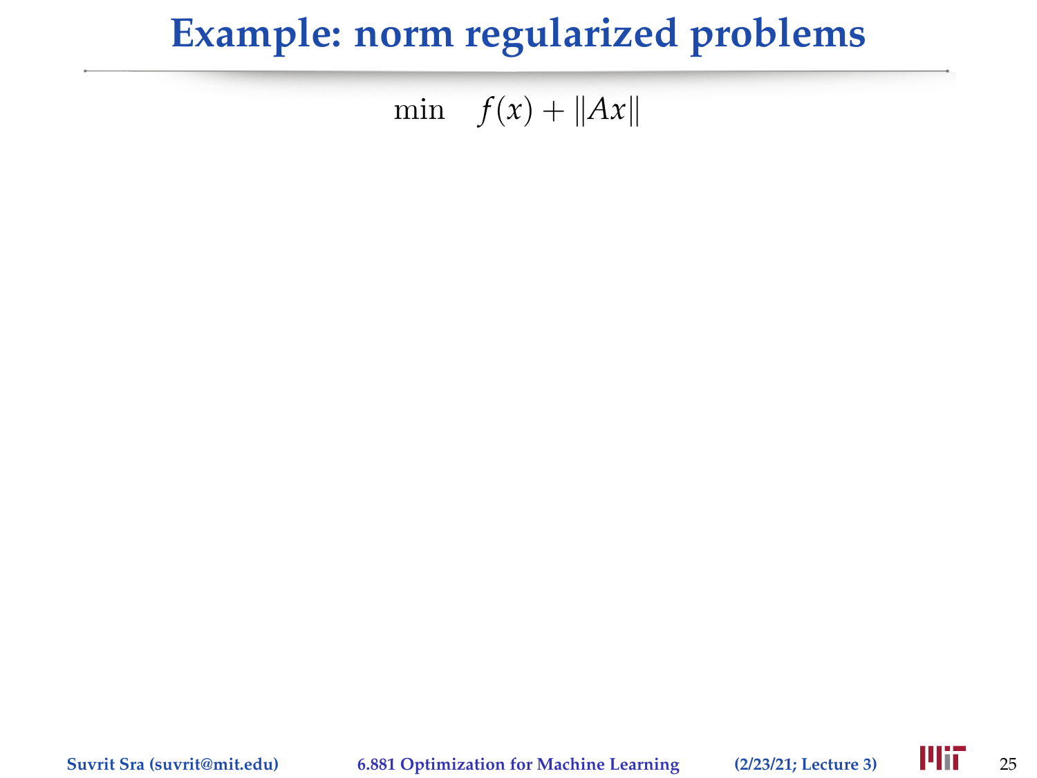# Example: norm regularized problems

$$\min \quad f(x) + \|Ax\|$$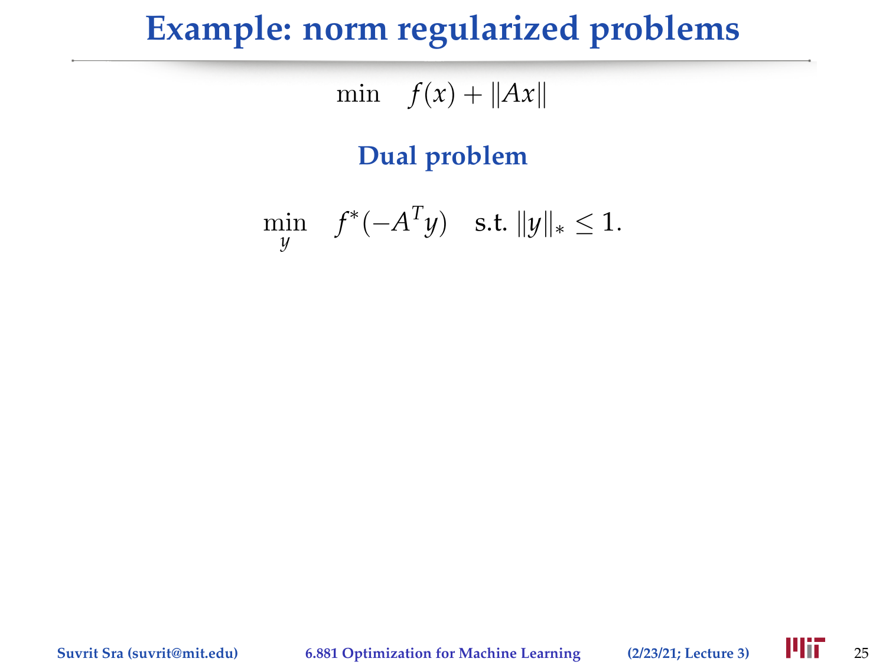# Example: norm regularized problems

$$\min \quad f(x) + \|Ax\|$$

### Dual problem

$$\min_{y} \quad f^*(-A^T y) \quad \text{s.t. } \|y\|_* \leq 1.$$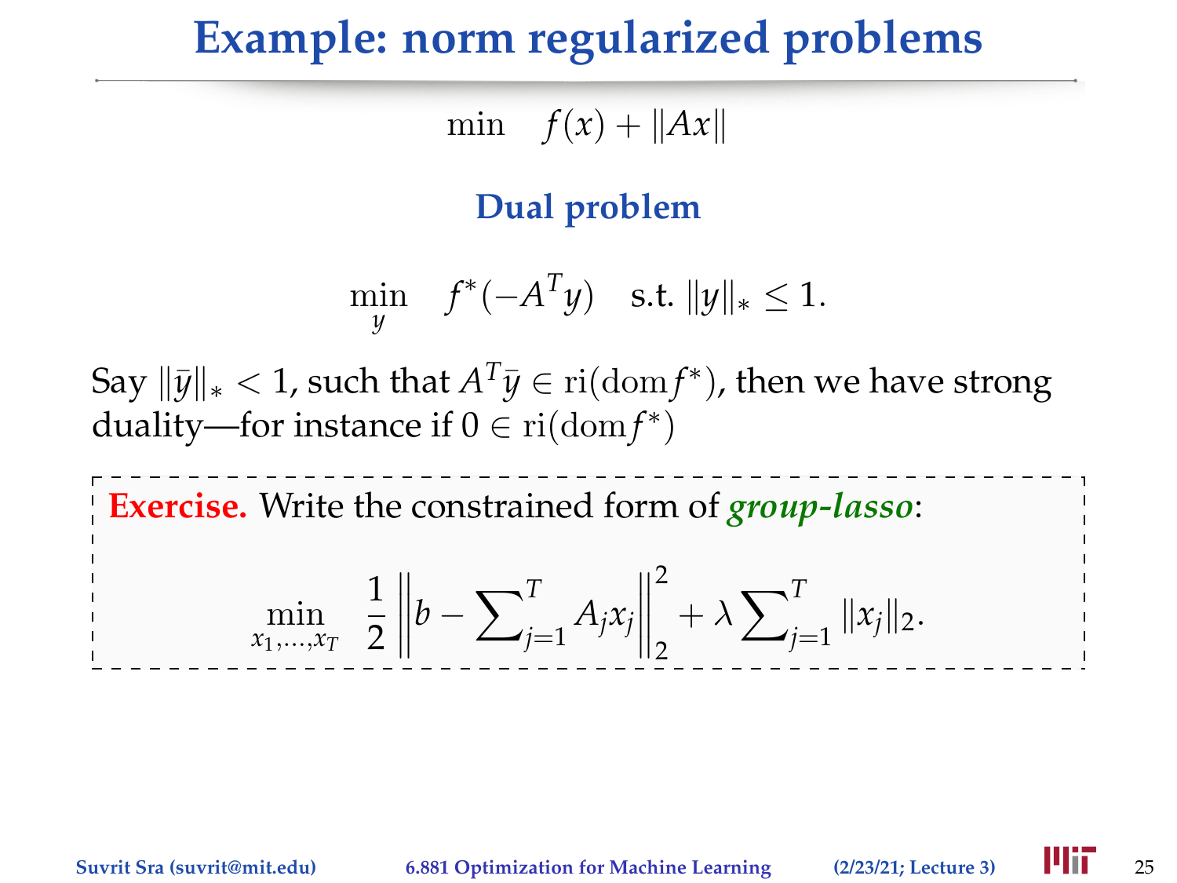# Example: norm regularized problems

$$\min \quad f(x) + \|Ax\|$$

**Dual problem**

$$\min_{y} \quad f^*(-A^T y) \quad \text{s.t. } \|y\|_* \leq 1.$$

Say $\|\bar{y}\|_* < 1$, such that $A^T\bar{y} \in \operatorname{ri}(\operatorname{dom} f^*)$, then we have strong duality—for instance if $0 \in \operatorname{ri}(\operatorname{dom} f^*)$

**Exercise.** Write the constrained form of ***group-lasso***:

$$\min_{x_1,\ldots,x_T} \quad \frac{1}{2}\left\| b - \sum\nolimits_{j=1}^{T} A_j x_j \right\|_2^2 + \lambda \sum\nolimits_{j=1}^{T} \|x_j\|_2.$$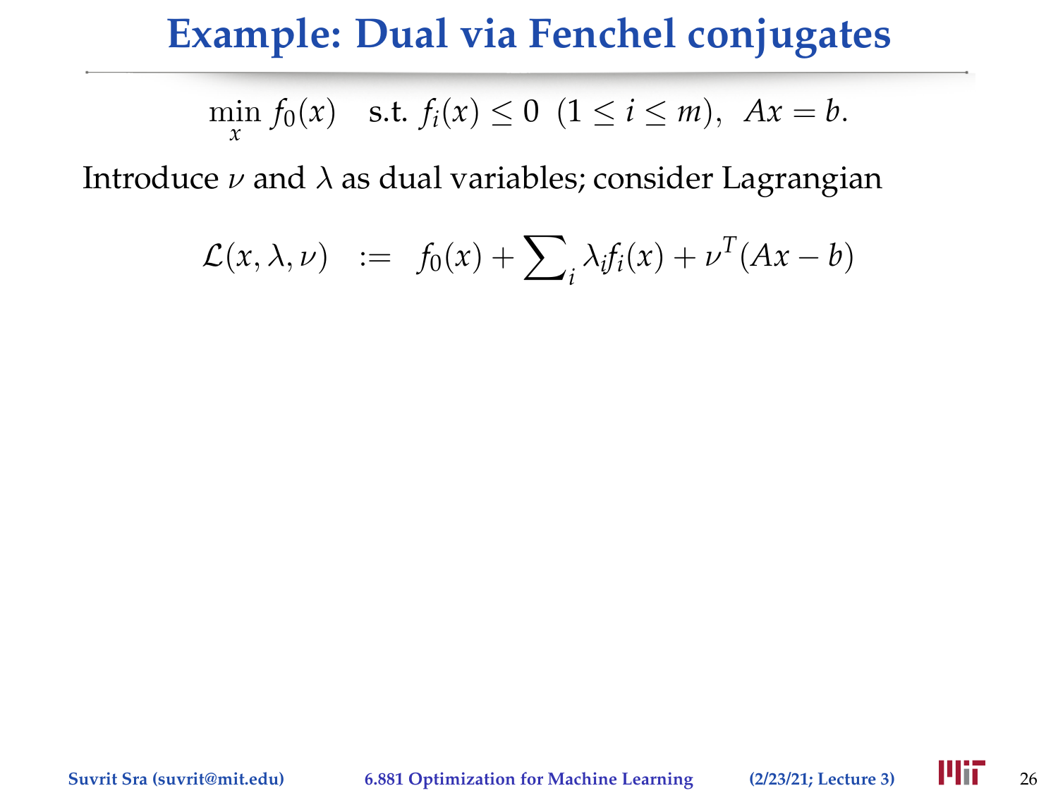# Example: Dual via Fenchel conjugates

$$\min_x f_0(x) \quad \text{s.t. } f_i(x) \leq 0 \ \ (1 \leq i \leq m), \ \ Ax = b.$$

Introduce $\nu$ and $\lambda$ as dual variables; consider Lagrangian

$$\mathcal{L}(x, \lambda, \nu) \ \ := \ \ f_0(x) + \sum\nolimits_i \lambda_i f_i(x) + \nu^T(Ax - b)$$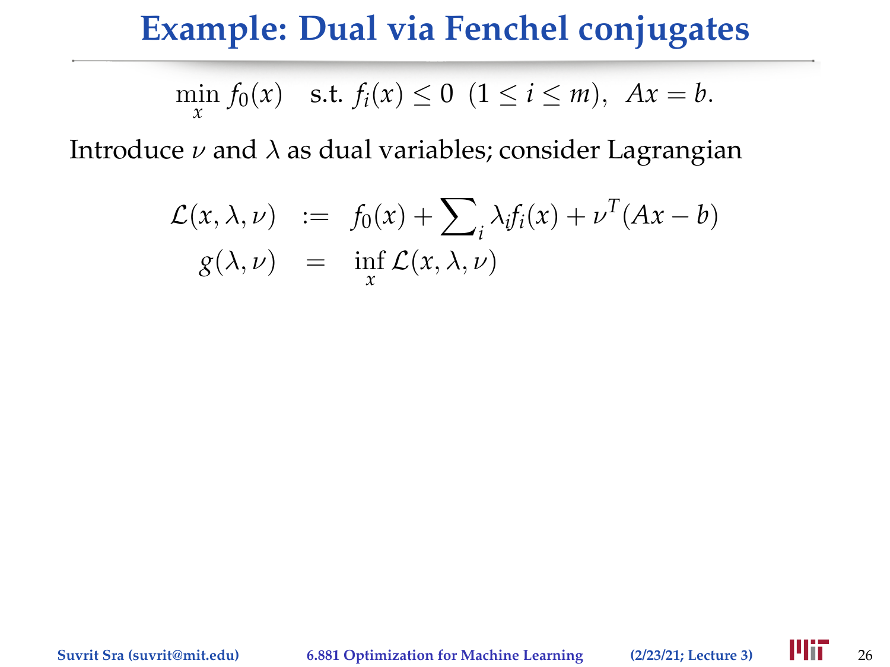# Example: Dual via Fenchel conjugates

$$\min_x f_0(x) \quad \text{s.t. } f_i(x) \leq 0 \;\; (1 \leq i \leq m), \;\; Ax = b.$$

Introduce $\nu$ and $\lambda$ as dual variables; consider Lagrangian

$$\begin{aligned}
\mathcal{L}(x, \lambda, \nu) &:= f_0(x) + \sum\nolimits_i \lambda_i f_i(x) + \nu^T(Ax - b) \\
g(\lambda, \nu) &= \inf_x \mathcal{L}(x, \lambda, \nu)
\end{aligned}$$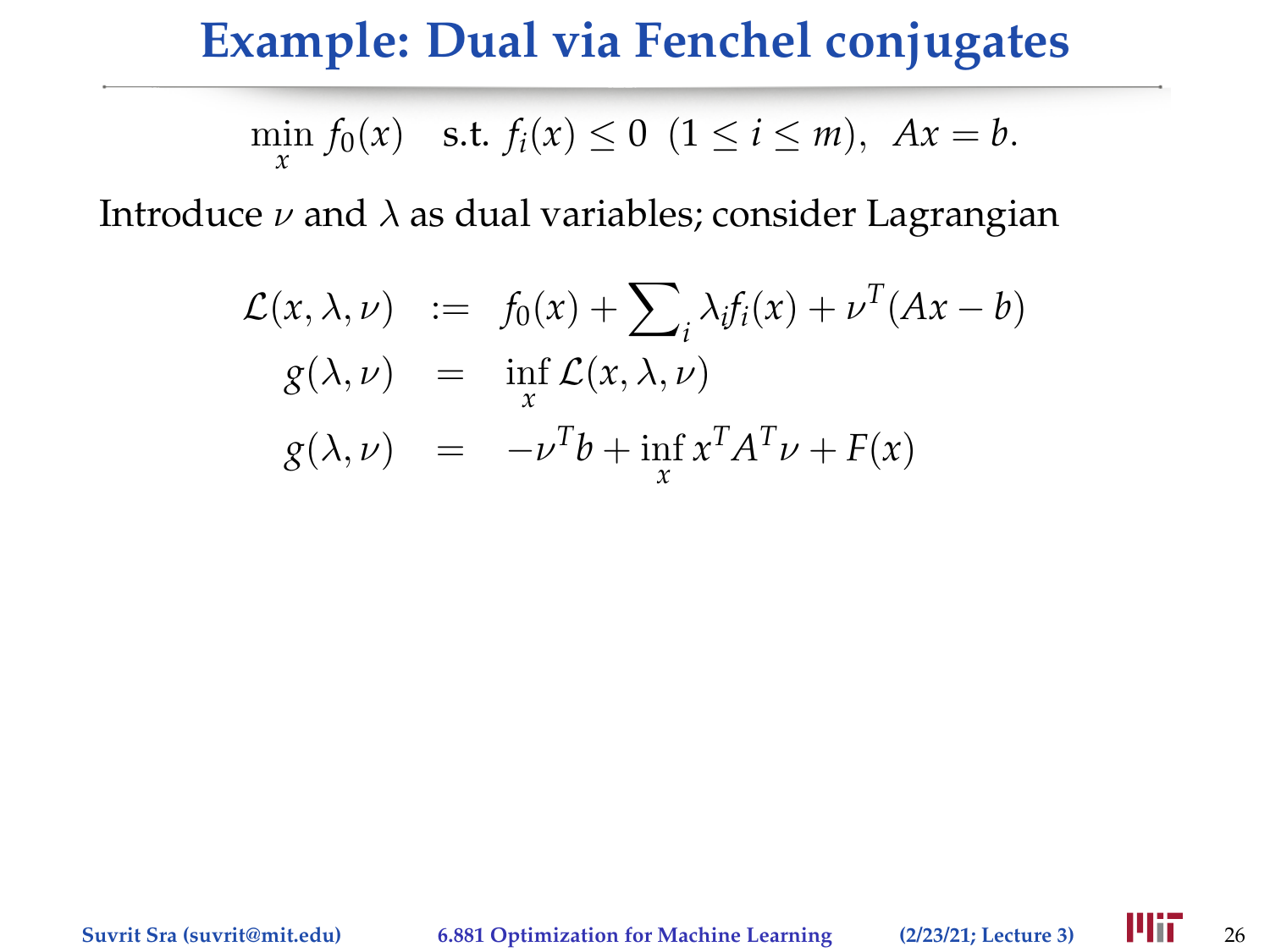# Example: Dual via Fenchel conjugates

$$\min_x f_0(x) \quad \text{s.t. } f_i(x) \leq 0 \ \ (1 \leq i \leq m), \ \ Ax = b.$$

Introduce $\nu$ and $\lambda$ as dual variables; consider Lagrangian

$$\begin{aligned}
\mathcal{L}(x, \lambda, \nu) &:= f_0(x) + \sum\nolimits_i \lambda_i f_i(x) + \nu^T(Ax - b) \\
g(\lambda, \nu) &= \inf_x \mathcal{L}(x, \lambda, \nu) \\
g(\lambda, \nu) &= -\nu^T b + \inf_x x^T A^T \nu + F(x)
\end{aligned}$$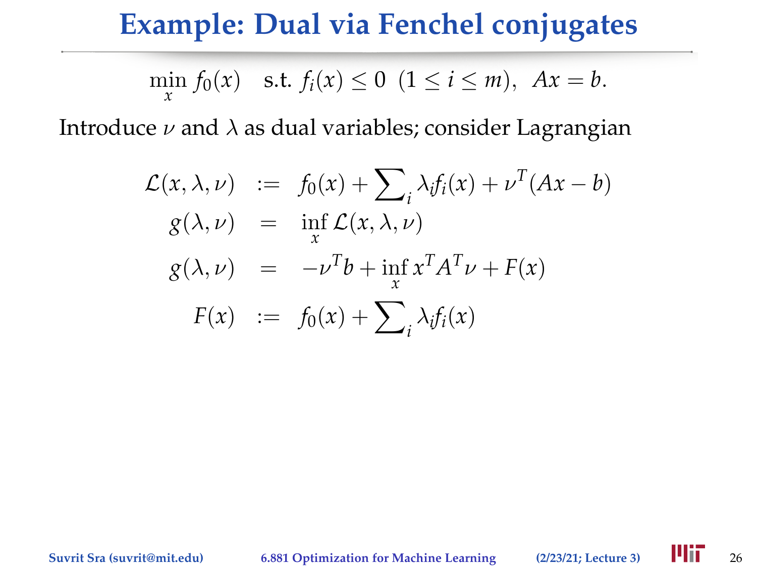# Example: Dual via Fenchel conjugates

$$\min_x f_0(x) \quad \text{s.t. } f_i(x) \le 0 \;\; (1 \le i \le m), \;\; Ax = b.$$

Introduce $\nu$ and $\lambda$ as dual variables; consider Lagrangian

$$
\begin{aligned}
\mathcal{L}(x, \lambda, \nu) &:= f_0(x) + \sum\nolimits_i \lambda_i f_i(x) + \nu^T(Ax - b) \\
g(\lambda, \nu) &= \inf_x \mathcal{L}(x, \lambda, \nu) \\
g(\lambda, \nu) &= -\nu^T b + \inf_x x^T A^T \nu + F(x) \\
F(x) &:= f_0(x) + \sum\nolimits_i \lambda_i f_i(x)
\end{aligned}
$$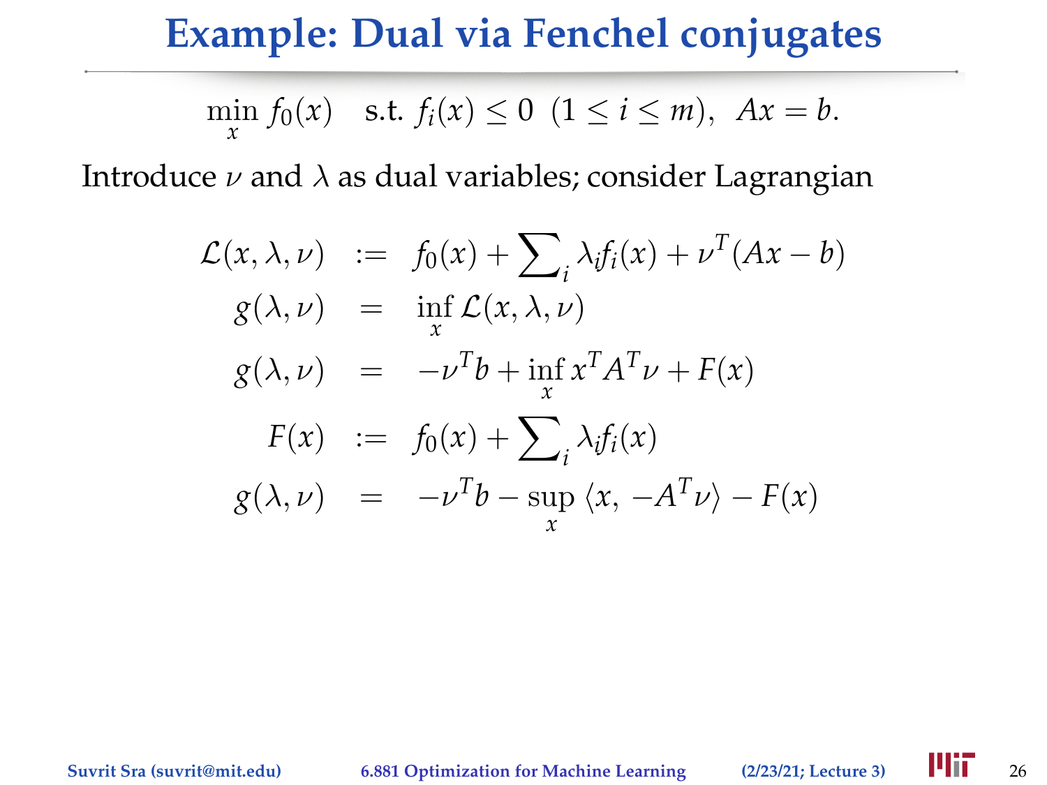# Example: Dual via Fenchel conjugates

$$\min_x f_0(x) \quad \text{s.t. } f_i(x) \leq 0 \ \ (1 \leq i \leq m), \ \ Ax = b.$$

Introduce $\nu$ and $\lambda$ as dual variables; consider Lagrangian

$$
\begin{aligned}
\mathcal{L}(x, \lambda, \nu) &:= f_0(x) + \sum\nolimits_i \lambda_i f_i(x) + \nu^T(Ax - b) \\
g(\lambda, \nu) &= \inf_x \mathcal{L}(x, \lambda, \nu) \\
g(\lambda, \nu) &= -\nu^T b + \inf_x x^T A^T \nu + F(x) \\
F(x) &:= f_0(x) + \sum\nolimits_i \lambda_i f_i(x) \\
g(\lambda, \nu) &= -\nu^T b - \sup_x \langle x, \, -A^T \nu \rangle - F(x)
\end{aligned}
$$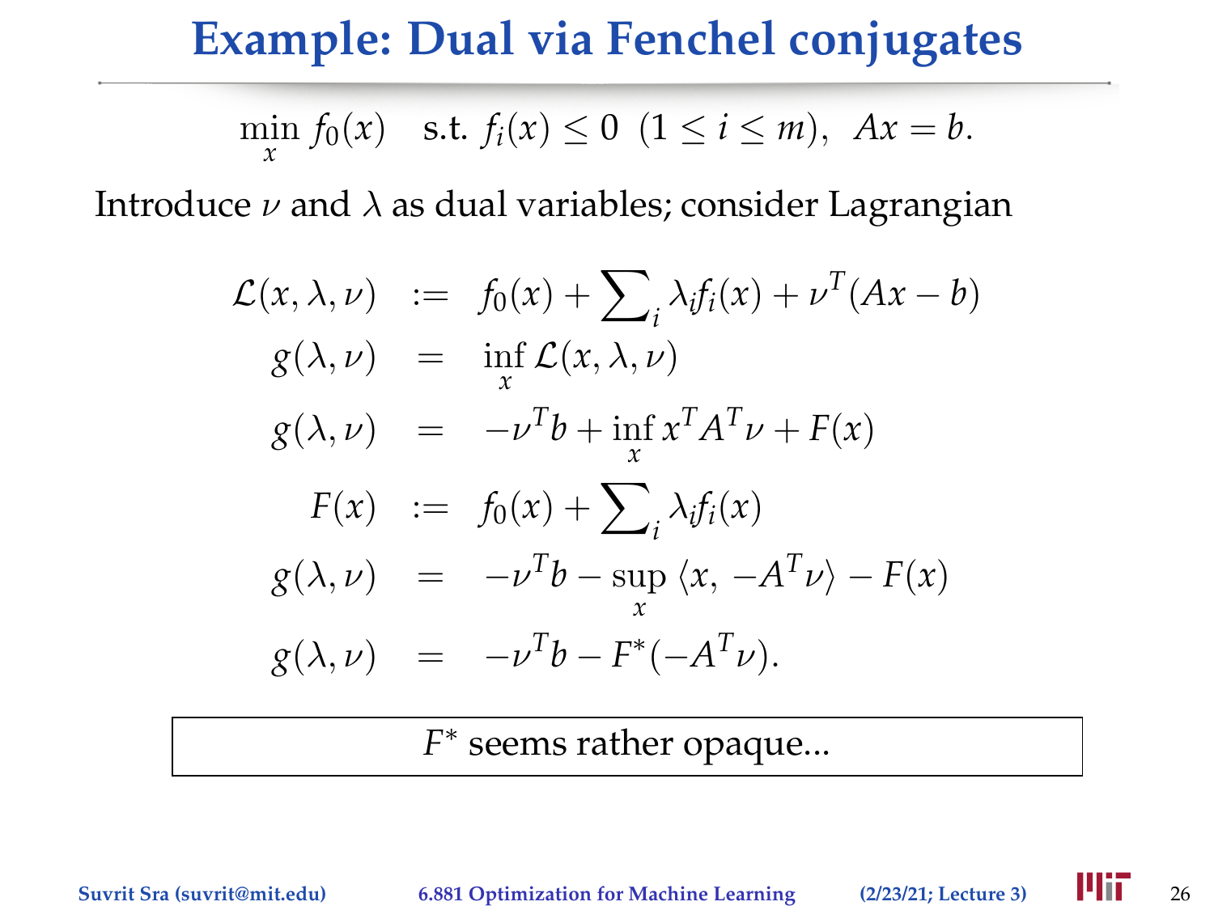# Example: Dual via Fenchel conjugates

$$\min_x \; f_0(x) \quad \text{s.t. } f_i(x) \le 0 \;\; (1 \le i \le m), \;\; Ax = b.$$

Introduce $\nu$ and $\lambda$ as dual variables; consider Lagrangian

$$
\begin{aligned}
\mathcal{L}(x, \lambda, \nu) &:= f_0(x) + \sum\nolimits_i \lambda_i f_i(x) + \nu^T(Ax - b) \\
g(\lambda, \nu) &= \inf_x \mathcal{L}(x, \lambda, \nu) \\
g(\lambda, \nu) &= -\nu^T b + \inf_x x^T A^T \nu + F(x) \\
F(x) &:= f_0(x) + \sum\nolimits_i \lambda_i f_i(x) \\
g(\lambda, \nu) &= -\nu^T b - \sup_x \langle x, \, -A^T \nu \rangle - F(x) \\
g(\lambda, \nu) &= -\nu^T b - F^*(-A^T \nu).
\end{aligned}
$$

$F^*$ seems rather opaque...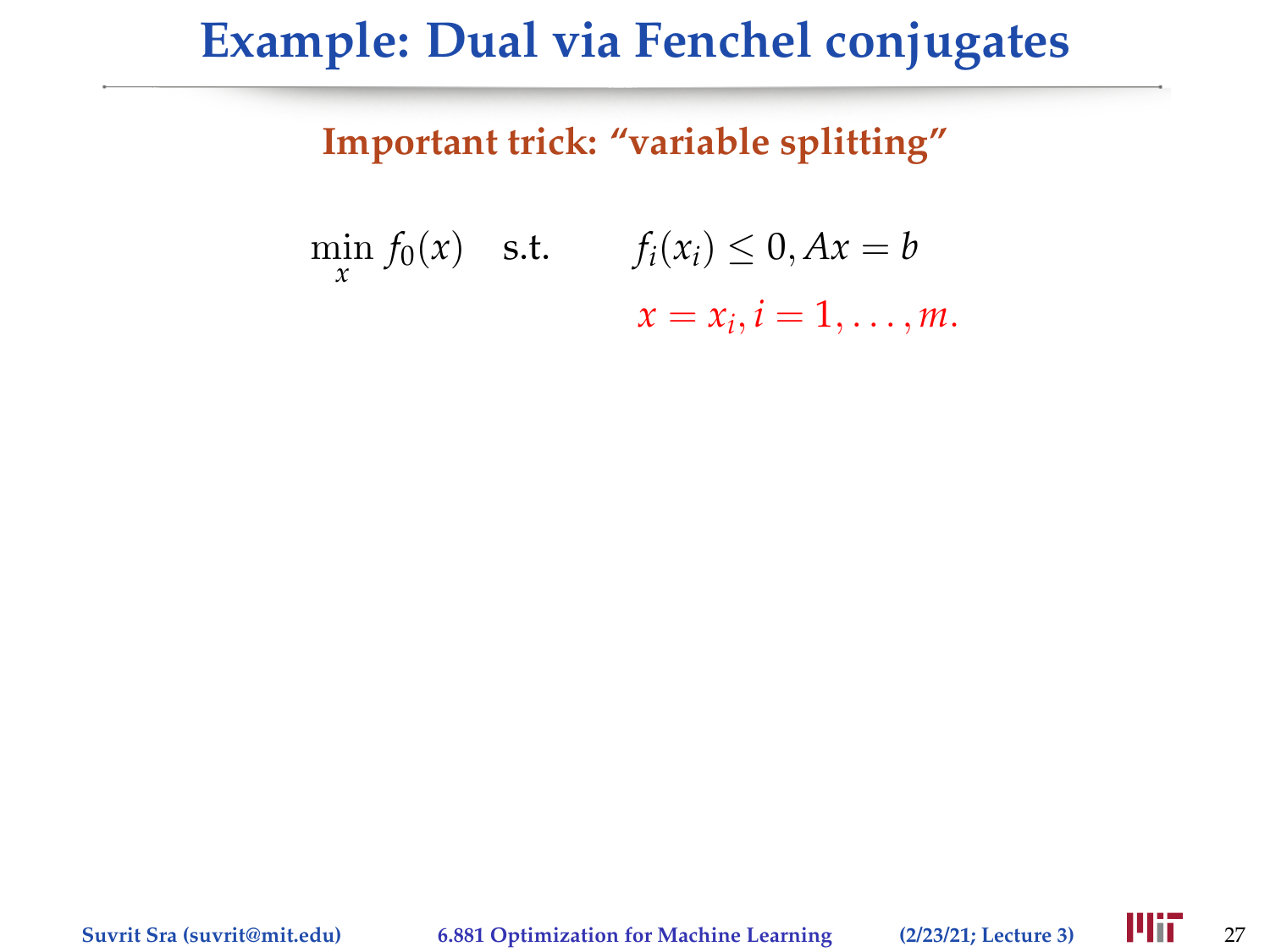# Example: Dual via Fenchel conjugates

**Important trick: "variable splitting"**

$$\min_x f_0(x) \quad \text{s.t.} \quad f_i(x_i) \leq 0, Ax = b$$
$$x = x_i, i = 1, \ldots, m.$$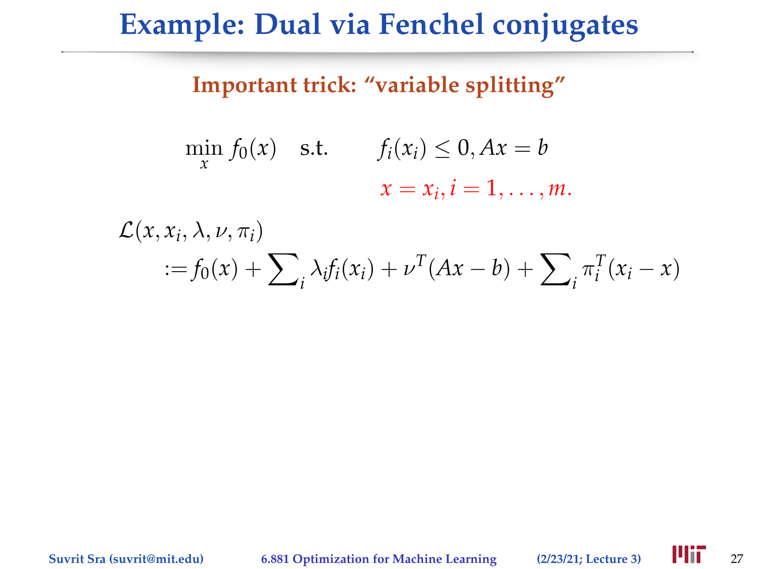# Example: Dual via Fenchel conjugates

**Important trick: "variable splitting"**

$$
\min_x \; f_0(x) \quad \text{s.t.} \quad f_i(x_i) \leq 0, Ax = b
$$
$$
x = x_i, i = 1, \ldots, m.
$$

$$
\begin{aligned}
&\mathcal{L}(x, x_i, \lambda, \nu, \pi_i) \\
&\quad := f_0(x) + \sum\nolimits_i \lambda_i f_i(x_i) + \nu^T(Ax - b) + \sum\nolimits_i \pi_i^T(x_i - x)
\end{aligned}
$$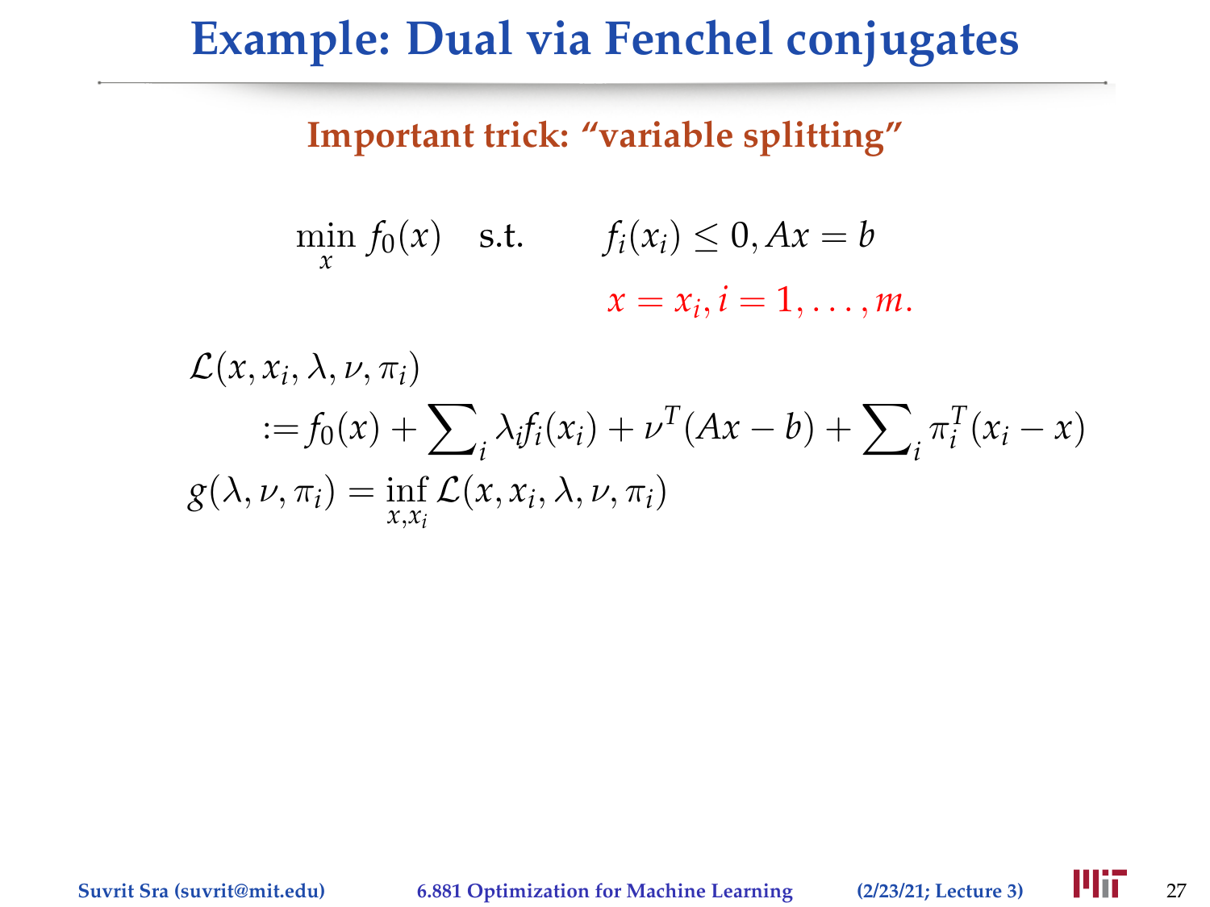# Example: Dual via Fenchel conjugates

**Important trick: "variable splitting"**

$$\min_x \; f_0(x) \quad \text{s.t.} \qquad f_i(x_i) \leq 0, Ax = b$$
$$x = x_i, i = 1, \ldots, m.$$

$$\mathcal{L}(x, x_i, \lambda, \nu, \pi_i)$$
$$:= f_0(x) + \sum\nolimits_i \lambda_i f_i(x_i) + \nu^T(Ax - b) + \sum\nolimits_i \pi_i^T(x_i - x)$$
$$g(\lambda, \nu, \pi_i) = \inf_{x, x_i} \mathcal{L}(x, x_i, \lambda, \nu, \pi_i)$$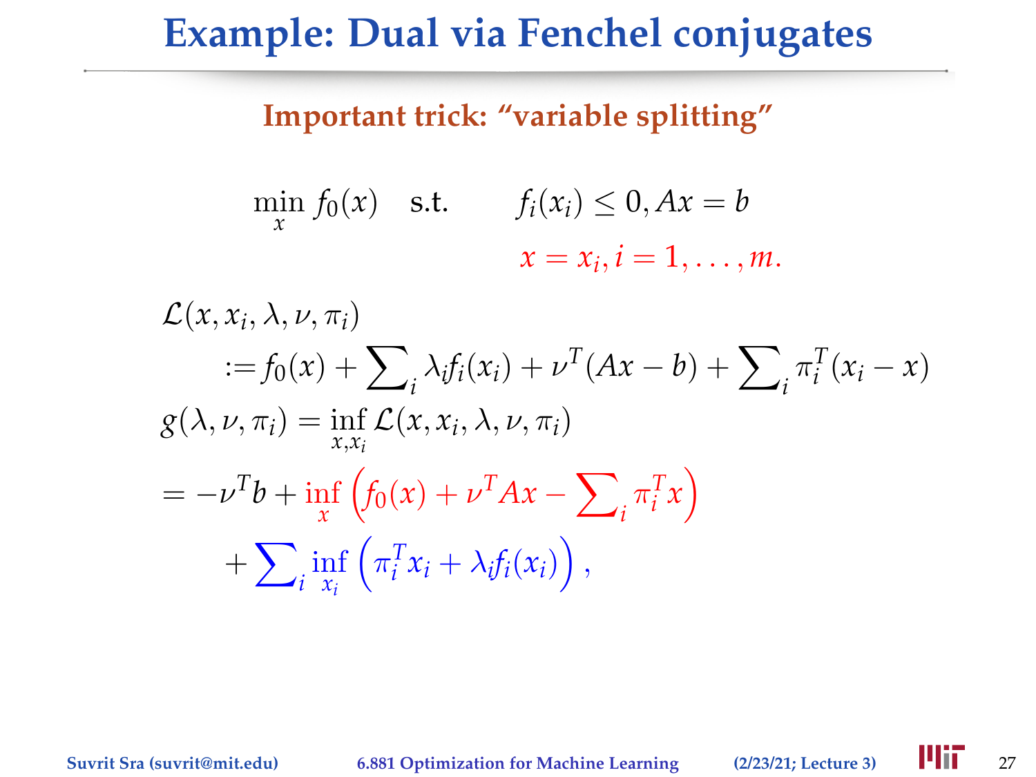# Example: Dual via Fenchel conjugates

**Important trick: "variable splitting"**

$$
\min_x f_0(x) \quad \text{s.t.} \quad f_i(x_i) \le 0, Ax = b
$$
$$
x = x_i, i = 1, \ldots, m.
$$

$$
\begin{aligned}
&\mathcal{L}(x, x_i, \lambda, \nu, \pi_i) \\
&\quad := f_0(x) + \sum\nolimits_i \lambda_i f_i(x_i) + \nu^T(Ax - b) + \sum\nolimits_i \pi_i^T(x_i - x) \\
&g(\lambda, \nu, \pi_i) = \inf_{x, x_i} \mathcal{L}(x, x_i, \lambda, \nu, \pi_i) \\
&= -\nu^T b + \inf_x \left( f_0(x) + \nu^T A x - \sum\nolimits_i \pi_i^T x \right) \\
&\quad + \sum\nolimits_i \inf_{x_i} \left( \pi_i^T x_i + \lambda_i f_i(x_i) \right),
\end{aligned}
$$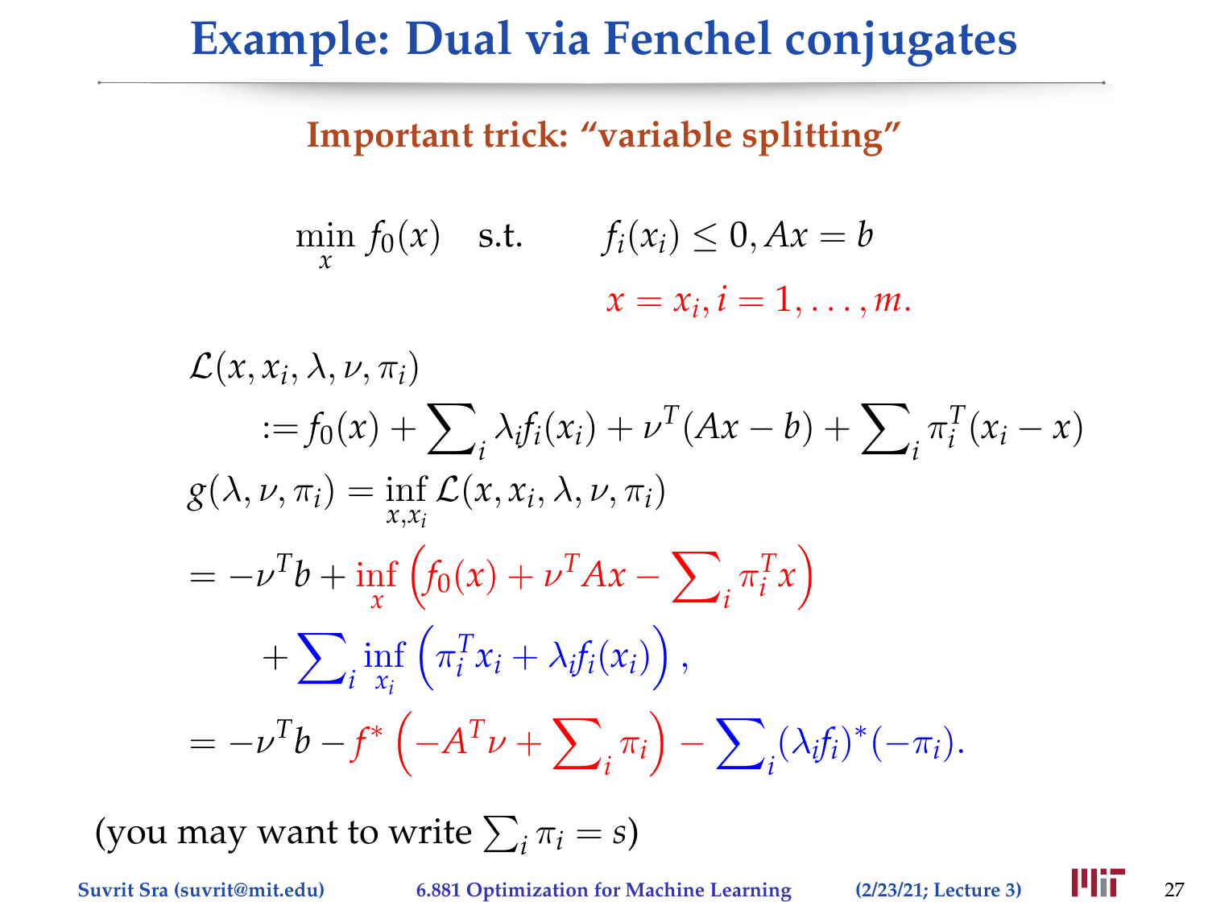# Example: Dual via Fenchel conjugates

**Important trick: "variable splitting"**

$$\min_x f_0(x) \quad \text{s.t.} \quad f_i(x_i) \le 0, Ax = b$$
$$x = x_i, i = 1, \ldots, m.$$

$$\mathcal{L}(x, x_i, \lambda, \nu, \pi_i)$$
$$:= f_0(x) + \sum\nolimits_i \lambda_i f_i(x_i) + \nu^T(Ax - b) + \sum\nolimits_i \pi_i^T(x_i - x)$$
$$g(\lambda, \nu, \pi_i) = \inf_{x, x_i} \mathcal{L}(x, x_i, \lambda, \nu, \pi_i)$$
$$= -\nu^T b + \inf_x \left( f_0(x) + \nu^T A x - \sum\nolimits_i \pi_i^T x \right)$$
$$+ \sum\nolimits_i \inf_{x_i} \left( \pi_i^T x_i + \lambda_i f_i(x_i) \right),$$
$$= -\nu^T b - f^* \left( -A^T \nu + \sum\nolimits_i \pi_i \right) - \sum\nolimits_i (\lambda_i f_i)^*(-\pi_i).$$

(you may want to write $\sum_i \pi_i = s$)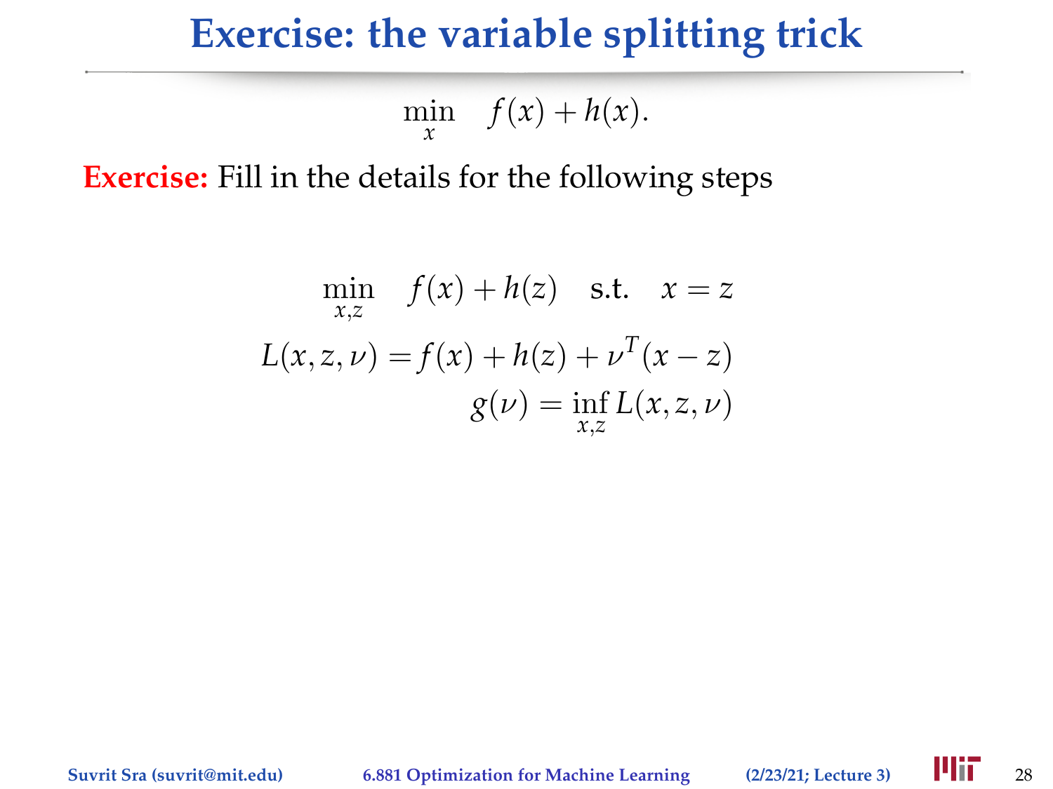# Exercise: the variable splitting trick

$$\min_{x} \quad f(x) + h(x).$$

**Exercise:** Fill in the details for the following steps

$$\min_{x,z} \quad f(x) + h(z) \quad \text{s.t.} \quad x = z$$

$$L(x, z, \nu) = f(x) + h(z) + \nu^T(x - z)$$

$$g(\nu) = \inf_{x,z} L(x, z, \nu)$$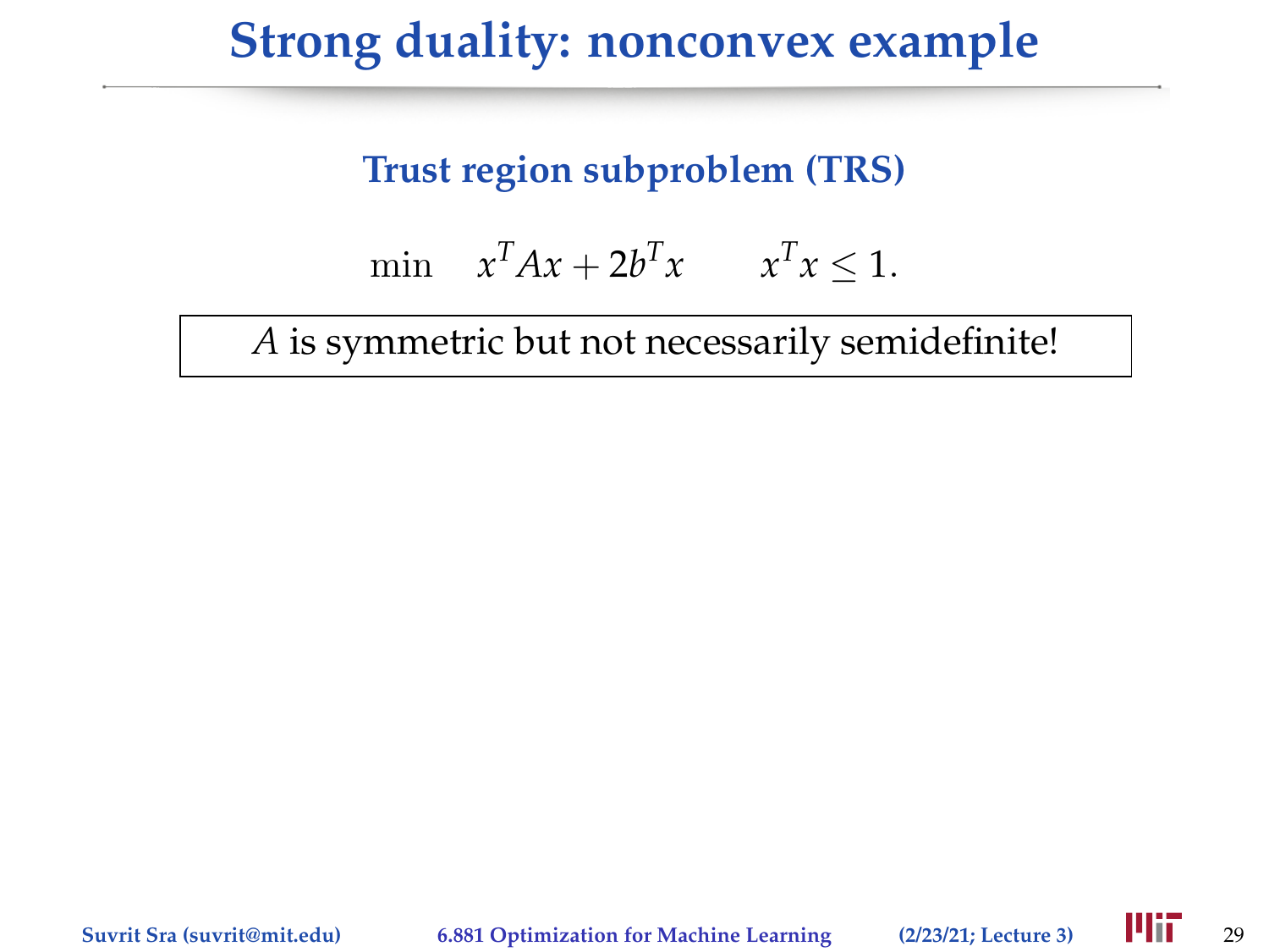# Strong duality: nonconvex example

### Trust region subproblem (TRS)

$$\min \quad x^T A x + 2b^T x \qquad x^T x \leq 1.$$

| $A$ is symmetric but not necessarily semidefinite! |
|---|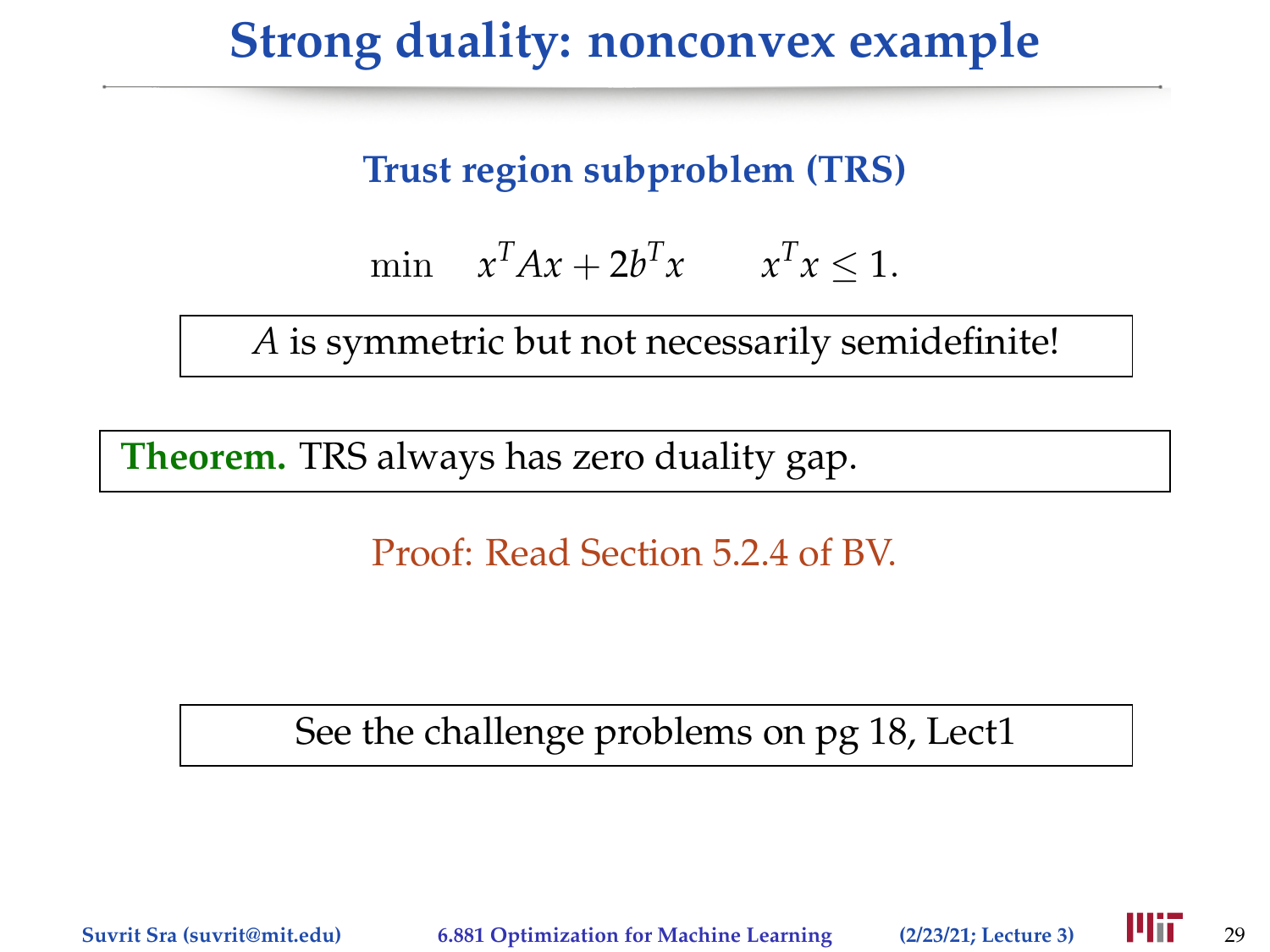# Strong duality: nonconvex example

### Trust region subproblem (TRS)

$$\min \quad x^T A x + 2b^T x \qquad x^T x \leq 1.$$

$A$ is symmetric but not necessarily semidefinite!

**Theorem.** TRS always has zero duality gap.

Proof: Read Section 5.2.4 of BV.

See the challenge problems on pg 18, Lect1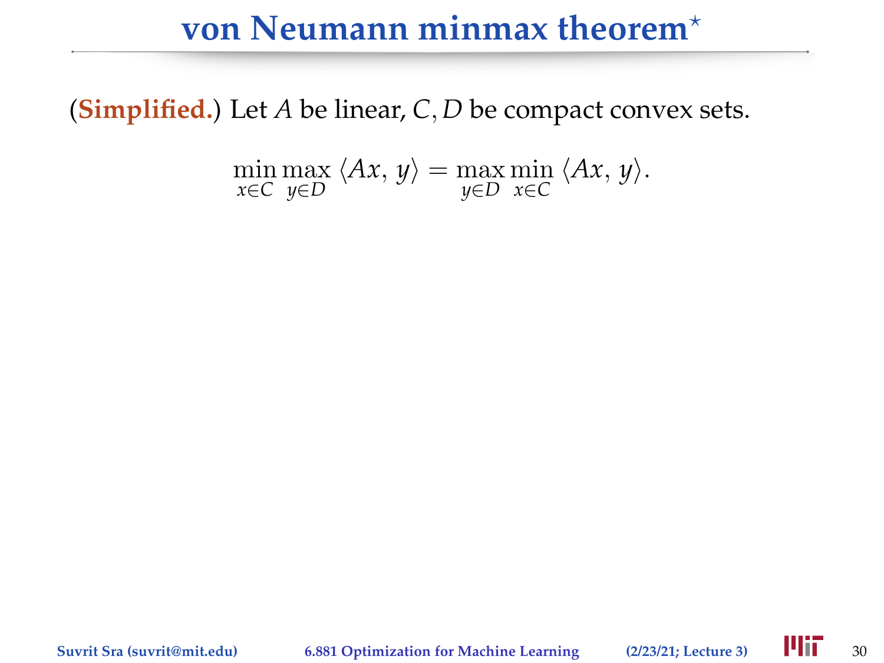# von Neumann minmax theorem*

(**Simplified.**) Let $A$ be linear, $C, D$ be compact convex sets.

$$\min_{x \in C} \max_{y \in D} \langle Ax, y \rangle = \max_{y \in D} \min_{x \in C} \langle Ax, y \rangle.$$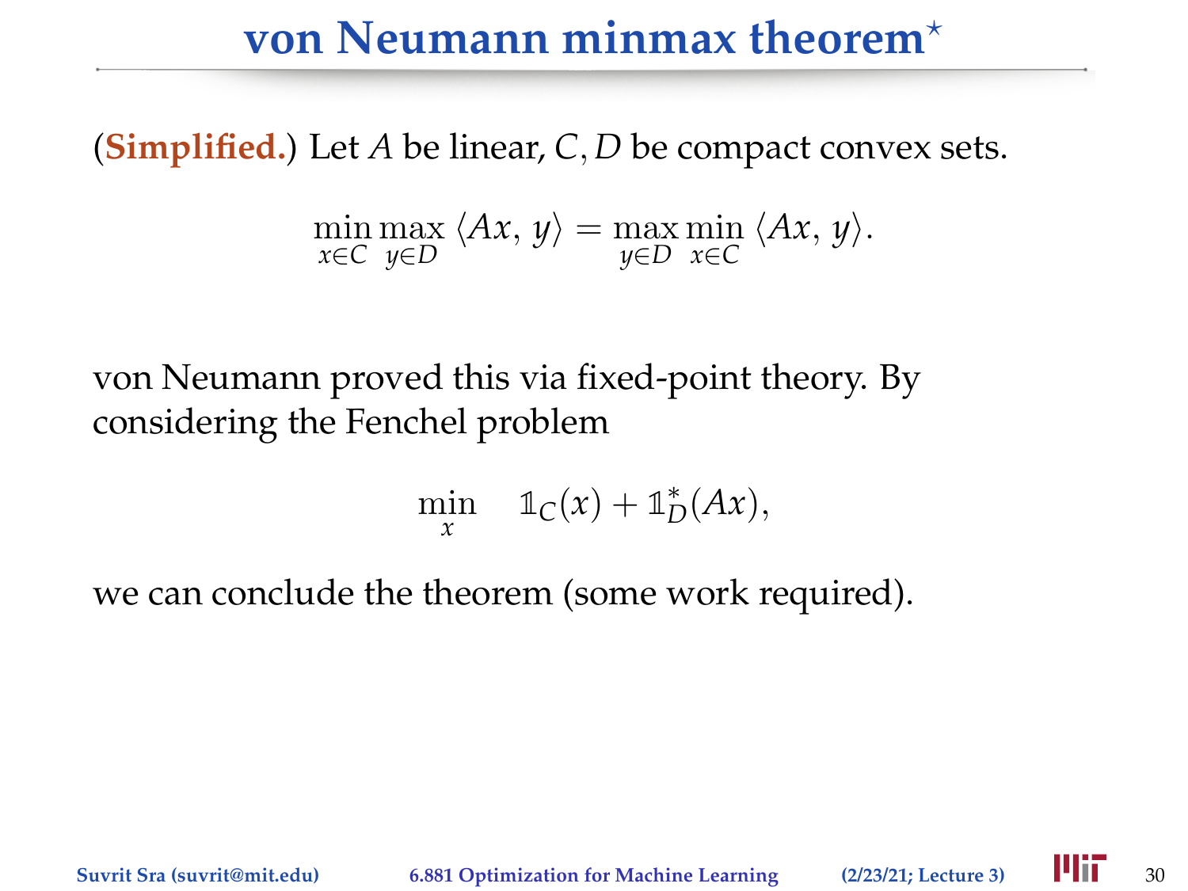# von Neumann minmax theorem*

(**Simplified.**) Let $A$ be linear, $C, D$ be compact convex sets.

$$\min_{x \in C} \max_{y \in D} \langle Ax, y \rangle = \max_{y \in D} \min_{x \in C} \langle Ax, y \rangle.$$

von Neumann proved this via fixed-point theory. By considering the Fenchel problem

$$\min_{x} \quad \mathbb{1}_C(x) + \mathbb{1}_D^*(Ax),$$

we can conclude the theorem (some work required).